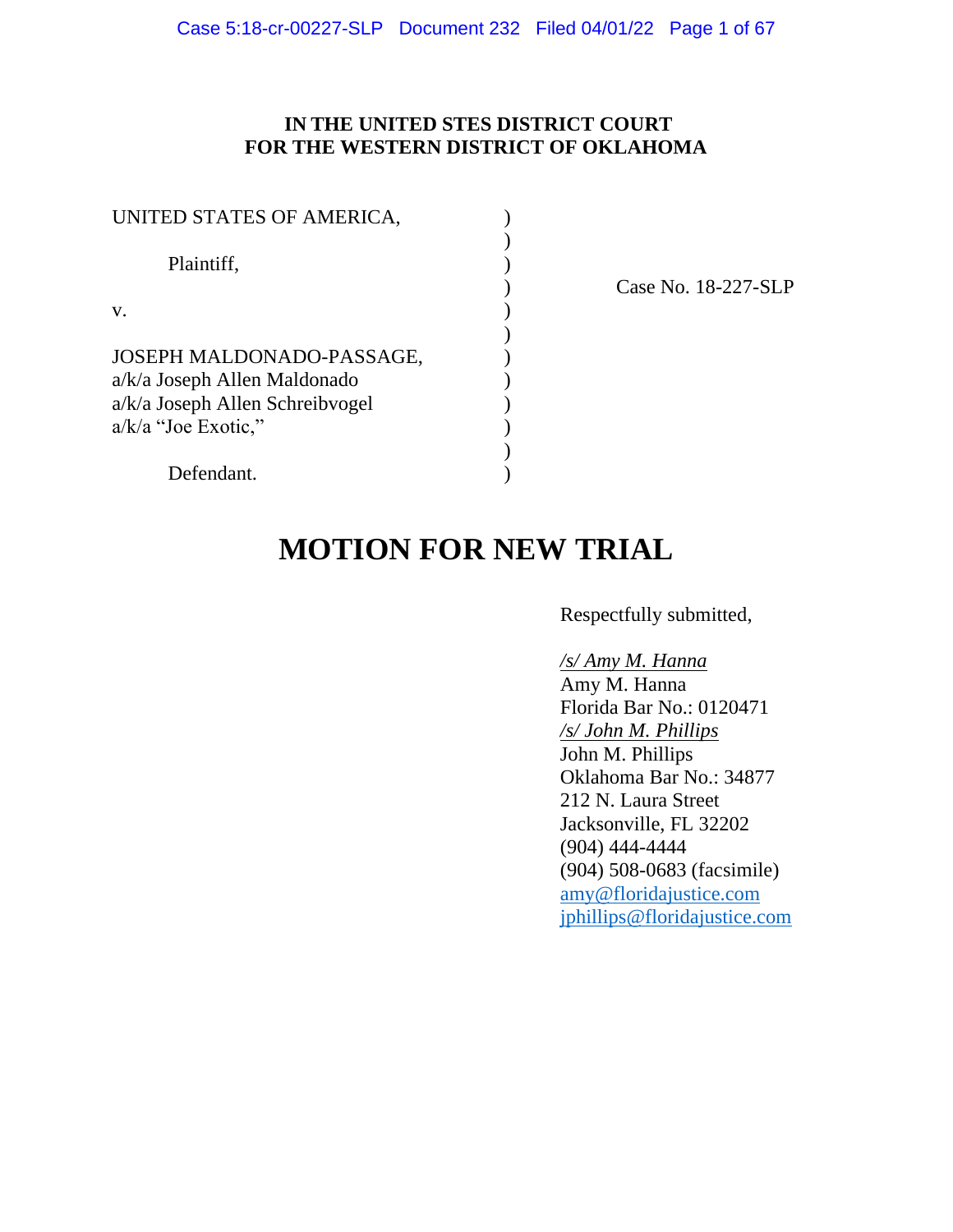**IN THE UNITED STES DISTRICT COURT**
**FOR THE WESTERN DISTRICT OF OKLAHOMA**

UNITED STATES OF AMERICA,

Plaintiff,

v.

JOSEPH MALDONADO-PASSAGE,
a/k/a Joseph Allen Maldonado
a/k/a Joseph Allen Schreibvogel
a/k/a "Joe Exotic,"

Defendant.

Case No. 18-227-SLP

# MOTION FOR NEW TRIAL

Respectfully submitted,

*/s/ Amy M. Hanna*
Amy M. Hanna
Florida Bar No.: 0120471
*/s/ John M. Phillips*
John M. Phillips
Oklahoma Bar No.: 34877
212 N. Laura Street
Jacksonville, FL 32202
(904) 444-4444
(904) 508-0683 (facsimile)
amy@floridajustice.com
jphillips@floridajustice.com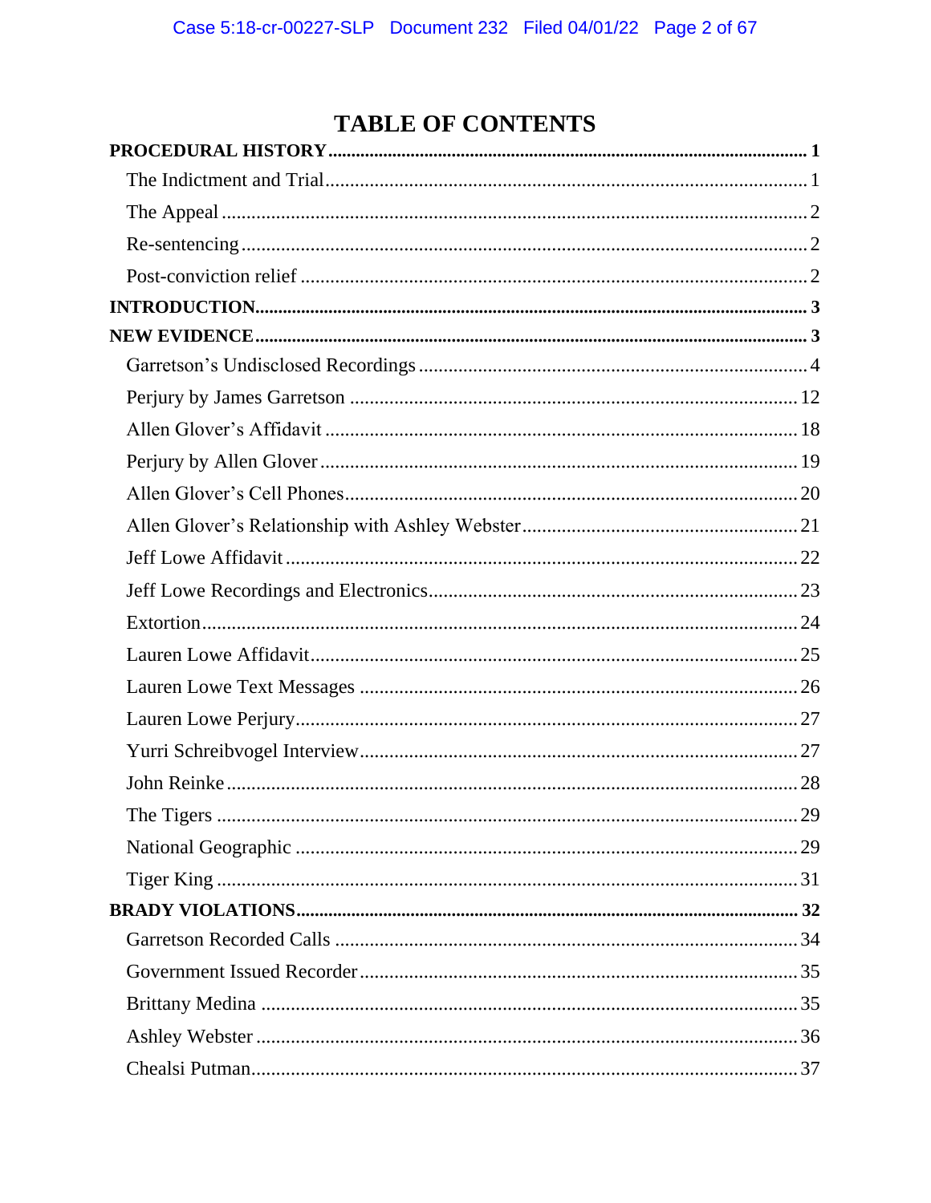# TABLE OF CONTENTS

**PROCEDURAL HISTORY** ..... **1**

- The Indictment and Trial ..... 1
- The Appeal ..... 2
- Re-sentencing ..... 2
- Post-conviction relief ..... 2

**INTRODUCTION** ..... **3**

**NEW EVIDENCE** ..... **3**

- Garretson's Undisclosed Recordings ..... 4
- Perjury by James Garretson ..... 12
- Allen Glover's Affidavit ..... 18
- Perjury by Allen Glover ..... 19
- Allen Glover's Cell Phones ..... 20
- Allen Glover's Relationship with Ashley Webster ..... 21
- Jeff Lowe Affidavit ..... 22
- Jeff Lowe Recordings and Electronics ..... 23
- Extortion ..... 24
- Lauren Lowe Affidavit ..... 25
- Lauren Lowe Text Messages ..... 26
- Lauren Lowe Perjury ..... 27
- Yurri Schreibvogel Interview ..... 27
- John Reinke ..... 28
- The Tigers ..... 29
- National Geographic ..... 29
- Tiger King ..... 31

**BRADY VIOLATIONS** ..... **32**

- Garretson Recorded Calls ..... 34
- Government Issued Recorder ..... 35
- Brittany Medina ..... 35
- Ashley Webster ..... 36
- Chealsi Putman ..... 37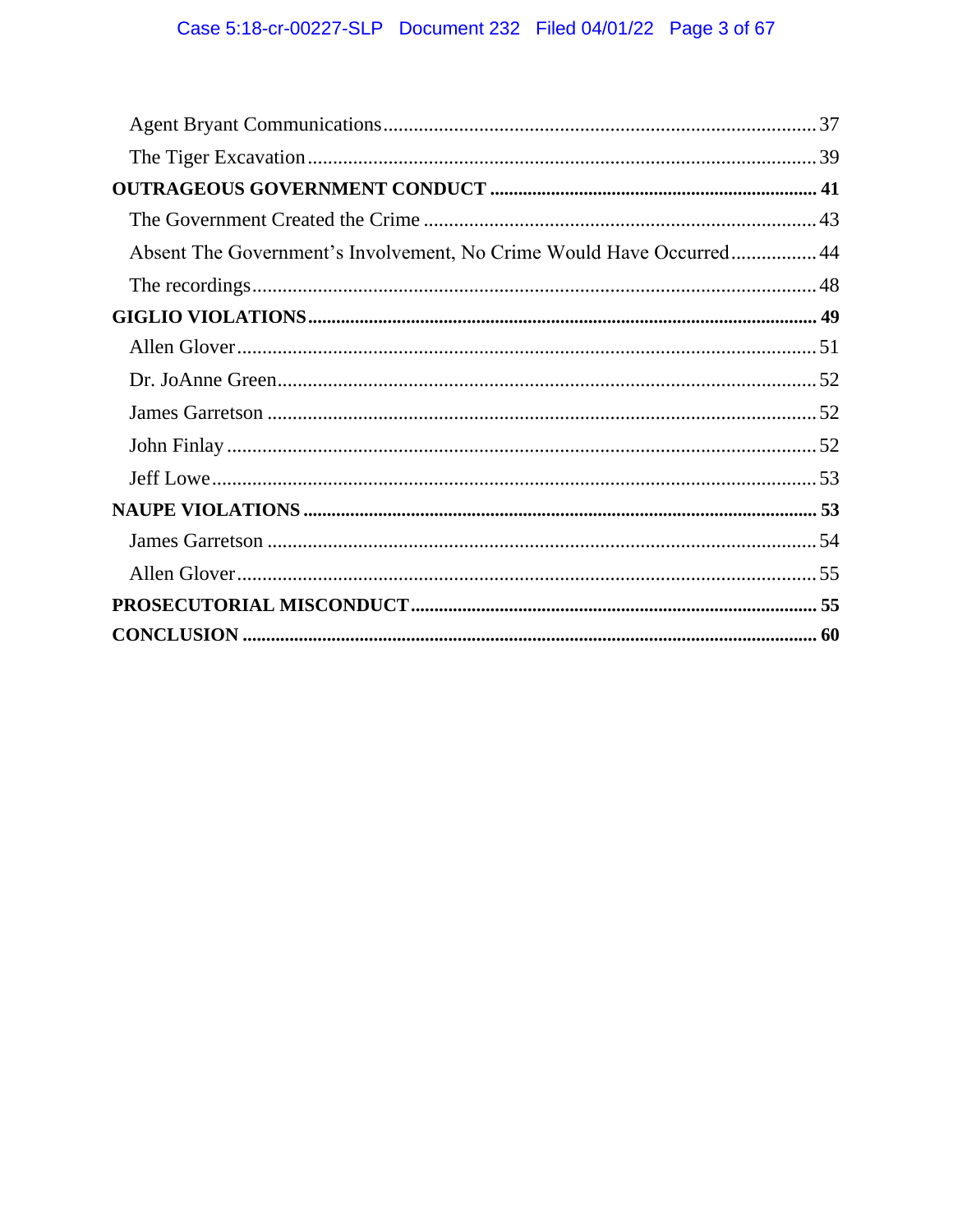Agent Bryant Communications ........ 37

The Tiger Excavation ........ 39

**OUTRAGEOUS GOVERNMENT CONDUCT ........ 41**

The Government Created the Crime ........ 43

Absent The Government's Involvement, No Crime Would Have Occurred ........ 44

The recordings ........ 48

**GIGLIO VIOLATIONS ........ 49**

Allen Glover ........ 51

Dr. JoAnne Green ........ 52

James Garretson ........ 52

John Finlay ........ 52

Jeff Lowe ........ 53

**NAUPE VIOLATIONS ........ 53**

James Garretson ........ 54

Allen Glover ........ 55

**PROSECUTORIAL MISCONDUCT ........ 55**

**CONCLUSION ........ 60**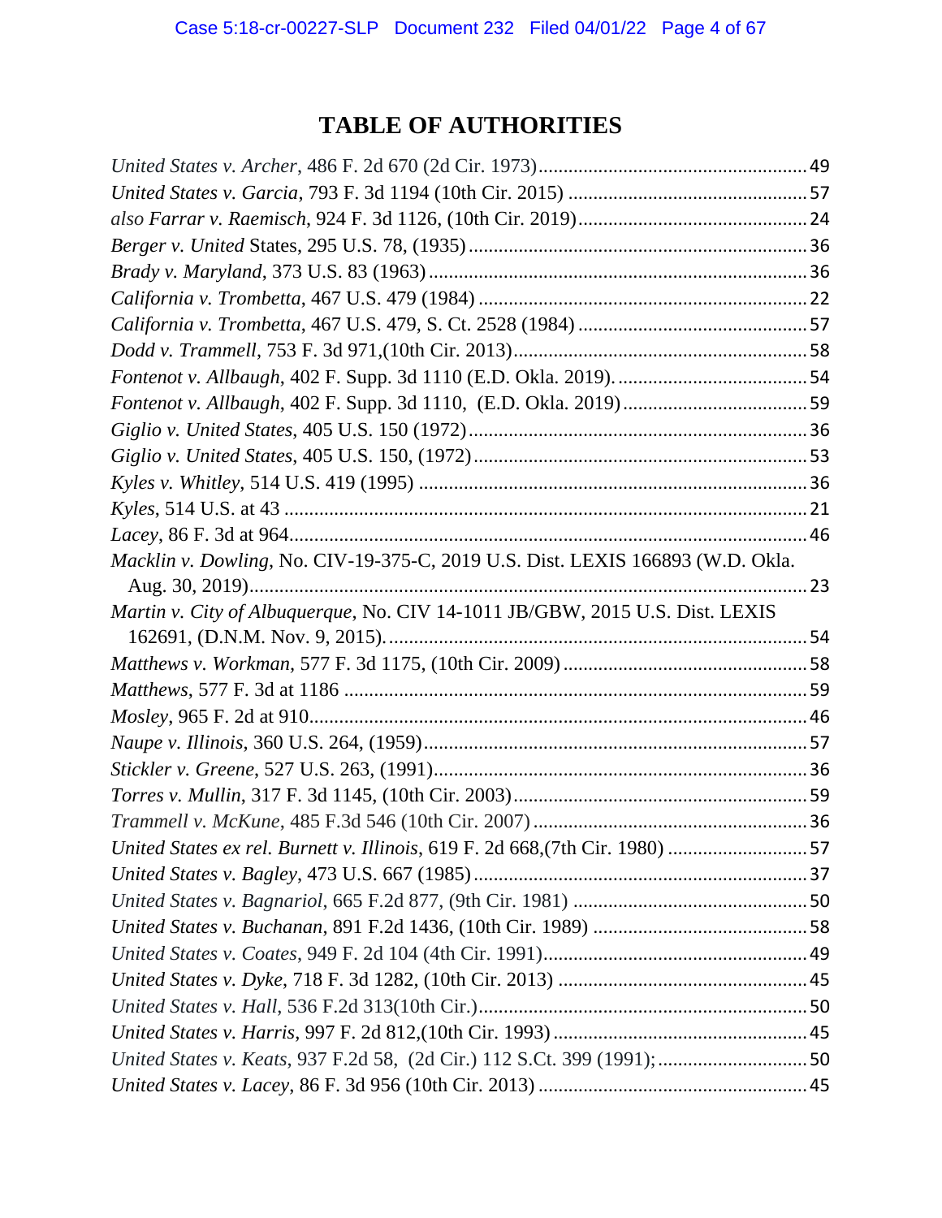# TABLE OF AUTHORITIES

*United States v. Archer*, 486 F. 2d 670 (2d Cir. 1973).....................................................49

*United States v. Garcia*, 793 F. 3d 1194 (10th Cir. 2015) ...............................................57

*also Farrar v. Raemisch*, 924 F. 3d 1126, (10th Cir. 2019).............................................24

*Berger v. United* States, 295 U.S. 78, (1935)....................................................................36

*Brady v. Maryland*, 373 U.S. 83 (1963)...........................................................................36

*California v. Trombetta*, 467 U.S. 479 (1984) ..................................................................22

*California v. Trombetta*, 467 U.S. 479, S. Ct. 2528 (1984) ..............................................57

*Dodd v. Trammell*, 753 F. 3d 971,(10th Cir. 2013)..........................................................58

*Fontenot v. Allbaugh*, 402 F. Supp. 3d 1110 (E.D. Okla. 2019).......................................54

*Fontenot v. Allbaugh*, 402 F. Supp. 3d 1110, (E.D. Okla. 2019).....................................59

*Giglio v. United States*, 405 U.S. 150 (1972)...................................................................36

*Giglio v. United States*, 405 U.S. 150, (1972)..................................................................53

*Kyles v. Whitley*, 514 U.S. 419 (1995) .............................................................................36

*Kyles*, 514 U.S. at 43 .........................................................................................................21

*Lacey*, 86 F. 3d at 964........................................................................................................46

*Macklin v. Dowling*, No. CIV-19-375-C, 2019 U.S. Dist. LEXIS 166893 (W.D. Okla. Aug. 30, 2019)................................................................................................................23

*Martin v. City of Albuquerque*, No. CIV 14-1011 JB/GBW, 2015 U.S. Dist. LEXIS 162691, (D.N.M. Nov. 9, 2015)...................................................................................54

*Matthews v. Workman*, 577 F. 3d 1175, (10th Cir. 2009).................................................58

*Matthews*, 577 F. 3d at 1186 .............................................................................................59

*Mosley*, 965 F. 2d at 910....................................................................................................46

*Naupe v. Illinois*, 360 U.S. 264, (1959)............................................................................57

*Stickler v. Greene*, 527 U.S. 263, (1991)..........................................................................36

*Torres v. Mullin*, 317 F. 3d 1145, (10th Cir. 2003)...........................................................59

*Trammell v. McKune*, 485 F.3d 546 (10th Cir. 2007).......................................................36

*United States ex rel. Burnett v. Illinois*, 619 F. 2d 668,(7th Cir. 1980) ............................57

*United States v. Bagley*, 473 U.S. 667 (1985)...................................................................37

*United States v. Bagnariol*, 665 F.2d 877, (9th Cir. 1981) ...............................................50

*United States v. Buchanan*, 891 F.2d 1436, (10th Cir. 1989) ...........................................58

*United States v. Coates*, 949 F. 2d 104 (4th Cir. 1991).....................................................49

*United States v. Dyke*, 718 F. 3d 1282, (10th Cir. 2013) .................................................45

*United States v. Hall*, 536 F.2d 313(10th Cir.)..................................................................50

*United States v. Harris*, 997 F. 2d 812,(10th Cir. 1993)...................................................45

*United States v. Keats*, 937 F.2d 58, (2d Cir.) 112 S.Ct. 399 (1991);..............................50

*United States v. Lacey*, 86 F. 3d 956 (10th Cir. 2013)......................................................45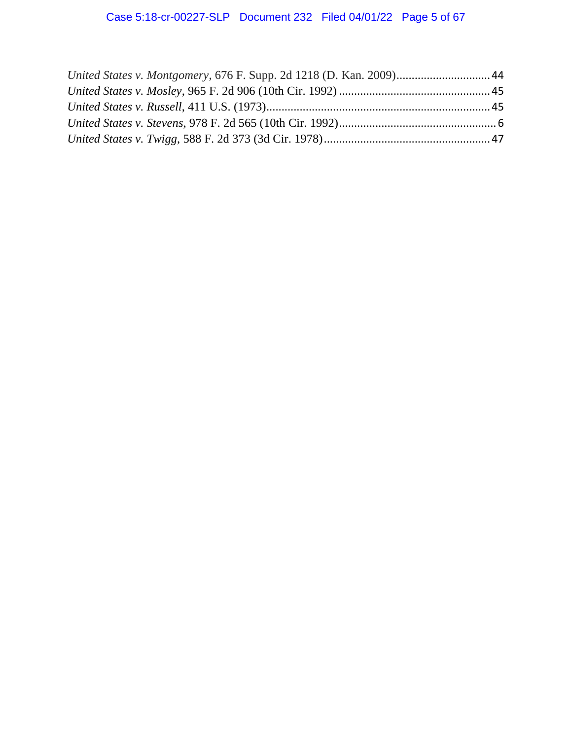*United States v. Montgomery*, 676 F. Supp. 2d 1218 (D. Kan. 2009)............................... 44
*United States v. Mosley*, 965 F. 2d 906 (10th Cir. 1992) .................................................. 45
*United States v. Russell*, 411 U.S. (1973)......................................................................... 45
*United States v. Stevens*, 978 F. 2d 565 (10th Cir. 1992)..................................................... 6
*United States v. Twigg*, 588 F. 2d 373 (3d Cir. 1978)....................................................... 47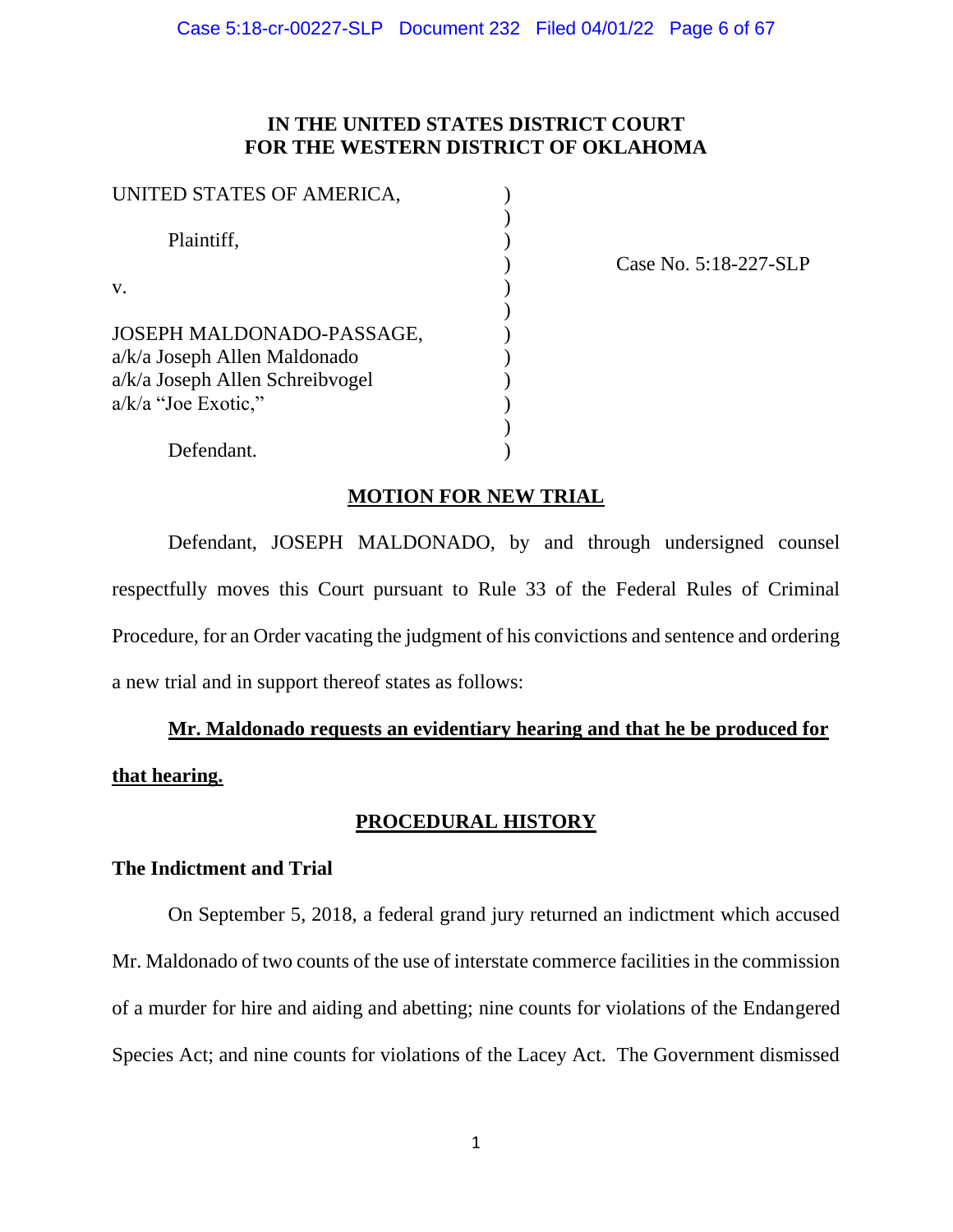# IN THE UNITED STATES DISTRICT COURT FOR THE WESTERN DISTRICT OF OKLAHOMA

| | |
|---|---|
| UNITED STATES OF AMERICA, | |
| Plaintiff, | |
| v. | Case No. 5:18-227-SLP |
| JOSEPH MALDONADO-PASSAGE, a/k/a Joseph Allen Maldonado a/k/a Joseph Allen Schreibvogel a/k/a "Joe Exotic," | |
| Defendant. | |

## MOTION FOR NEW TRIAL

Defendant, JOSEPH MALDONADO, by and through undersigned counsel respectfully moves this Court pursuant to Rule 33 of the Federal Rules of Criminal Procedure, for an Order vacating the judgment of his convictions and sentence and ordering a new trial and in support thereof states as follows:

**Mr. Maldonado requests an evidentiary hearing and that he be produced for that hearing.**

## PROCEDURAL HISTORY

### The Indictment and Trial

On September 5, 2018, a federal grand jury returned an indictment which accused Mr. Maldonado of two counts of the use of interstate commerce facilities in the commission of a murder for hire and aiding and abetting; nine counts for violations of the Endangered Species Act; and nine counts for violations of the Lacey Act. The Government dismissed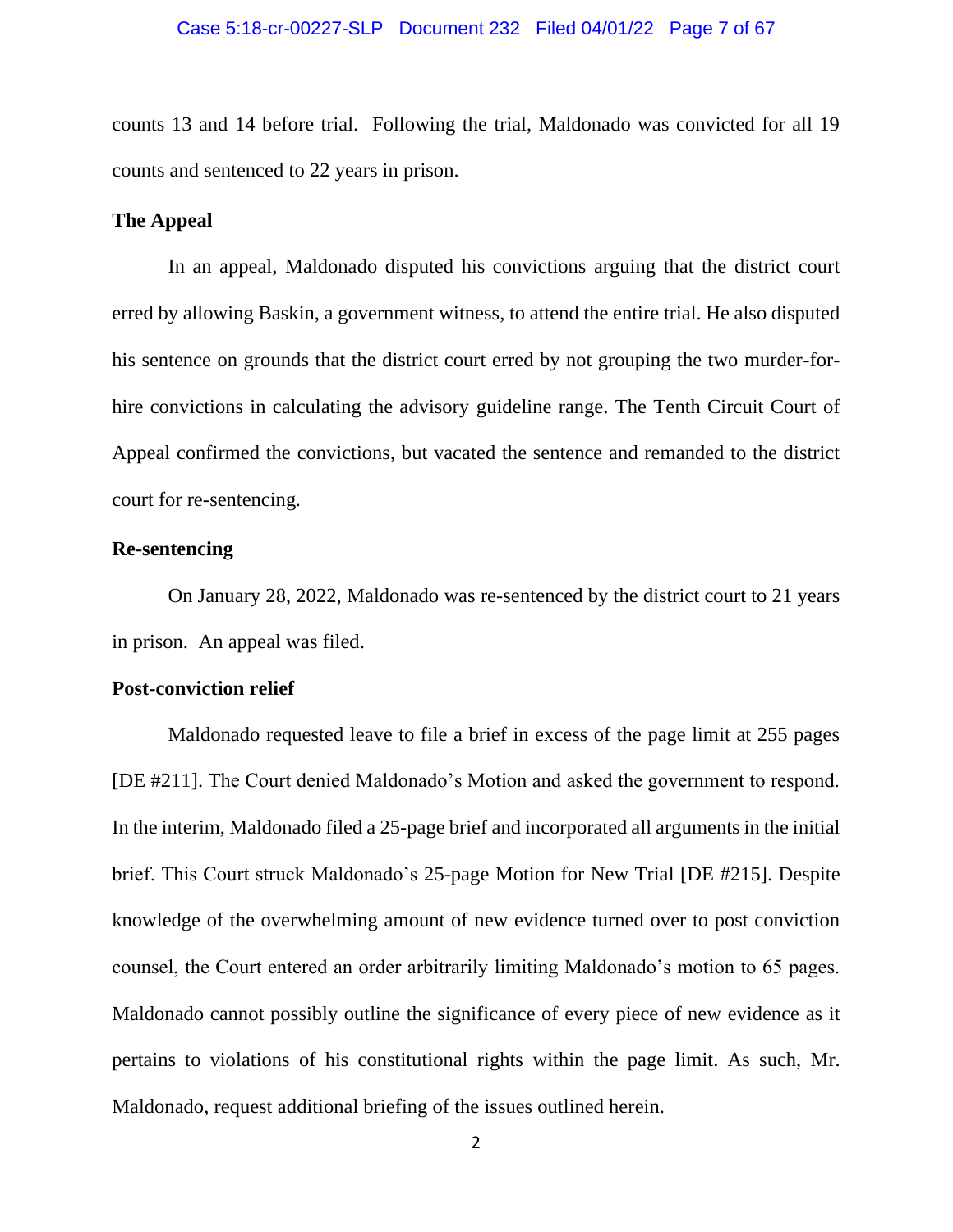counts 13 and 14 before trial. Following the trial, Maldonado was convicted for all 19 counts and sentenced to 22 years in prison.

**The Appeal**

In an appeal, Maldonado disputed his convictions arguing that the district court erred by allowing Baskin, a government witness, to attend the entire trial. He also disputed his sentence on grounds that the district court erred by not grouping the two murder-for-hire convictions in calculating the advisory guideline range. The Tenth Circuit Court of Appeal confirmed the convictions, but vacated the sentence and remanded to the district court for re-sentencing.

**Re-sentencing**

On January 28, 2022, Maldonado was re-sentenced by the district court to 21 years in prison. An appeal was filed.

**Post-conviction relief**

Maldonado requested leave to file a brief in excess of the page limit at 255 pages [DE #211]. The Court denied Maldonado's Motion and asked the government to respond. In the interim, Maldonado filed a 25-page brief and incorporated all arguments in the initial brief. This Court struck Maldonado's 25-page Motion for New Trial [DE #215]. Despite knowledge of the overwhelming amount of new evidence turned over to post conviction counsel, the Court entered an order arbitrarily limiting Maldonado's motion to 65 pages. Maldonado cannot possibly outline the significance of every piece of new evidence as it pertains to violations of his constitutional rights within the page limit. As such, Mr. Maldonado, request additional briefing of the issues outlined herein.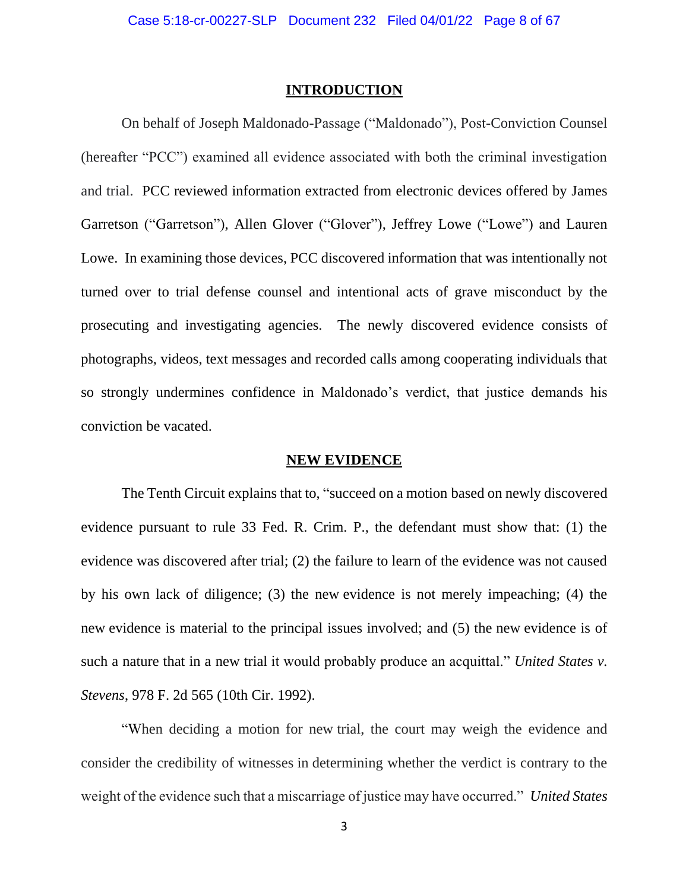## INTRODUCTION

On behalf of Joseph Maldonado-Passage ("Maldonado"), Post-Conviction Counsel (hereafter "PCC") examined all evidence associated with both the criminal investigation and trial. PCC reviewed information extracted from electronic devices offered by James Garretson ("Garretson"), Allen Glover ("Glover"), Jeffrey Lowe ("Lowe") and Lauren Lowe. In examining those devices, PCC discovered information that was intentionally not turned over to trial defense counsel and intentional acts of grave misconduct by the prosecuting and investigating agencies. The newly discovered evidence consists of photographs, videos, text messages and recorded calls among cooperating individuals that so strongly undermines confidence in Maldonado's verdict, that justice demands his conviction be vacated.

## NEW EVIDENCE

The Tenth Circuit explains that to, "succeed on a motion based on newly discovered evidence pursuant to rule 33 Fed. R. Crim. P., the defendant must show that: (1) the evidence was discovered after trial; (2) the failure to learn of the evidence was not caused by his own lack of diligence; (3) the new evidence is not merely impeaching; (4) the new evidence is material to the principal issues involved; and (5) the new evidence is of such a nature that in a new trial it would probably produce an acquittal." *United States v. Stevens*, 978 F. 2d 565 (10th Cir. 1992).

"When deciding a motion for new trial, the court may weigh the evidence and consider the credibility of witnesses in determining whether the verdict is contrary to the weight of the evidence such that a miscarriage of justice may have occurred." *United States*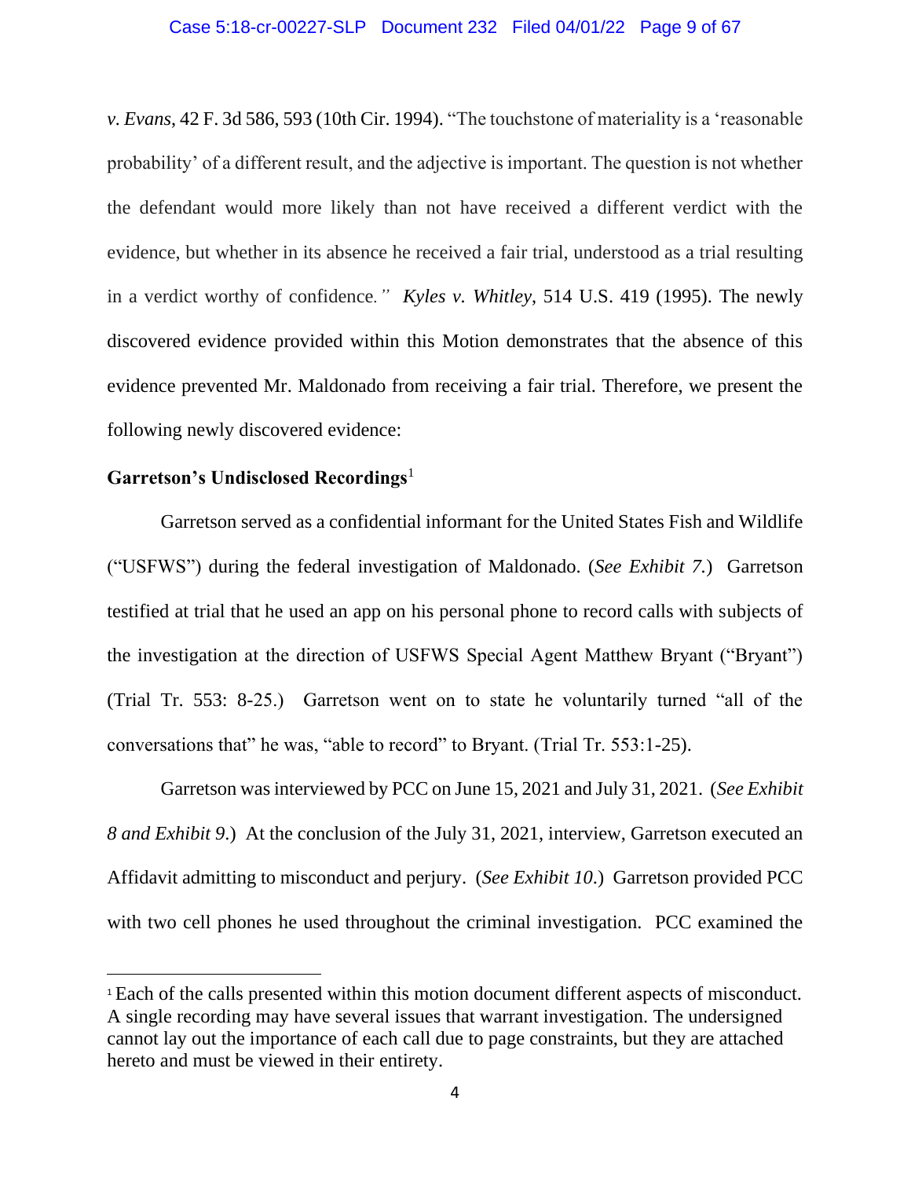*v. Evans*, 42 F. 3d 586, 593 (10th Cir. 1994). "The touchstone of materiality is a 'reasonable probability' of a different result, and the adjective is important. The question is not whether the defendant would more likely than not have received a different verdict with the evidence, but whether in its absence he received a fair trial, understood as a trial resulting in a verdict worthy of confidence." *Kyles v. Whitley*, 514 U.S. 419 (1995). The newly discovered evidence provided within this Motion demonstrates that the absence of this evidence prevented Mr. Maldonado from receiving a fair trial. Therefore, we present the following newly discovered evidence:

**Garretson's Undisclosed Recordings**[1]

Garretson served as a confidential informant for the United States Fish and Wildlife ("USFWS") during the federal investigation of Maldonado. (*See Exhibit 7.*) Garretson testified at trial that he used an app on his personal phone to record calls with subjects of the investigation at the direction of USFWS Special Agent Matthew Bryant ("Bryant") (Trial Tr. 553: 8-25.) Garretson went on to state he voluntarily turned "all of the conversations that" he was, "able to record" to Bryant. (Trial Tr. 553:1-25).

Garretson was interviewed by PCC on June 15, 2021 and July 31, 2021. (*See Exhibit 8 and Exhibit 9.*) At the conclusion of the July 31, 2021, interview, Garretson executed an Affidavit admitting to misconduct and perjury. (*See Exhibit 10.*) Garretson provided PCC with two cell phones he used throughout the criminal investigation. PCC examined the

[1] Each of the calls presented within this motion document different aspects of misconduct. A single recording may have several issues that warrant investigation. The undersigned cannot lay out the importance of each call due to page constraints, but they are attached hereto and must be viewed in their entirety.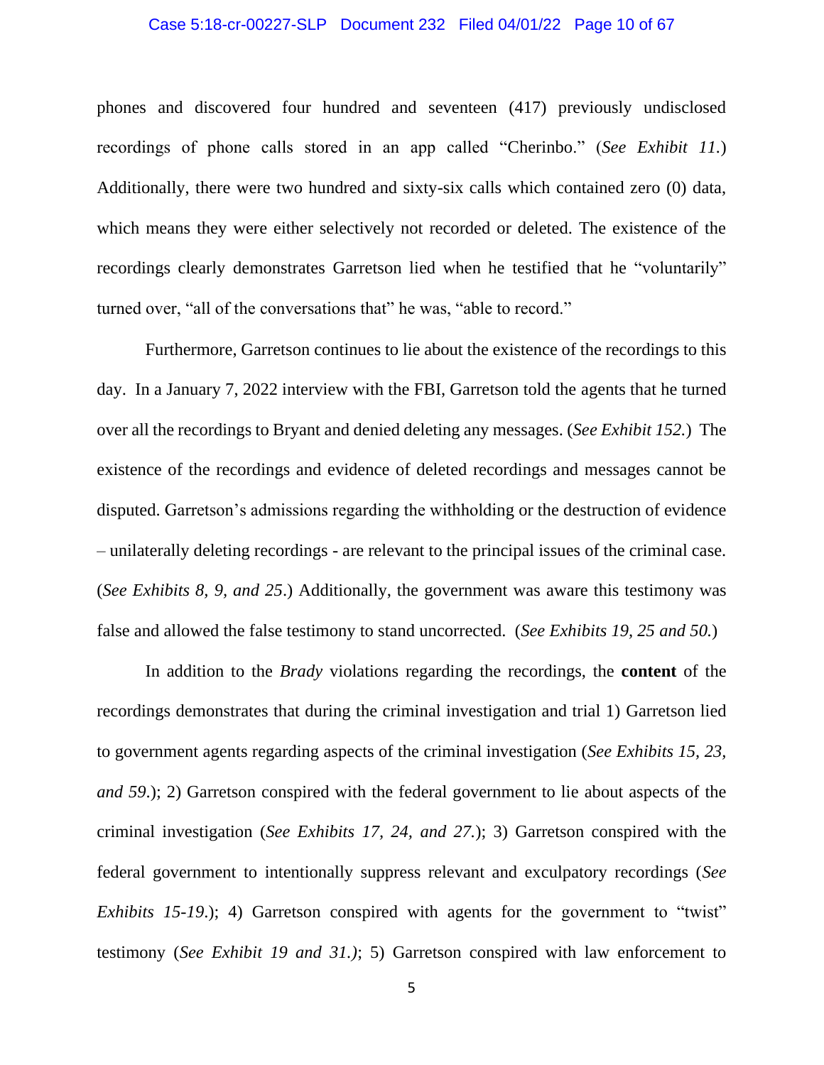phones and discovered four hundred and seventeen (417) previously undisclosed recordings of phone calls stored in an app called "Cherinbo." (*See Exhibit 11.*) Additionally, there were two hundred and sixty-six calls which contained zero (0) data, which means they were either selectively not recorded or deleted. The existence of the recordings clearly demonstrates Garretson lied when he testified that he "voluntarily" turned over, "all of the conversations that" he was, "able to record."

Furthermore, Garretson continues to lie about the existence of the recordings to this day. In a January 7, 2022 interview with the FBI, Garretson told the agents that he turned over all the recordings to Bryant and denied deleting any messages. (*See Exhibit 152.*) The existence of the recordings and evidence of deleted recordings and messages cannot be disputed. Garretson's admissions regarding the withholding or the destruction of evidence – unilaterally deleting recordings - are relevant to the principal issues of the criminal case. (*See Exhibits 8, 9, and 25.*) Additionally, the government was aware this testimony was false and allowed the false testimony to stand uncorrected. (*See Exhibits 19, 25 and 50.*)

In addition to the *Brady* violations regarding the recordings, the **content** of the recordings demonstrates that during the criminal investigation and trial 1) Garretson lied to government agents regarding aspects of the criminal investigation (*See Exhibits 15, 23, and 59.*); 2) Garretson conspired with the federal government to lie about aspects of the criminal investigation (*See Exhibits 17, 24, and 27.*); 3) Garretson conspired with the federal government to intentionally suppress relevant and exculpatory recordings (*See Exhibits 15-19.*); 4) Garretson conspired with agents for the government to "twist" testimony (*See Exhibit 19 and 31.)*; 5) Garretson conspired with law enforcement to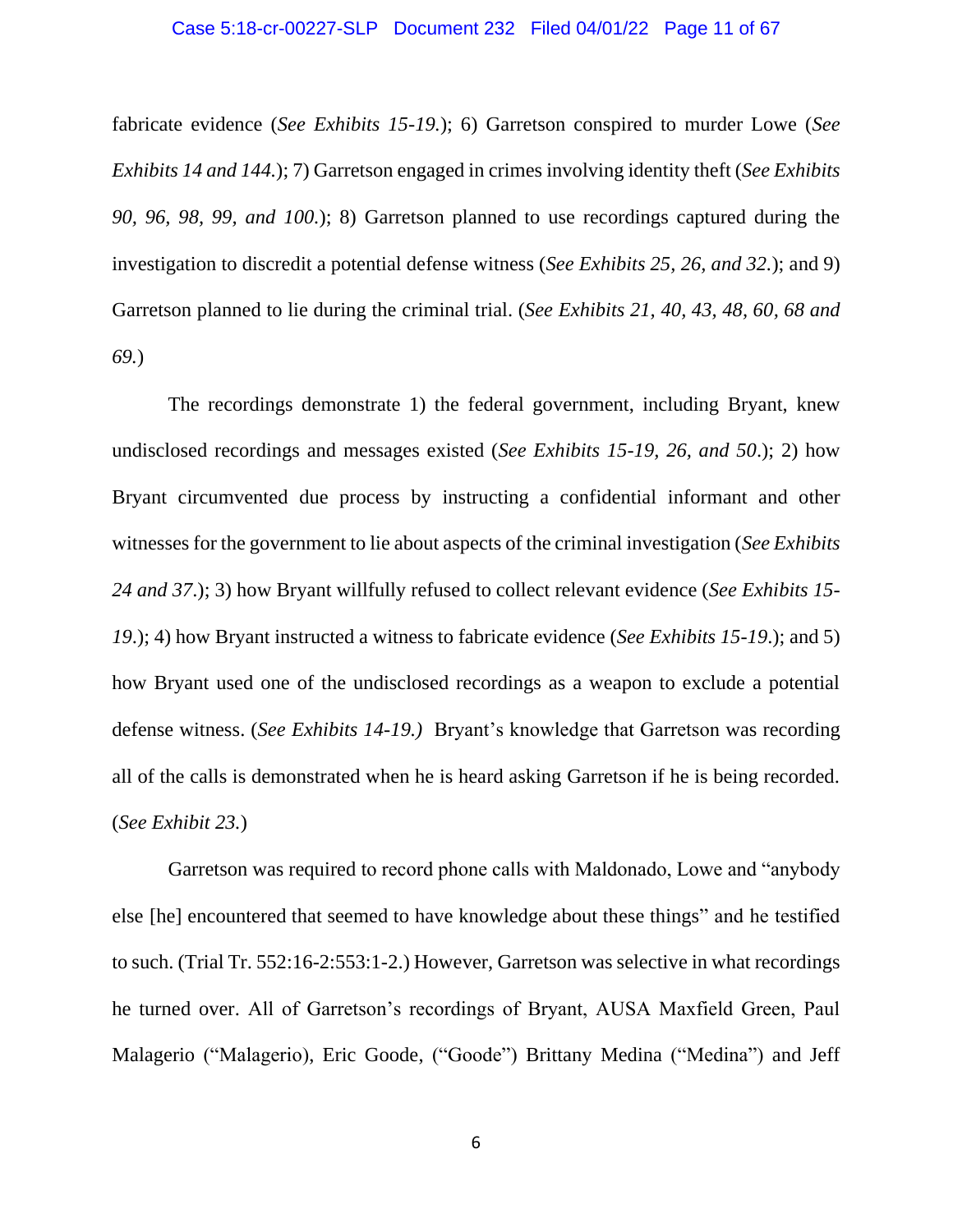fabricate evidence (*See Exhibits 15-19.*); 6) Garretson conspired to murder Lowe (*See Exhibits 14 and 144.*); 7) Garretson engaged in crimes involving identity theft (*See Exhibits 90, 96, 98, 99, and 100.*); 8) Garretson planned to use recordings captured during the investigation to discredit a potential defense witness (*See Exhibits 25, 26, and 32.*); and 9) Garretson planned to lie during the criminal trial. (*See Exhibits 21, 40, 43, 48, 60, 68 and 69.*)

The recordings demonstrate 1) the federal government, including Bryant, knew undisclosed recordings and messages existed (*See Exhibits 15-19, 26, and 50*.); 2) how Bryant circumvented due process by instructing a confidential informant and other witnesses for the government to lie about aspects of the criminal investigation (*See Exhibits 24 and 37*.); 3) how Bryant willfully refused to collect relevant evidence (*See Exhibits 15-19.*); 4) how Bryant instructed a witness to fabricate evidence (*See Exhibits 15-19.*); and 5) how Bryant used one of the undisclosed recordings as a weapon to exclude a potential defense witness. (*See Exhibits 14-19.)* Bryant's knowledge that Garretson was recording all of the calls is demonstrated when he is heard asking Garretson if he is being recorded. (*See Exhibit 23.*)

Garretson was required to record phone calls with Maldonado, Lowe and "anybody else [he] encountered that seemed to have knowledge about these things" and he testified to such. (Trial Tr. 552:16-2:553:1-2.) However, Garretson was selective in what recordings he turned over. All of Garretson's recordings of Bryant, AUSA Maxfield Green, Paul Malagerio ("Malagerio), Eric Goode, ("Goode") Brittany Medina ("Medina") and Jeff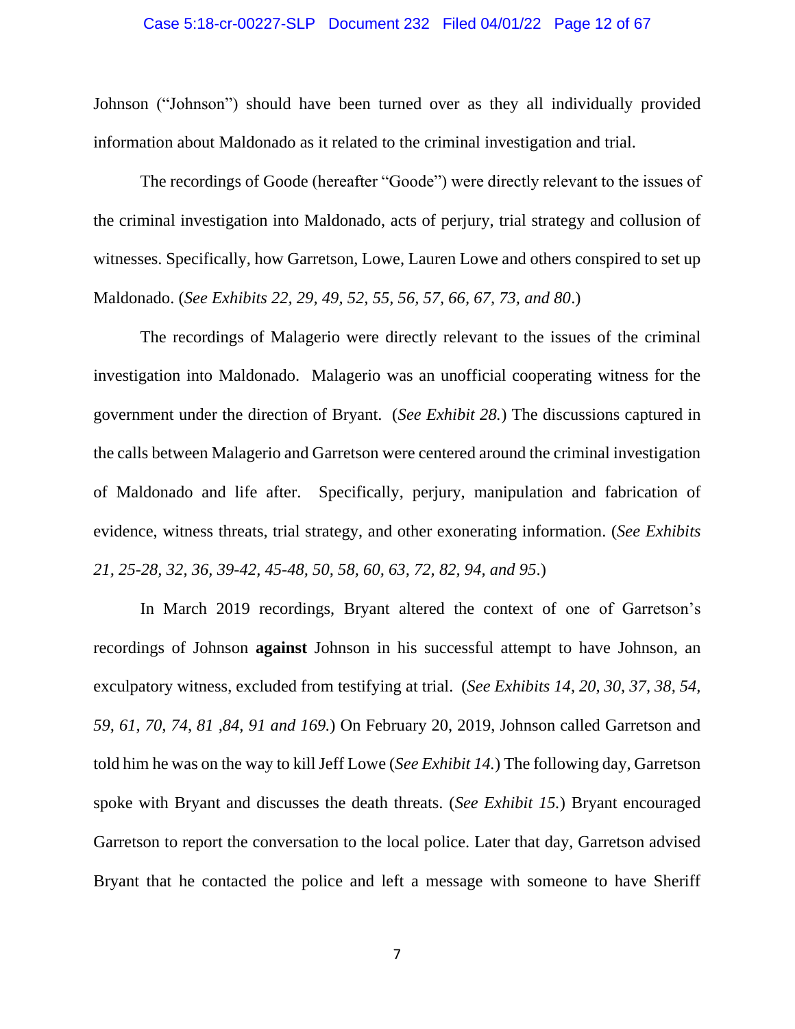Johnson ("Johnson") should have been turned over as they all individually provided information about Maldonado as it related to the criminal investigation and trial.

The recordings of Goode (hereafter "Goode") were directly relevant to the issues of the criminal investigation into Maldonado, acts of perjury, trial strategy and collusion of witnesses. Specifically, how Garretson, Lowe, Lauren Lowe and others conspired to set up Maldonado. (*See Exhibits 22, 29, 49, 52, 55, 56, 57, 66, 67, 73, and 80*.)

The recordings of Malagerio were directly relevant to the issues of the criminal investigation into Maldonado. Malagerio was an unofficial cooperating witness for the government under the direction of Bryant. (*See Exhibit 28.*) The discussions captured in the calls between Malagerio and Garretson were centered around the criminal investigation of Maldonado and life after. Specifically, perjury, manipulation and fabrication of evidence, witness threats, trial strategy, and other exonerating information. (*See Exhibits 21, 25-28, 32, 36, 39-42, 45-48, 50, 58, 60, 63, 72, 82, 94, and 95*.)

In March 2019 recordings, Bryant altered the context of one of Garretson's recordings of Johnson **against** Johnson in his successful attempt to have Johnson, an exculpatory witness, excluded from testifying at trial. (*See Exhibits 14, 20, 30, 37, 38, 54, 59, 61, 70, 74, 81 ,84, 91 and 169.*) On February 20, 2019, Johnson called Garretson and told him he was on the way to kill Jeff Lowe (*See Exhibit 14.*) The following day, Garretson spoke with Bryant and discusses the death threats. (*See Exhibit 15.*) Bryant encouraged Garretson to report the conversation to the local police. Later that day, Garretson advised Bryant that he contacted the police and left a message with someone to have Sheriff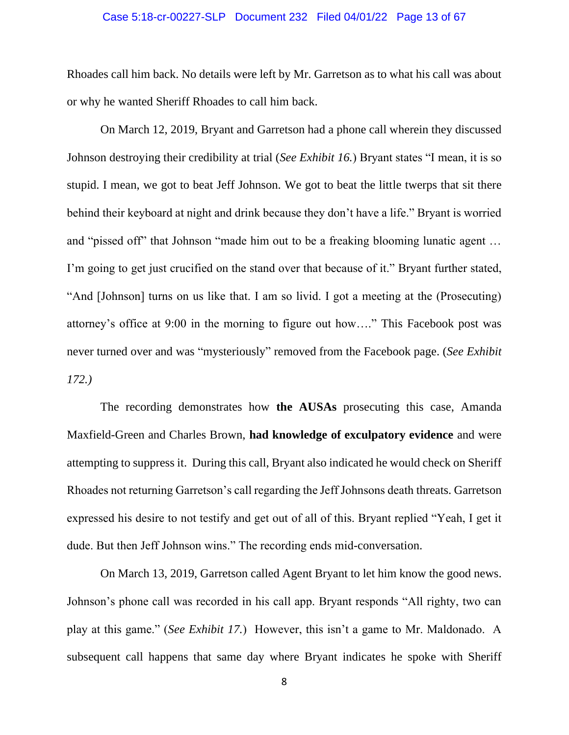Rhoades call him back. No details were left by Mr. Garretson as to what his call was about or why he wanted Sheriff Rhoades to call him back.

On March 12, 2019, Bryant and Garretson had a phone call wherein they discussed Johnson destroying their credibility at trial (*See Exhibit 16.*) Bryant states "I mean, it is so stupid. I mean, we got to beat Jeff Johnson. We got to beat the little twerps that sit there behind their keyboard at night and drink because they don't have a life." Bryant is worried and "pissed off" that Johnson "made him out to be a freaking blooming lunatic agent … I'm going to get just crucified on the stand over that because of it." Bryant further stated, "And [Johnson] turns on us like that. I am so livid. I got a meeting at the (Prosecuting) attorney's office at 9:00 in the morning to figure out how…." This Facebook post was never turned over and was "mysteriously" removed from the Facebook page. (*See Exhibit 172.)*

The recording demonstrates how **the AUSAs** prosecuting this case, Amanda Maxfield-Green and Charles Brown, **had knowledge of exculpatory evidence** and were attempting to suppress it. During this call, Bryant also indicated he would check on Sheriff Rhoades not returning Garretson's call regarding the Jeff Johnsons death threats. Garretson expressed his desire to not testify and get out of all of this. Bryant replied "Yeah, I get it dude. But then Jeff Johnson wins." The recording ends mid-conversation.

On March 13, 2019, Garretson called Agent Bryant to let him know the good news. Johnson's phone call was recorded in his call app. Bryant responds "All righty, two can play at this game." (*See Exhibit 17.*) However, this isn't a game to Mr. Maldonado. A subsequent call happens that same day where Bryant indicates he spoke with Sheriff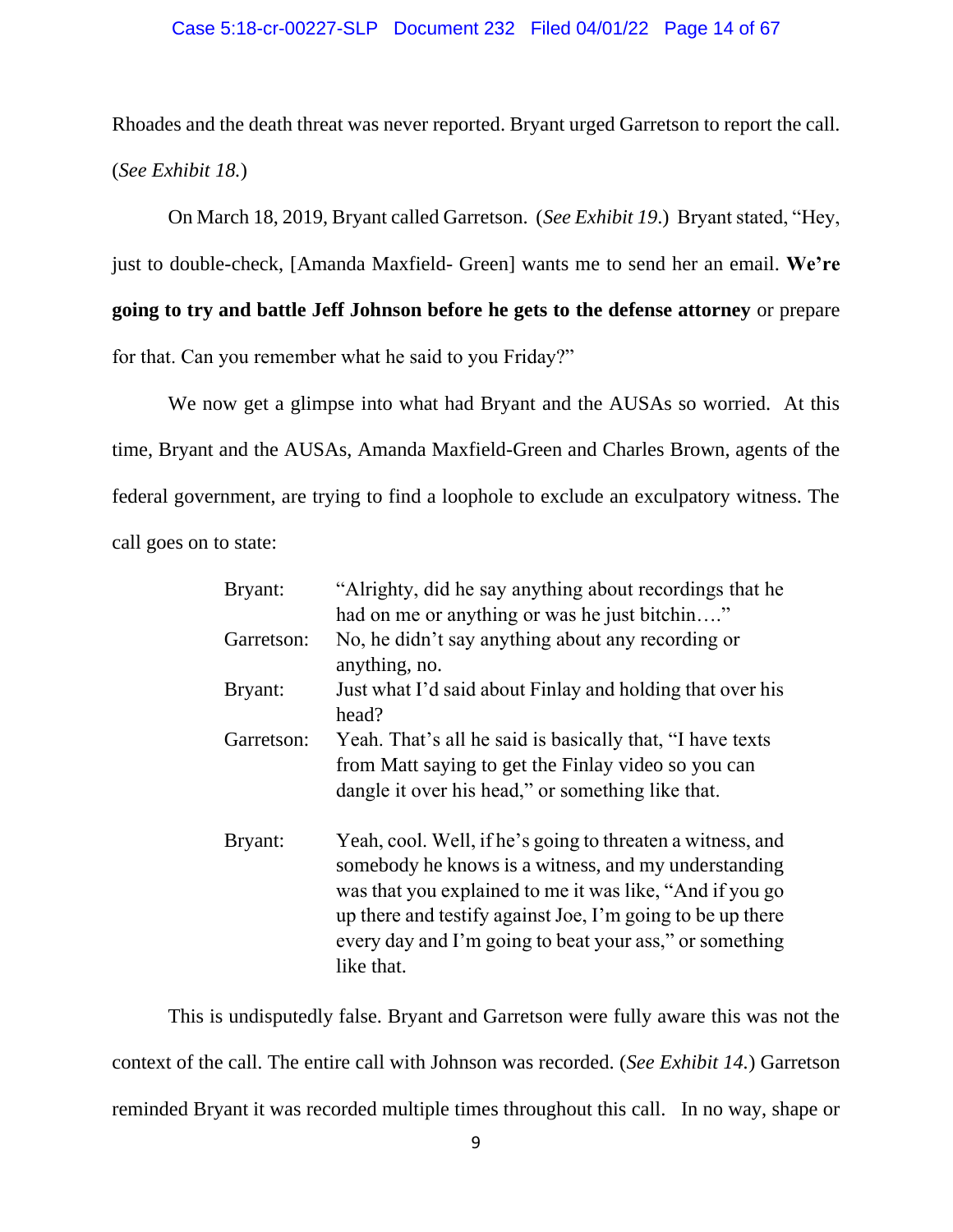Rhoades and the death threat was never reported. Bryant urged Garretson to report the call. (*See Exhibit 18.*)

On March 18, 2019, Bryant called Garretson. (*See Exhibit 19.*) Bryant stated, "Hey, just to double-check, [Amanda Maxfield- Green] wants me to send her an email. **We're going to try and battle Jeff Johnson before he gets to the defense attorney** or prepare for that. Can you remember what he said to you Friday?"

We now get a glimpse into what had Bryant and the AUSAs so worried. At this time, Bryant and the AUSAs, Amanda Maxfield-Green and Charles Brown, agents of the federal government, are trying to find a loophole to exclude an exculpatory witness. The call goes on to state:

> Bryant: "Alrighty, did he say anything about recordings that he had on me or anything or was he just bitchin…."
>
> Garretson: No, he didn't say anything about any recording or anything, no.
>
> Bryant: Just what I'd said about Finlay and holding that over his head?
>
> Garretson: Yeah. That's all he said is basically that, "I have texts from Matt saying to get the Finlay video so you can dangle it over his head," or something like that.
>
> Bryant: Yeah, cool. Well, if he's going to threaten a witness, and somebody he knows is a witness, and my understanding was that you explained to me it was like, "And if you go up there and testify against Joe, I'm going to be up there every day and I'm going to beat your ass," or something like that.

This is undisputedly false. Bryant and Garretson were fully aware this was not the context of the call. The entire call with Johnson was recorded. (*See Exhibit 14.*) Garretson reminded Bryant it was recorded multiple times throughout this call. In no way, shape or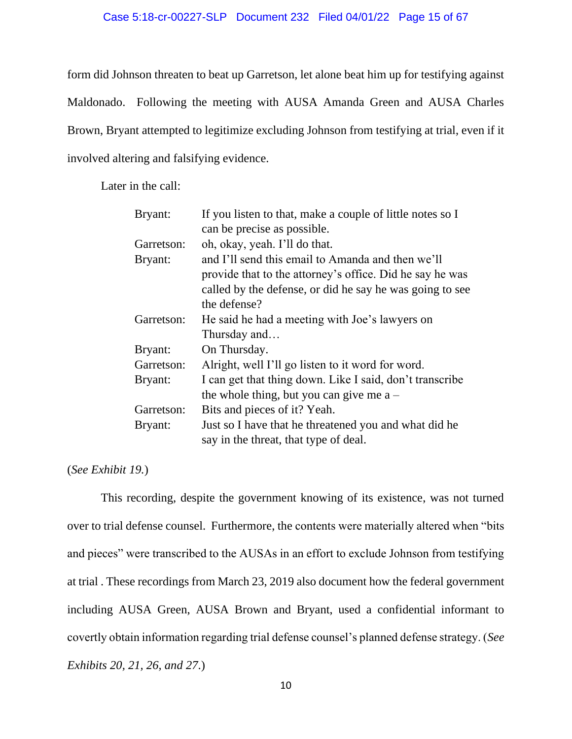form did Johnson threaten to beat up Garretson, let alone beat him up for testifying against Maldonado. Following the meeting with AUSA Amanda Green and AUSA Charles Brown, Bryant attempted to legitimize excluding Johnson from testifying at trial, even if it involved altering and falsifying evidence.

Later in the call:

| | |
|---|---|
| Bryant: | If you listen to that, make a couple of little notes so I can be precise as possible. |
| Garretson: | oh, okay, yeah. I'll do that. |
| Bryant: | and I'll send this email to Amanda and then we'll provide that to the attorney's office. Did he say he was called by the defense, or did he say he was going to see the defense? |
| Garretson: | He said he had a meeting with Joe's lawyers on Thursday and… |
| Bryant: | On Thursday. |
| Garretson: | Alright, well I'll go listen to it word for word. |
| Bryant: | I can get that thing down. Like I said, don't transcribe the whole thing, but you can give me a – |
| Garretson: | Bits and pieces of it? Yeah. |
| Bryant: | Just so I have that he threatened you and what did he say in the threat, that type of deal. |

(*See Exhibit 19.*)

This recording, despite the government knowing of its existence, was not turned over to trial defense counsel. Furthermore, the contents were materially altered when "bits and pieces" were transcribed to the AUSAs in an effort to exclude Johnson from testifying at trial . These recordings from March 23, 2019 also document how the federal government including AUSA Green, AUSA Brown and Bryant, used a confidential informant to covertly obtain information regarding trial defense counsel's planned defense strategy. (*See Exhibits 20, 21, 26, and 27.*)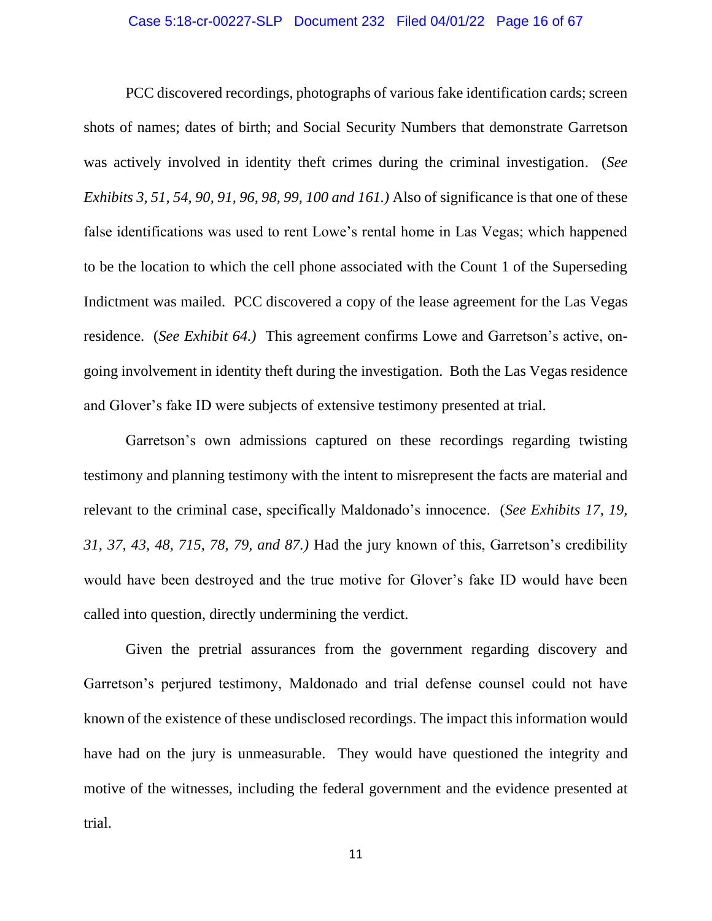PCC discovered recordings, photographs of various fake identification cards; screen shots of names; dates of birth; and Social Security Numbers that demonstrate Garretson was actively involved in identity theft crimes during the criminal investigation. (*See Exhibits 3, 51, 54, 90, 91, 96, 98, 99, 100 and 161.)* Also of significance is that one of these false identifications was used to rent Lowe's rental home in Las Vegas; which happened to be the location to which the cell phone associated with the Count 1 of the Superseding Indictment was mailed. PCC discovered a copy of the lease agreement for the Las Vegas residence. (*See Exhibit 64.)* This agreement confirms Lowe and Garretson's active, on-going involvement in identity theft during the investigation. Both the Las Vegas residence and Glover's fake ID were subjects of extensive testimony presented at trial.

Garretson's own admissions captured on these recordings regarding twisting testimony and planning testimony with the intent to misrepresent the facts are material and relevant to the criminal case, specifically Maldonado's innocence. (*See Exhibits 17, 19, 31, 37, 43, 48, 715, 78, 79, and 87.)* Had the jury known of this, Garretson's credibility would have been destroyed and the true motive for Glover's fake ID would have been called into question, directly undermining the verdict.

Given the pretrial assurances from the government regarding discovery and Garretson's perjured testimony, Maldonado and trial defense counsel could not have known of the existence of these undisclosed recordings. The impact this information would have had on the jury is unmeasurable. They would have questioned the integrity and motive of the witnesses, including the federal government and the evidence presented at trial.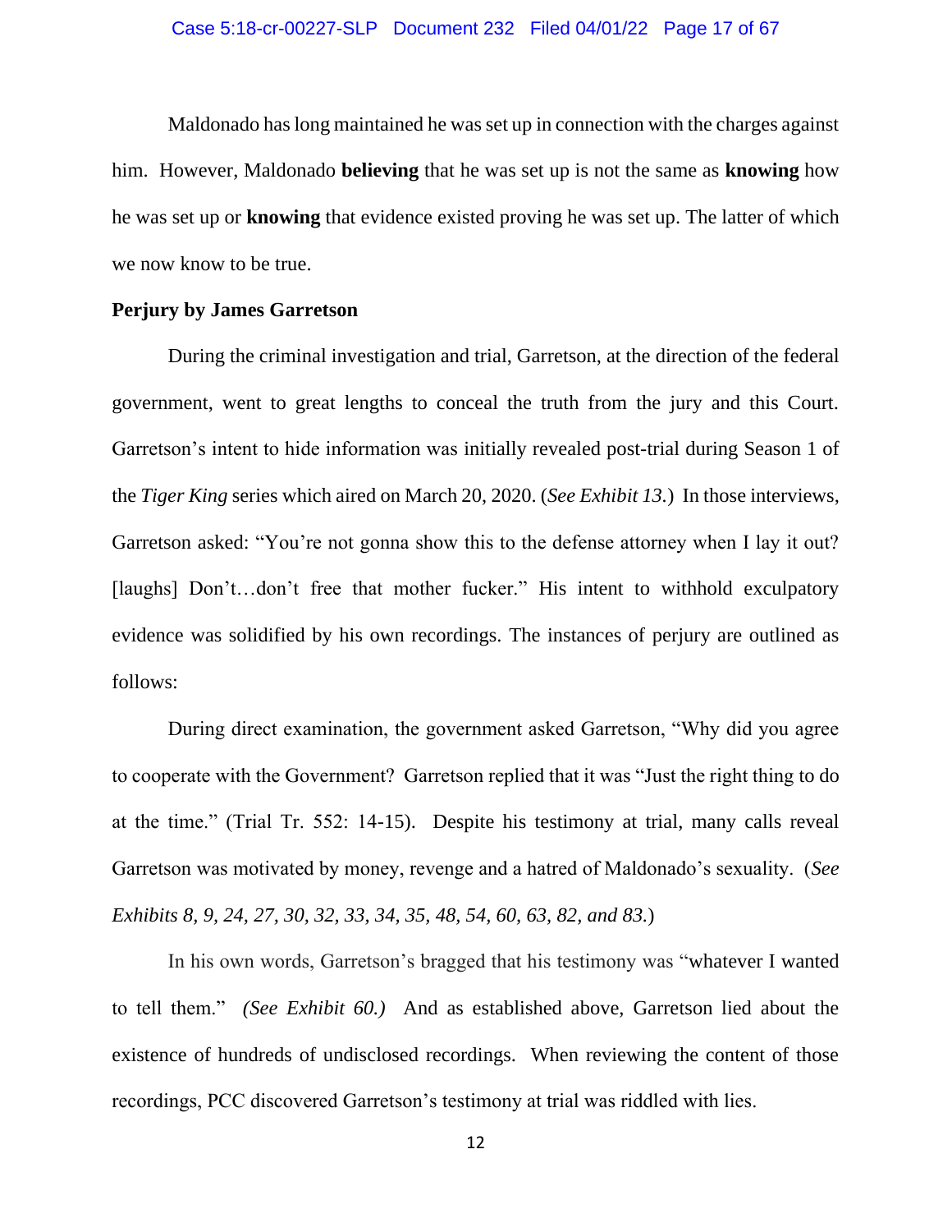Maldonado has long maintained he was set up in connection with the charges against him. However, Maldonado **believing** that he was set up is not the same as **knowing** how he was set up or **knowing** that evidence existed proving he was set up. The latter of which we now know to be true.

**Perjury by James Garretson**

During the criminal investigation and trial, Garretson, at the direction of the federal government, went to great lengths to conceal the truth from the jury and this Court. Garretson's intent to hide information was initially revealed post-trial during Season 1 of the *Tiger King* series which aired on March 20, 2020. (*See Exhibit 13.*) In those interviews, Garretson asked: "You're not gonna show this to the defense attorney when I lay it out? [laughs] Don't…don't free that mother fucker." His intent to withhold exculpatory evidence was solidified by his own recordings. The instances of perjury are outlined as follows:

During direct examination, the government asked Garretson, "Why did you agree to cooperate with the Government? Garretson replied that it was "Just the right thing to do at the time." (Trial Tr. 552: 14-15). Despite his testimony at trial, many calls reveal Garretson was motivated by money, revenge and a hatred of Maldonado's sexuality. (*See Exhibits 8, 9, 24, 27, 30, 32, 33, 34, 35, 48, 54, 60, 63, 82, and 83.*)

In his own words, Garretson's bragged that his testimony was "whatever I wanted to tell them." *(See Exhibit 60.)* And as established above, Garretson lied about the existence of hundreds of undisclosed recordings. When reviewing the content of those recordings, PCC discovered Garretson's testimony at trial was riddled with lies.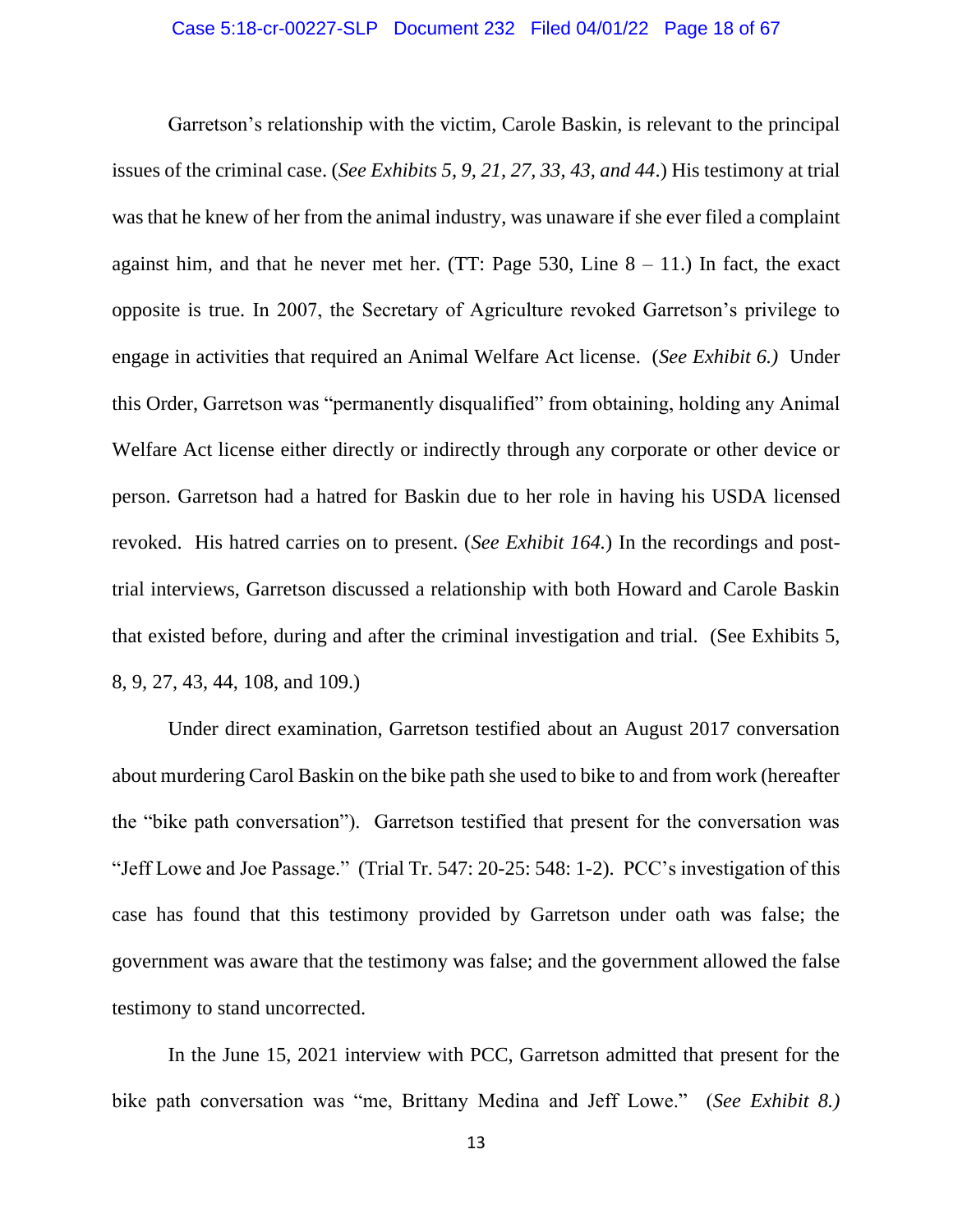Garretson's relationship with the victim, Carole Baskin, is relevant to the principal issues of the criminal case. (*See Exhibits 5, 9, 21, 27, 33, 43, and 44*.) His testimony at trial was that he knew of her from the animal industry, was unaware if she ever filed a complaint against him, and that he never met her. (TT: Page 530, Line 8 – 11.) In fact, the exact opposite is true. In 2007, the Secretary of Agriculture revoked Garretson's privilege to engage in activities that required an Animal Welfare Act license. (*See Exhibit 6.)* Under this Order, Garretson was "permanently disqualified" from obtaining, holding any Animal Welfare Act license either directly or indirectly through any corporate or other device or person. Garretson had a hatred for Baskin due to her role in having his USDA licensed revoked. His hatred carries on to present. (*See Exhibit 164.*) In the recordings and post-trial interviews, Garretson discussed a relationship with both Howard and Carole Baskin that existed before, during and after the criminal investigation and trial. (See Exhibits 5, 8, 9, 27, 43, 44, 108, and 109.)

Under direct examination, Garretson testified about an August 2017 conversation about murdering Carol Baskin on the bike path she used to bike to and from work (hereafter the "bike path conversation"). Garretson testified that present for the conversation was "Jeff Lowe and Joe Passage." (Trial Tr. 547: 20-25: 548: 1-2). PCC's investigation of this case has found that this testimony provided by Garretson under oath was false; the government was aware that the testimony was false; and the government allowed the false testimony to stand uncorrected.

In the June 15, 2021 interview with PCC, Garretson admitted that present for the bike path conversation was "me, Brittany Medina and Jeff Lowe." (*See Exhibit 8.)*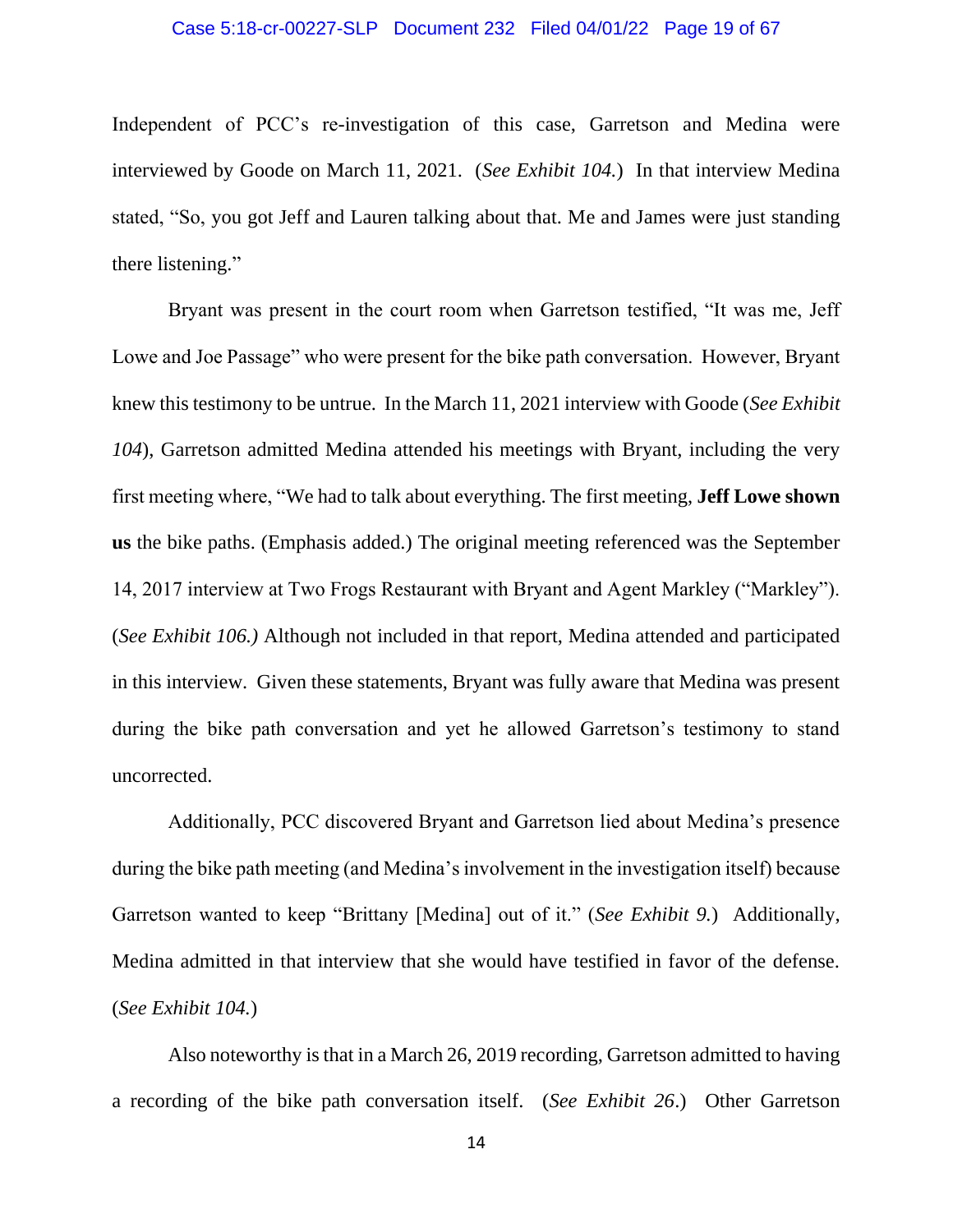Independent of PCC's re-investigation of this case, Garretson and Medina were interviewed by Goode on March 11, 2021. (*See Exhibit 104.*) In that interview Medina stated, "So, you got Jeff and Lauren talking about that. Me and James were just standing there listening."

Bryant was present in the court room when Garretson testified, "It was me, Jeff Lowe and Joe Passage" who were present for the bike path conversation. However, Bryant knew this testimony to be untrue. In the March 11, 2021 interview with Goode (*See Exhibit 104*), Garretson admitted Medina attended his meetings with Bryant, including the very first meeting where, "We had to talk about everything. The first meeting, **Jeff Lowe shown us** the bike paths. (Emphasis added.) The original meeting referenced was the September 14, 2017 interview at Two Frogs Restaurant with Bryant and Agent Markley ("Markley"). (*See Exhibit 106.)* Although not included in that report, Medina attended and participated in this interview. Given these statements, Bryant was fully aware that Medina was present during the bike path conversation and yet he allowed Garretson's testimony to stand uncorrected.

Additionally, PCC discovered Bryant and Garretson lied about Medina's presence during the bike path meeting (and Medina's involvement in the investigation itself) because Garretson wanted to keep "Brittany [Medina] out of it." (*See Exhibit 9.*) Additionally, Medina admitted in that interview that she would have testified in favor of the defense. (*See Exhibit 104.*)

Also noteworthy is that in a March 26, 2019 recording, Garretson admitted to having a recording of the bike path conversation itself. (*See Exhibit 26*.) Other Garretson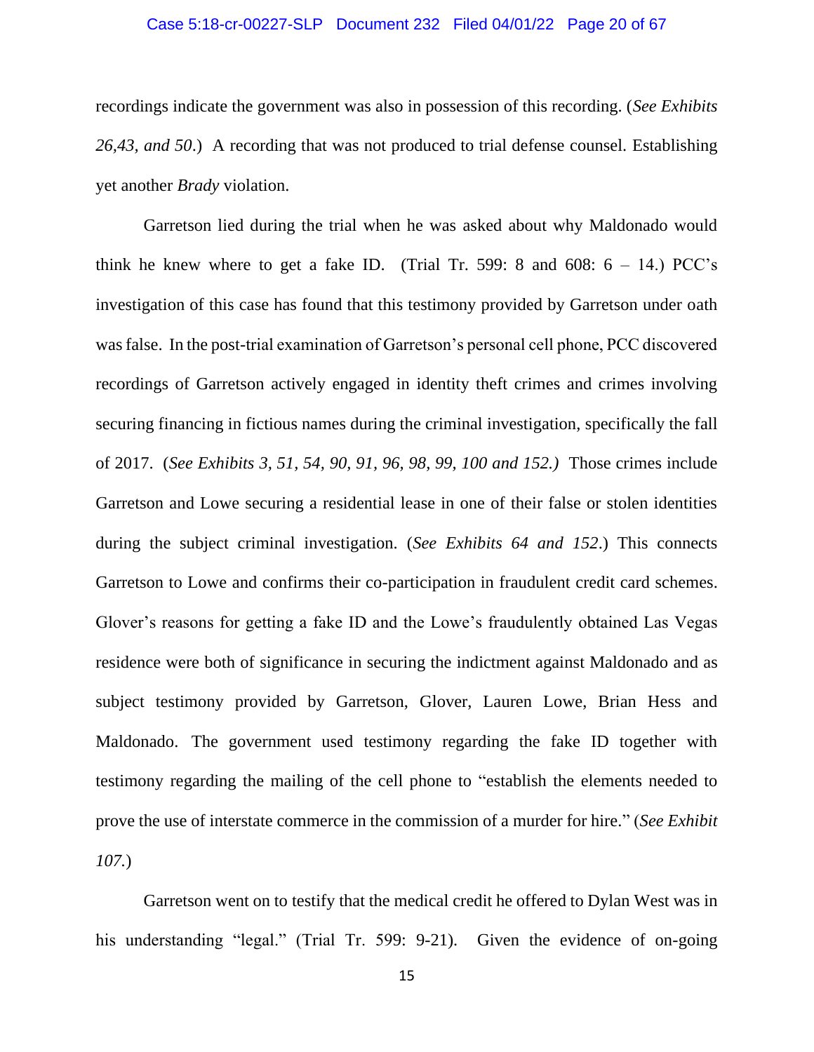recordings indicate the government was also in possession of this recording. (*See Exhibits 26,43, and 50*.) A recording that was not produced to trial defense counsel. Establishing yet another *Brady* violation.

Garretson lied during the trial when he was asked about why Maldonado would think he knew where to get a fake ID. (Trial Tr. 599: 8 and 608: 6 – 14.) PCC's investigation of this case has found that this testimony provided by Garretson under oath was false. In the post-trial examination of Garretson's personal cell phone, PCC discovered recordings of Garretson actively engaged in identity theft crimes and crimes involving securing financing in fictious names during the criminal investigation, specifically the fall of 2017. (*See Exhibits 3, 51, 54, 90, 91, 96, 98, 99, 100 and 152.)* Those crimes include Garretson and Lowe securing a residential lease in one of their false or stolen identities during the subject criminal investigation. (*See Exhibits 64 and 152*.) This connects Garretson to Lowe and confirms their co-participation in fraudulent credit card schemes. Glover's reasons for getting a fake ID and the Lowe's fraudulently obtained Las Vegas residence were both of significance in securing the indictment against Maldonado and as subject testimony provided by Garretson, Glover, Lauren Lowe, Brian Hess and Maldonado. The government used testimony regarding the fake ID together with testimony regarding the mailing of the cell phone to "establish the elements needed to prove the use of interstate commerce in the commission of a murder for hire." (*See Exhibit 107.*)

Garretson went on to testify that the medical credit he offered to Dylan West was in his understanding "legal." (Trial Tr. 599: 9-21). Given the evidence of on-going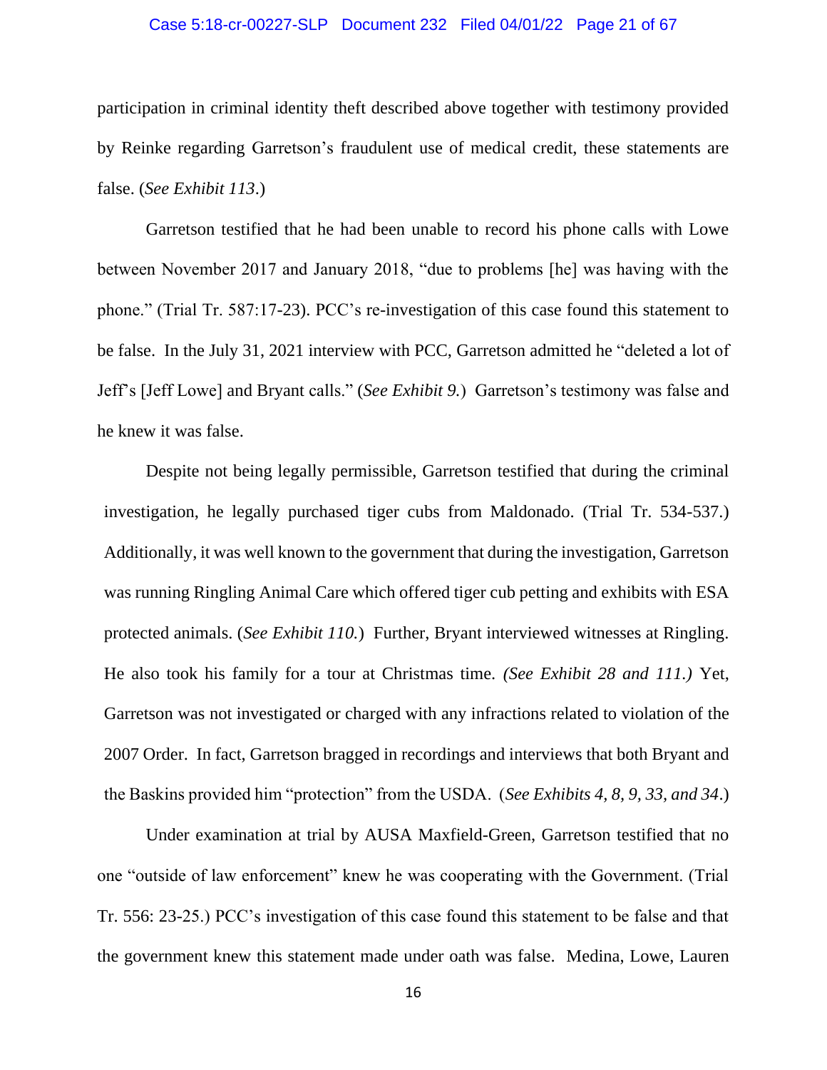participation in criminal identity theft described above together with testimony provided by Reinke regarding Garretson's fraudulent use of medical credit, these statements are false. (*See Exhibit 113*.)

Garretson testified that he had been unable to record his phone calls with Lowe between November 2017 and January 2018, "due to problems [he] was having with the phone." (Trial Tr. 587:17-23). PCC's re-investigation of this case found this statement to be false. In the July 31, 2021 interview with PCC, Garretson admitted he "deleted a lot of Jeff's [Jeff Lowe] and Bryant calls." (*See Exhibit 9.*) Garretson's testimony was false and he knew it was false.

Despite not being legally permissible, Garretson testified that during the criminal investigation, he legally purchased tiger cubs from Maldonado. (Trial Tr. 534-537.) Additionally, it was well known to the government that during the investigation, Garretson was running Ringling Animal Care which offered tiger cub petting and exhibits with ESA protected animals. (*See Exhibit 110.*) Further, Bryant interviewed witnesses at Ringling. He also took his family for a tour at Christmas time. *(See Exhibit 28 and 111.)* Yet, Garretson was not investigated or charged with any infractions related to violation of the 2007 Order. In fact, Garretson bragged in recordings and interviews that both Bryant and the Baskins provided him "protection" from the USDA. (*See Exhibits 4, 8, 9, 33, and 34*.)

Under examination at trial by AUSA Maxfield-Green, Garretson testified that no one "outside of law enforcement" knew he was cooperating with the Government. (Trial Tr. 556: 23-25.) PCC's investigation of this case found this statement to be false and that the government knew this statement made under oath was false. Medina, Lowe, Lauren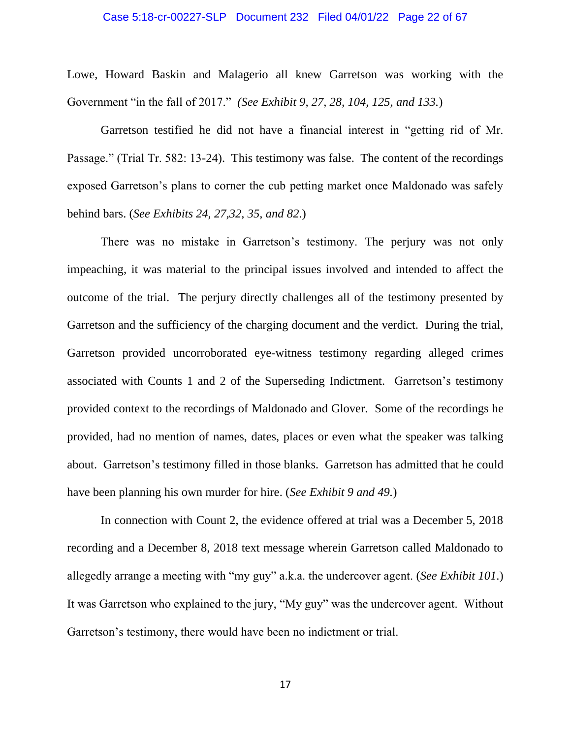Lowe, Howard Baskin and Malagerio all knew Garretson was working with the Government "in the fall of 2017." *(See Exhibit 9, 27, 28, 104, 125, and 133.*)

Garretson testified he did not have a financial interest in "getting rid of Mr. Passage." (Trial Tr. 582: 13-24). This testimony was false. The content of the recordings exposed Garretson's plans to corner the cub petting market once Maldonado was safely behind bars. (*See Exhibits 24, 27,32, 35, and 82*.)

There was no mistake in Garretson's testimony. The perjury was not only impeaching, it was material to the principal issues involved and intended to affect the outcome of the trial. The perjury directly challenges all of the testimony presented by Garretson and the sufficiency of the charging document and the verdict. During the trial, Garretson provided uncorroborated eye-witness testimony regarding alleged crimes associated with Counts 1 and 2 of the Superseding Indictment. Garretson's testimony provided context to the recordings of Maldonado and Glover. Some of the recordings he provided, had no mention of names, dates, places or even what the speaker was talking about. Garretson's testimony filled in those blanks. Garretson has admitted that he could have been planning his own murder for hire. (*See Exhibit 9 and 49.*)

In connection with Count 2, the evidence offered at trial was a December 5, 2018 recording and a December 8, 2018 text message wherein Garretson called Maldonado to allegedly arrange a meeting with "my guy" a.k.a. the undercover agent. (*See Exhibit 101*.) It was Garretson who explained to the jury, "My guy" was the undercover agent. Without Garretson's testimony, there would have been no indictment or trial.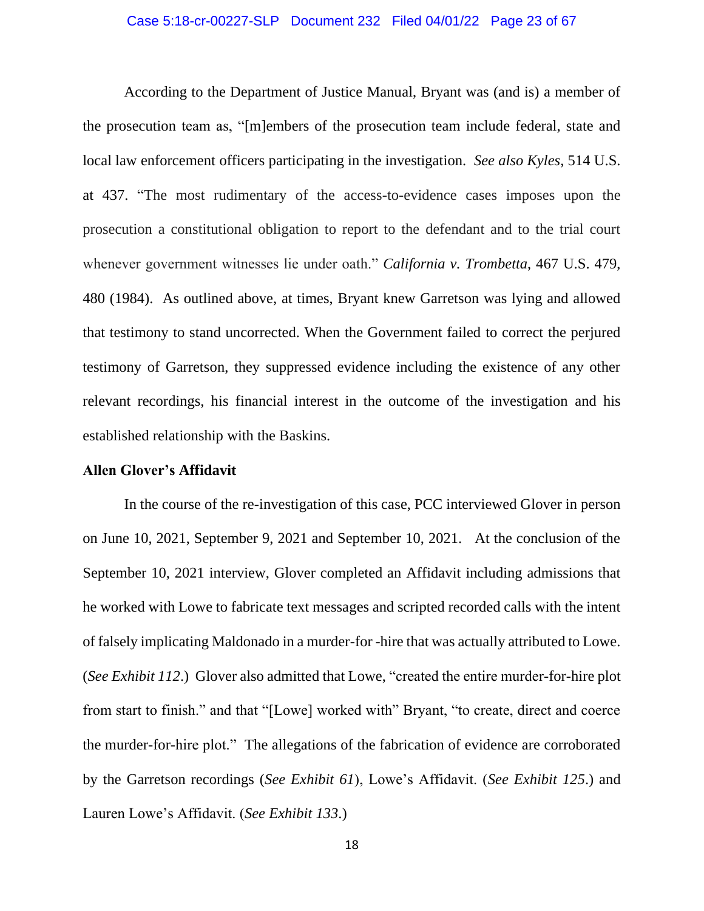According to the Department of Justice Manual, Bryant was (and is) a member of the prosecution team as, "[m]embers of the prosecution team include federal, state and local law enforcement officers participating in the investigation. *See also Kyles*, 514 U.S. at 437. "The most rudimentary of the access-to-evidence cases imposes upon the prosecution a constitutional obligation to report to the defendant and to the trial court whenever government witnesses lie under oath." *California v. Trombetta*, 467 U.S. 479, 480 (1984). As outlined above, at times, Bryant knew Garretson was lying and allowed that testimony to stand uncorrected. When the Government failed to correct the perjured testimony of Garretson, they suppressed evidence including the existence of any other relevant recordings, his financial interest in the outcome of the investigation and his established relationship with the Baskins.

**Allen Glover's Affidavit**

In the course of the re-investigation of this case, PCC interviewed Glover in person on June 10, 2021, September 9, 2021 and September 10, 2021. At the conclusion of the September 10, 2021 interview, Glover completed an Affidavit including admissions that he worked with Lowe to fabricate text messages and scripted recorded calls with the intent of falsely implicating Maldonado in a murder-for -hire that was actually attributed to Lowe. (*See Exhibit 112*.) Glover also admitted that Lowe, "created the entire murder-for-hire plot from start to finish." and that "[Lowe] worked with" Bryant, "to create, direct and coerce the murder-for-hire plot." The allegations of the fabrication of evidence are corroborated by the Garretson recordings (*See Exhibit 61*), Lowe's Affidavit. (*See Exhibit 125*.) and Lauren Lowe's Affidavit. (*See Exhibit 133*.)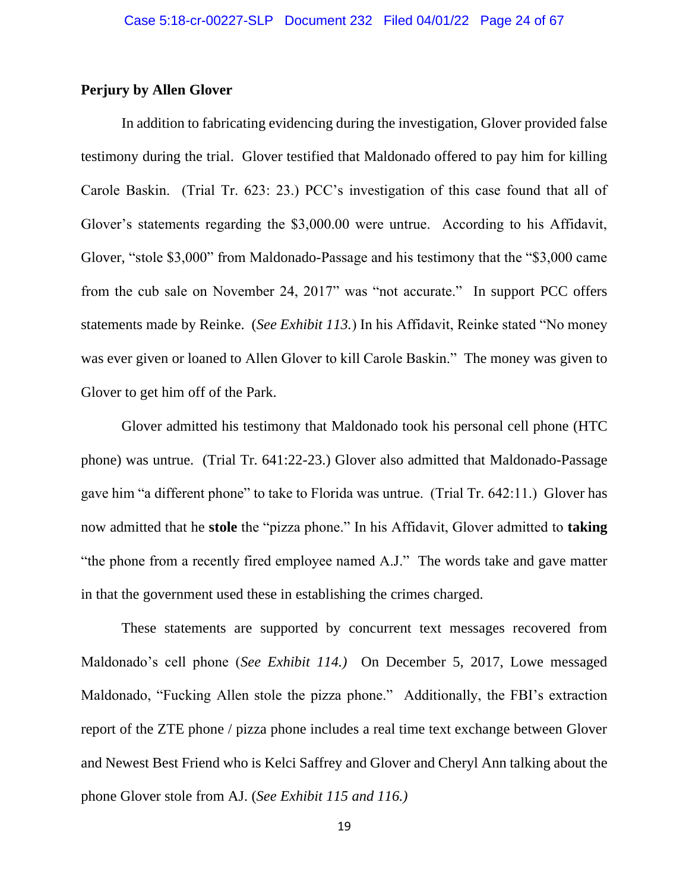**Perjury by Allen Glover**

In addition to fabricating evidencing during the investigation, Glover provided false testimony during the trial. Glover testified that Maldonado offered to pay him for killing Carole Baskin. (Trial Tr. 623: 23.) PCC's investigation of this case found that all of Glover's statements regarding the $3,000.00 were untrue. According to his Affidavit, Glover, "stole $3,000" from Maldonado-Passage and his testimony that the "$3,000 came from the cub sale on November 24, 2017" was "not accurate." In support PCC offers statements made by Reinke. (*See Exhibit 113.*) In his Affidavit, Reinke stated "No money was ever given or loaned to Allen Glover to kill Carole Baskin." The money was given to Glover to get him off of the Park.

Glover admitted his testimony that Maldonado took his personal cell phone (HTC phone) was untrue. (Trial Tr. 641:22-23.) Glover also admitted that Maldonado-Passage gave him "a different phone" to take to Florida was untrue. (Trial Tr. 642:11.) Glover has now admitted that he **stole** the "pizza phone." In his Affidavit, Glover admitted to **taking** "the phone from a recently fired employee named A.J." The words take and gave matter in that the government used these in establishing the crimes charged.

These statements are supported by concurrent text messages recovered from Maldonado's cell phone (*See Exhibit 114.)* On December 5, 2017, Lowe messaged Maldonado, "Fucking Allen stole the pizza phone." Additionally, the FBI's extraction report of the ZTE phone / pizza phone includes a real time text exchange between Glover and Newest Best Friend who is Kelci Saffrey and Glover and Cheryl Ann talking about the phone Glover stole from AJ. (*See Exhibit 115 and 116.)*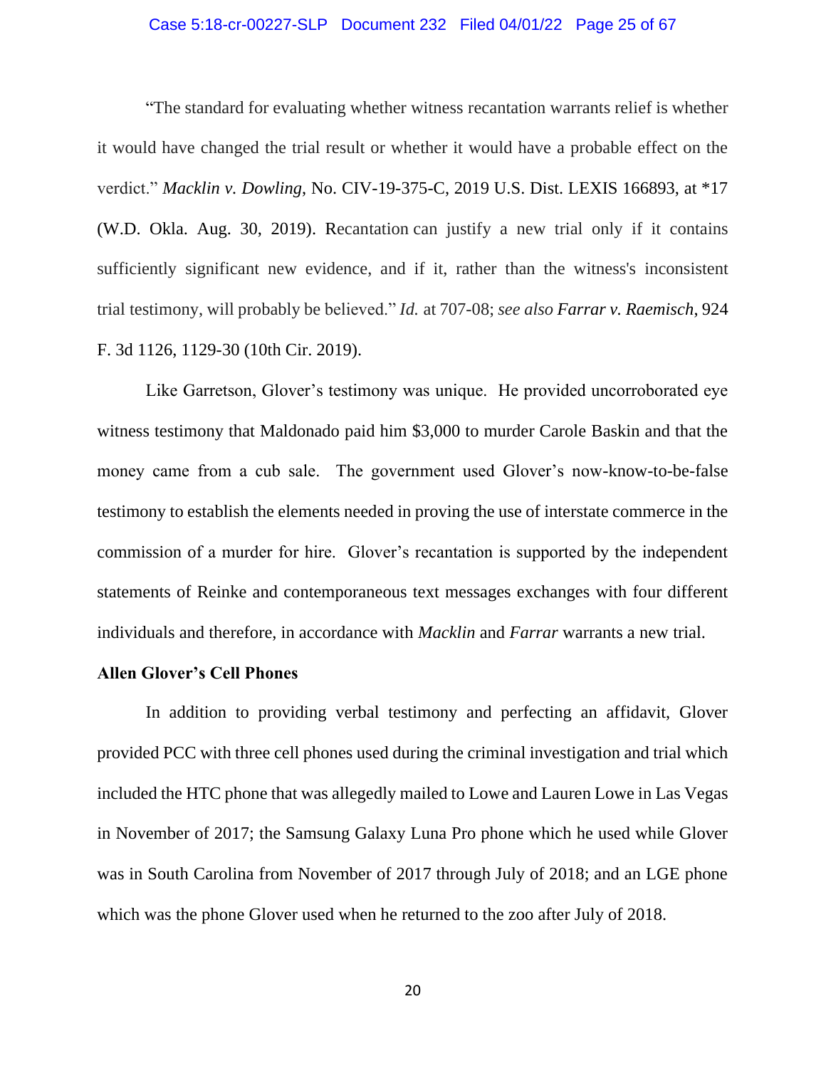"The standard for evaluating whether witness recantation warrants relief is whether it would have changed the trial result or whether it would have a probable effect on the verdict." *Macklin v. Dowling*, No. CIV-19-375-C, 2019 U.S. Dist. LEXIS 166893, at *17 (W.D. Okla. Aug. 30, 2019). Recantation can justify a new trial only if it contains sufficiently significant new evidence, and if it, rather than the witness's inconsistent trial testimony, will probably be believed." *Id.* at 707-08; *see also Farrar v. Raemisch*, 924 F. 3d 1126, 1129-30 (10th Cir. 2019).

Like Garretson, Glover's testimony was unique. He provided uncorroborated eye witness testimony that Maldonado paid him $3,000 to murder Carole Baskin and that the money came from a cub sale. The government used Glover's now-know-to-be-false testimony to establish the elements needed in proving the use of interstate commerce in the commission of a murder for hire. Glover's recantation is supported by the independent statements of Reinke and contemporaneous text messages exchanges with four different individuals and therefore, in accordance with *Macklin* and *Farrar* warrants a new trial.

**Allen Glover's Cell Phones**

In addition to providing verbal testimony and perfecting an affidavit, Glover provided PCC with three cell phones used during the criminal investigation and trial which included the HTC phone that was allegedly mailed to Lowe and Lauren Lowe in Las Vegas in November of 2017; the Samsung Galaxy Luna Pro phone which he used while Glover was in South Carolina from November of 2017 through July of 2018; and an LGE phone which was the phone Glover used when he returned to the zoo after July of 2018.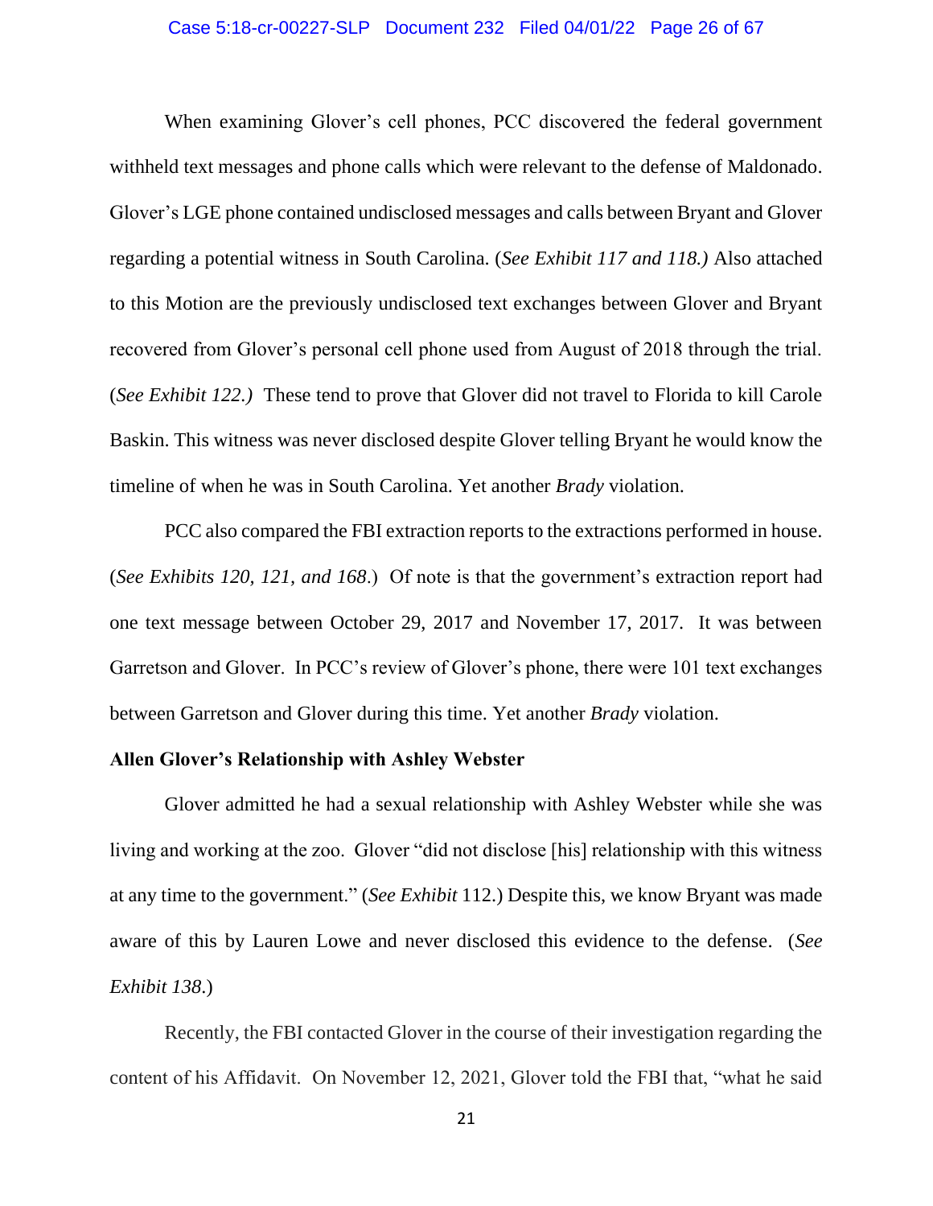When examining Glover's cell phones, PCC discovered the federal government withheld text messages and phone calls which were relevant to the defense of Maldonado. Glover's LGE phone contained undisclosed messages and calls between Bryant and Glover regarding a potential witness in South Carolina. (*See Exhibit 117 and 118.)* Also attached to this Motion are the previously undisclosed text exchanges between Glover and Bryant recovered from Glover's personal cell phone used from August of 2018 through the trial. (*See Exhibit 122.)* These tend to prove that Glover did not travel to Florida to kill Carole Baskin. This witness was never disclosed despite Glover telling Bryant he would know the timeline of when he was in South Carolina. Yet another *Brady* violation.

PCC also compared the FBI extraction reports to the extractions performed in house. (*See Exhibits 120, 121, and 168*.) Of note is that the government's extraction report had one text message between October 29, 2017 and November 17, 2017. It was between Garretson and Glover. In PCC's review of Glover's phone, there were 101 text exchanges between Garretson and Glover during this time. Yet another *Brady* violation.

**Allen Glover's Relationship with Ashley Webster**

Glover admitted he had a sexual relationship with Ashley Webster while she was living and working at the zoo. Glover "did not disclose [his] relationship with this witness at any time to the government." (*See Exhibit* 112.) Despite this, we know Bryant was made aware of this by Lauren Lowe and never disclosed this evidence to the defense. (*See Exhibit 138*.)

Recently, the FBI contacted Glover in the course of their investigation regarding the content of his Affidavit. On November 12, 2021, Glover told the FBI that, "what he said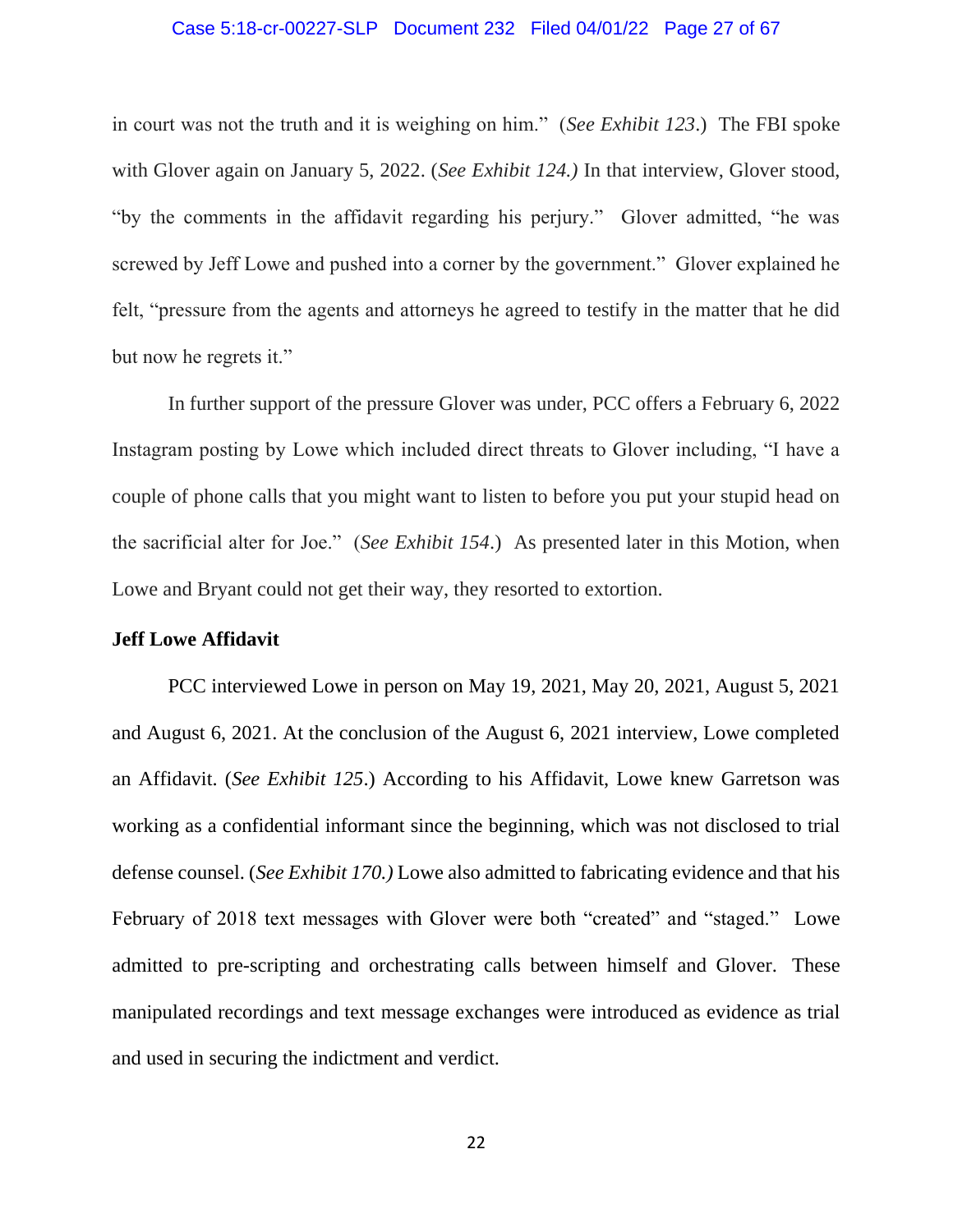in court was not the truth and it is weighing on him." (*See Exhibit 123*.) The FBI spoke with Glover again on January 5, 2022. (*See Exhibit 124.)* In that interview, Glover stood, "by the comments in the affidavit regarding his perjury." Glover admitted, "he was screwed by Jeff Lowe and pushed into a corner by the government." Glover explained he felt, "pressure from the agents and attorneys he agreed to testify in the matter that he did but now he regrets it."

In further support of the pressure Glover was under, PCC offers a February 6, 2022 Instagram posting by Lowe which included direct threats to Glover including, "I have a couple of phone calls that you might want to listen to before you put your stupid head on the sacrificial alter for Joe." (*See Exhibit 154*.) As presented later in this Motion, when Lowe and Bryant could not get their way, they resorted to extortion.

**Jeff Lowe Affidavit**

PCC interviewed Lowe in person on May 19, 2021, May 20, 2021, August 5, 2021 and August 6, 2021. At the conclusion of the August 6, 2021 interview, Lowe completed an Affidavit. (*See Exhibit 125*.) According to his Affidavit, Lowe knew Garretson was working as a confidential informant since the beginning, which was not disclosed to trial defense counsel. (*See Exhibit 170.)* Lowe also admitted to fabricating evidence and that his February of 2018 text messages with Glover were both "created" and "staged." Lowe admitted to pre-scripting and orchestrating calls between himself and Glover. These manipulated recordings and text message exchanges were introduced as evidence as trial and used in securing the indictment and verdict.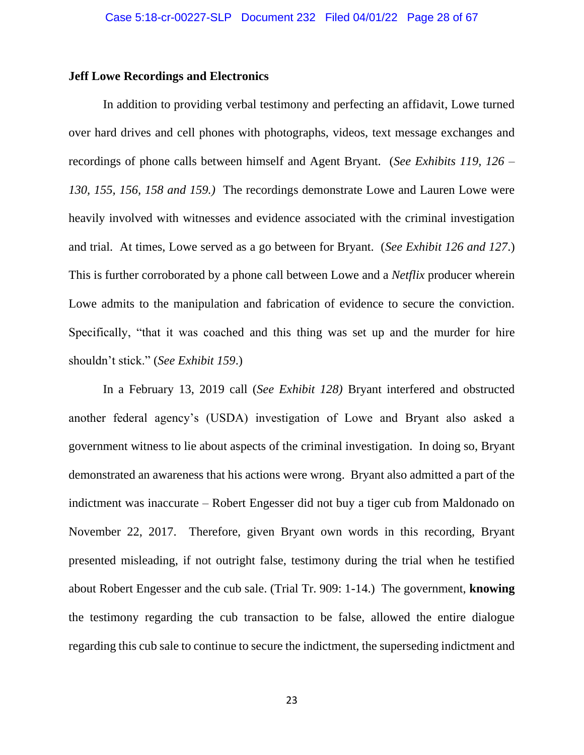**Jeff Lowe Recordings and Electronics**

In addition to providing verbal testimony and perfecting an affidavit, Lowe turned over hard drives and cell phones with photographs, videos, text message exchanges and recordings of phone calls between himself and Agent Bryant. (*See Exhibits 119, 126 – 130, 155, 156, 158 and 159.)* The recordings demonstrate Lowe and Lauren Lowe were heavily involved with witnesses and evidence associated with the criminal investigation and trial. At times, Lowe served as a go between for Bryant. (*See Exhibit 126 and 127*.) This is further corroborated by a phone call between Lowe and a *Netflix* producer wherein Lowe admits to the manipulation and fabrication of evidence to secure the conviction. Specifically, "that it was coached and this thing was set up and the murder for hire shouldn't stick." (*See Exhibit 159*.)

In a February 13, 2019 call (*See Exhibit 128)* Bryant interfered and obstructed another federal agency's (USDA) investigation of Lowe and Bryant also asked a government witness to lie about aspects of the criminal investigation. In doing so, Bryant demonstrated an awareness that his actions were wrong. Bryant also admitted a part of the indictment was inaccurate – Robert Engesser did not buy a tiger cub from Maldonado on November 22, 2017. Therefore, given Bryant own words in this recording, Bryant presented misleading, if not outright false, testimony during the trial when he testified about Robert Engesser and the cub sale. (Trial Tr. 909: 1-14.) The government, **knowing** the testimony regarding the cub transaction to be false, allowed the entire dialogue regarding this cub sale to continue to secure the indictment, the superseding indictment and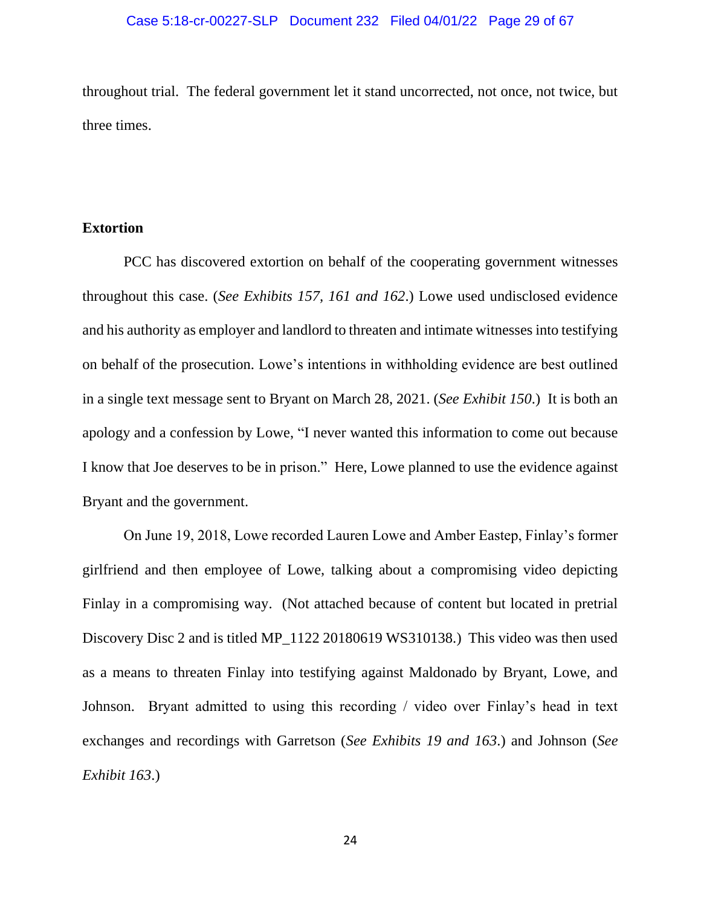throughout trial. The federal government let it stand uncorrected, not once, not twice, but three times.

**Extortion**

PCC has discovered extortion on behalf of the cooperating government witnesses throughout this case. (*See Exhibits 157, 161 and 162*.) Lowe used undisclosed evidence and his authority as employer and landlord to threaten and intimate witnesses into testifying on behalf of the prosecution. Lowe's intentions in withholding evidence are best outlined in a single text message sent to Bryant on March 28, 2021. (*See Exhibit 150*.) It is both an apology and a confession by Lowe, "I never wanted this information to come out because I know that Joe deserves to be in prison." Here, Lowe planned to use the evidence against Bryant and the government.

On June 19, 2018, Lowe recorded Lauren Lowe and Amber Eastep, Finlay's former girlfriend and then employee of Lowe, talking about a compromising video depicting Finlay in a compromising way. (Not attached because of content but located in pretrial Discovery Disc 2 and is titled MP_1122 20180619 WS310138.) This video was then used as a means to threaten Finlay into testifying against Maldonado by Bryant, Lowe, and Johnson. Bryant admitted to using this recording / video over Finlay's head in text exchanges and recordings with Garretson (*See Exhibits 19 and 163*.) and Johnson (*See Exhibit 163*.)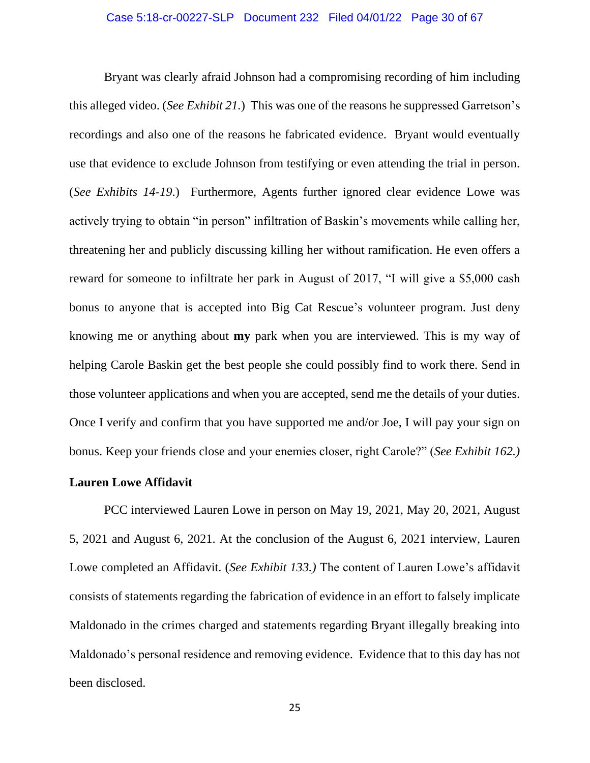Bryant was clearly afraid Johnson had a compromising recording of him including this alleged video. (*See Exhibit 21*.) This was one of the reasons he suppressed Garretson's recordings and also one of the reasons he fabricated evidence. Bryant would eventually use that evidence to exclude Johnson from testifying or even attending the trial in person. (*See Exhibits 14-19*.) Furthermore, Agents further ignored clear evidence Lowe was actively trying to obtain "in person" infiltration of Baskin's movements while calling her, threatening her and publicly discussing killing her without ramification. He even offers a reward for someone to infiltrate her park in August of 2017, "I will give a $5,000 cash bonus to anyone that is accepted into Big Cat Rescue's volunteer program. Just deny knowing me or anything about **my** park when you are interviewed. This is my way of helping Carole Baskin get the best people she could possibly find to work there. Send in those volunteer applications and when you are accepted, send me the details of your duties. Once I verify and confirm that you have supported me and/or Joe, I will pay your sign on bonus. Keep your friends close and your enemies closer, right Carole?" (*See Exhibit 162.)*

**Lauren Lowe Affidavit**

PCC interviewed Lauren Lowe in person on May 19, 2021, May 20, 2021, August 5, 2021 and August 6, 2021. At the conclusion of the August 6, 2021 interview, Lauren Lowe completed an Affidavit. (*See Exhibit 133.)* The content of Lauren Lowe's affidavit consists of statements regarding the fabrication of evidence in an effort to falsely implicate Maldonado in the crimes charged and statements regarding Bryant illegally breaking into Maldonado's personal residence and removing evidence. Evidence that to this day has not been disclosed.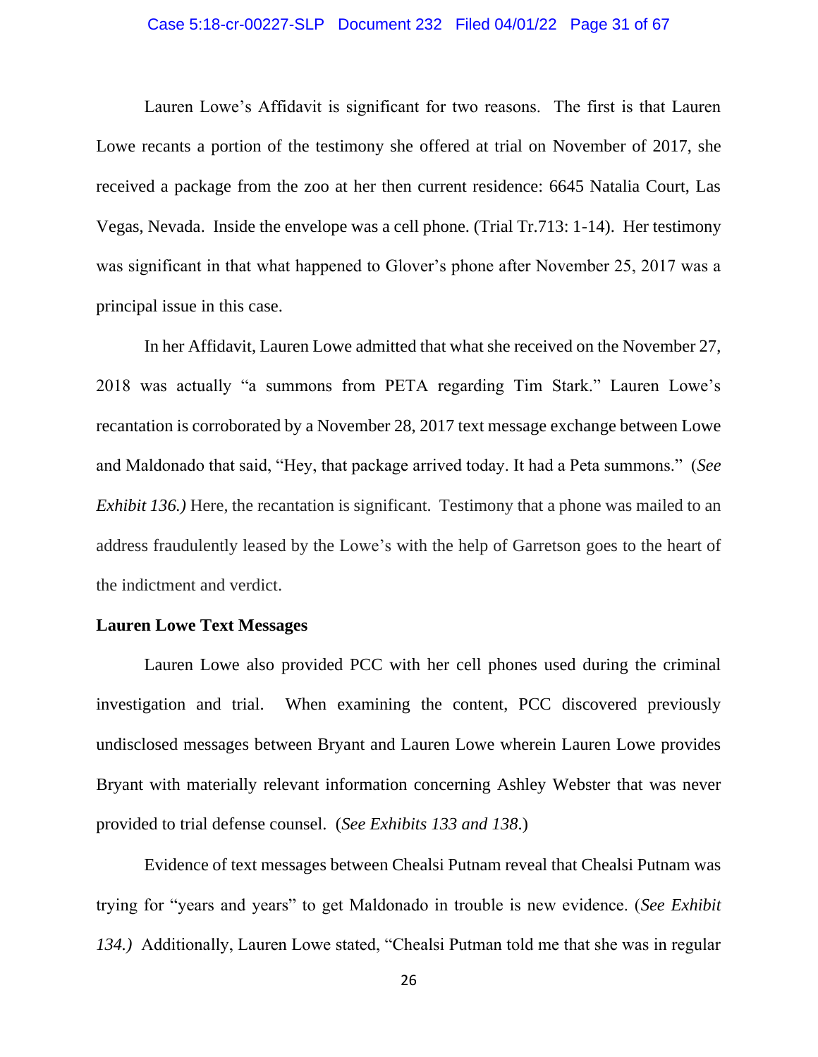Lauren Lowe's Affidavit is significant for two reasons. The first is that Lauren Lowe recants a portion of the testimony she offered at trial on November of 2017, she received a package from the zoo at her then current residence: 6645 Natalia Court, Las Vegas, Nevada. Inside the envelope was a cell phone. (Trial Tr.713: 1-14). Her testimony was significant in that what happened to Glover's phone after November 25, 2017 was a principal issue in this case.

In her Affidavit, Lauren Lowe admitted that what she received on the November 27, 2018 was actually "a summons from PETA regarding Tim Stark." Lauren Lowe's recantation is corroborated by a November 28, 2017 text message exchange between Lowe and Maldonado that said, "Hey, that package arrived today. It had a Peta summons." (*See Exhibit 136.)* Here, the recantation is significant. Testimony that a phone was mailed to an address fraudulently leased by the Lowe's with the help of Garretson goes to the heart of the indictment and verdict.

**Lauren Lowe Text Messages**

Lauren Lowe also provided PCC with her cell phones used during the criminal investigation and trial. When examining the content, PCC discovered previously undisclosed messages between Bryant and Lauren Lowe wherein Lauren Lowe provides Bryant with materially relevant information concerning Ashley Webster that was never provided to trial defense counsel. (*See Exhibits 133 and 138*.)

Evidence of text messages between Chealsi Putnam reveal that Chealsi Putnam was trying for "years and years" to get Maldonado in trouble is new evidence. (*See Exhibit 134.)* Additionally, Lauren Lowe stated, "Chealsi Putman told me that she was in regular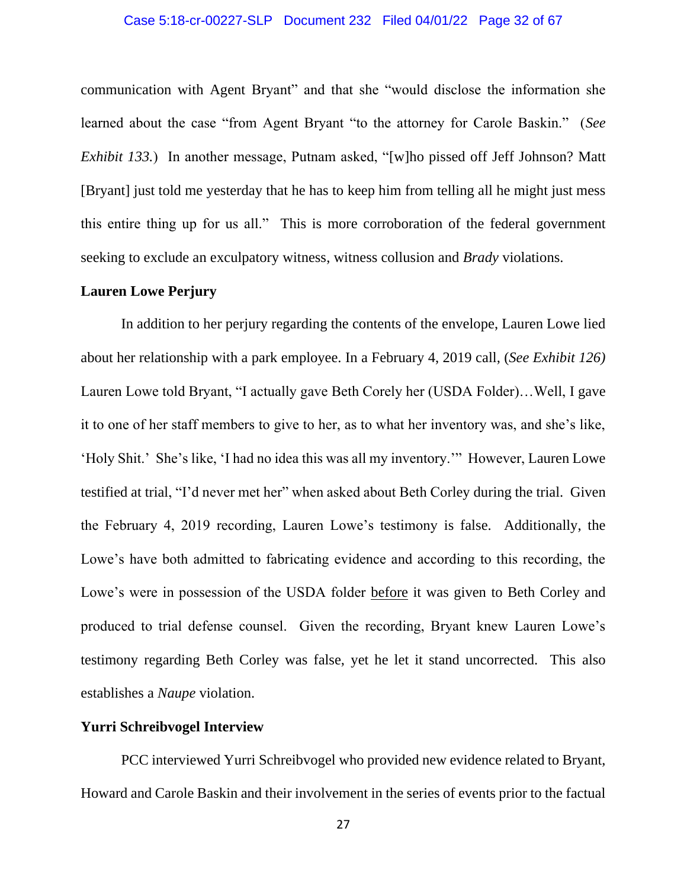communication with Agent Bryant" and that she "would disclose the information she learned about the case "from Agent Bryant "to the attorney for Carole Baskin." (*See Exhibit 133.*) In another message, Putnam asked, "[w]ho pissed off Jeff Johnson? Matt [Bryant] just told me yesterday that he has to keep him from telling all he might just mess this entire thing up for us all." This is more corroboration of the federal government seeking to exclude an exculpatory witness, witness collusion and *Brady* violations.

**Lauren Lowe Perjury**

In addition to her perjury regarding the contents of the envelope, Lauren Lowe lied about her relationship with a park employee. In a February 4, 2019 call, (*See Exhibit 126)* Lauren Lowe told Bryant, "I actually gave Beth Corely her (USDA Folder)…Well, I gave it to one of her staff members to give to her, as to what her inventory was, and she's like, 'Holy Shit.' She's like, 'I had no idea this was all my inventory.'" However, Lauren Lowe testified at trial, "I'd never met her" when asked about Beth Corley during the trial. Given the February 4, 2019 recording, Lauren Lowe's testimony is false. Additionally, the Lowe's have both admitted to fabricating evidence and according to this recording, the Lowe's were in possession of the USDA folder <u>before</u> it was given to Beth Corley and produced to trial defense counsel. Given the recording, Bryant knew Lauren Lowe's testimony regarding Beth Corley was false, yet he let it stand uncorrected. This also establishes a *Naupe* violation.

**Yurri Schreibvogel Interview**

PCC interviewed Yurri Schreibvogel who provided new evidence related to Bryant, Howard and Carole Baskin and their involvement in the series of events prior to the factual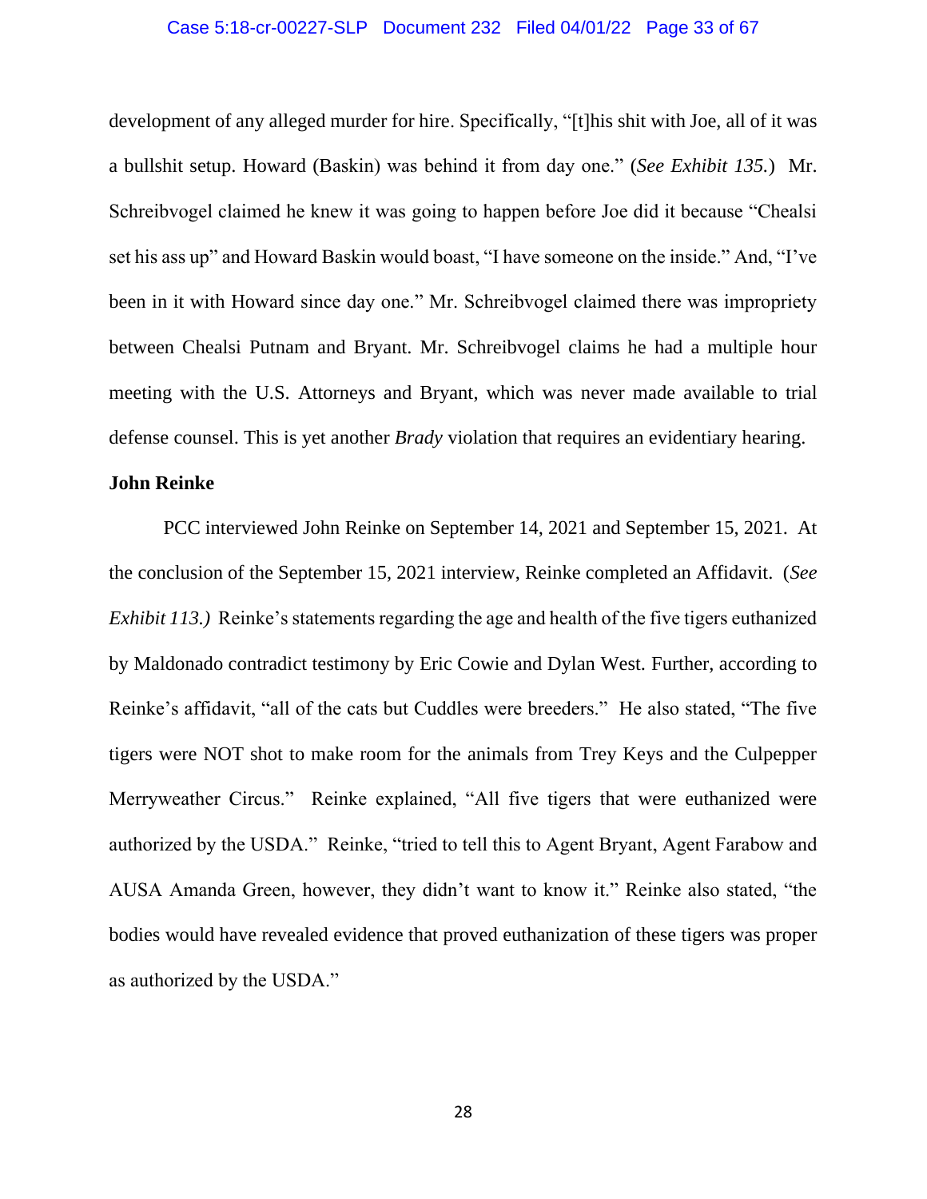development of any alleged murder for hire. Specifically, "[t]his shit with Joe, all of it was a bullshit setup. Howard (Baskin) was behind it from day one." (*See Exhibit 135.*) Mr. Schreibvogel claimed he knew it was going to happen before Joe did it because "Chealsi set his ass up" and Howard Baskin would boast, "I have someone on the inside." And, "I've been in it with Howard since day one." Mr. Schreibvogel claimed there was impropriety between Chealsi Putnam and Bryant. Mr. Schreibvogel claims he had a multiple hour meeting with the U.S. Attorneys and Bryant, which was never made available to trial defense counsel. This is yet another *Brady* violation that requires an evidentiary hearing.

**John Reinke**

PCC interviewed John Reinke on September 14, 2021 and September 15, 2021. At the conclusion of the September 15, 2021 interview, Reinke completed an Affidavit. (*See Exhibit 113.)* Reinke's statements regarding the age and health of the five tigers euthanized by Maldonado contradict testimony by Eric Cowie and Dylan West. Further, according to Reinke's affidavit, "all of the cats but Cuddles were breeders." He also stated, "The five tigers were NOT shot to make room for the animals from Trey Keys and the Culpepper Merryweather Circus." Reinke explained, "All five tigers that were euthanized were authorized by the USDA." Reinke, "tried to tell this to Agent Bryant, Agent Farabow and AUSA Amanda Green, however, they didn't want to know it." Reinke also stated, "the bodies would have revealed evidence that proved euthanization of these tigers was proper as authorized by the USDA."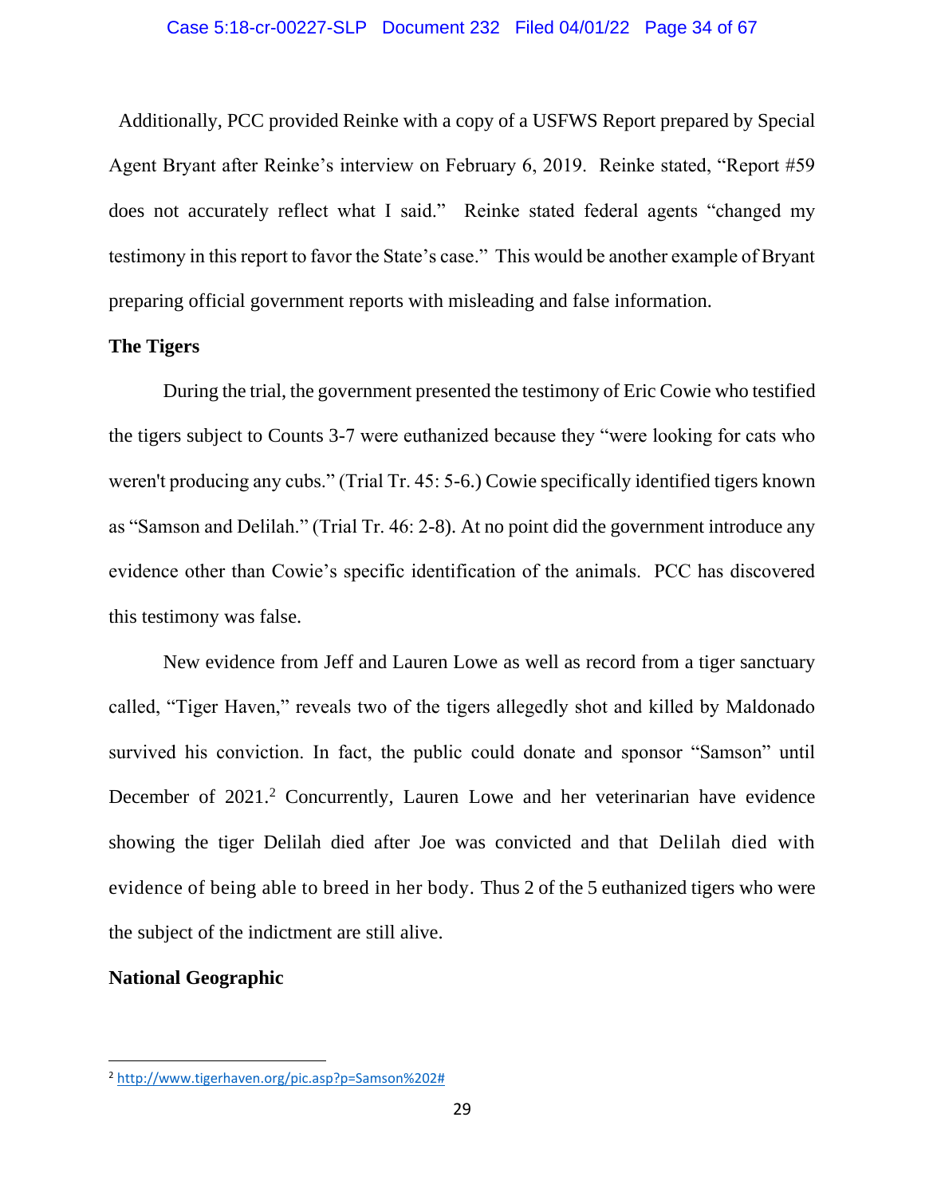Additionally, PCC provided Reinke with a copy of a USFWS Report prepared by Special Agent Bryant after Reinke's interview on February 6, 2019. Reinke stated, "Report #59 does not accurately reflect what I said." Reinke stated federal agents "changed my testimony in this report to favor the State's case." This would be another example of Bryant preparing official government reports with misleading and false information.

**The Tigers**

During the trial, the government presented the testimony of Eric Cowie who testified the tigers subject to Counts 3-7 were euthanized because they "were looking for cats who weren't producing any cubs." (Trial Tr. 45: 5-6.) Cowie specifically identified tigers known as "Samson and Delilah." (Trial Tr. 46: 2-8). At no point did the government introduce any evidence other than Cowie's specific identification of the animals. PCC has discovered this testimony was false.

New evidence from Jeff and Lauren Lowe as well as record from a tiger sanctuary called, "Tiger Haven," reveals two of the tigers allegedly shot and killed by Maldonado survived his conviction. In fact, the public could donate and sponsor "Samson" until December of 2021.[2] Concurrently, Lauren Lowe and her veterinarian have evidence showing the tiger Delilah died after Joe was convicted and that Delilah died with evidence of being able to breed in her body. Thus 2 of the 5 euthanized tigers who were the subject of the indictment are still alive.

**National Geographic**

[2] http://www.tigerhaven.org/pic.asp?p=Samson%202#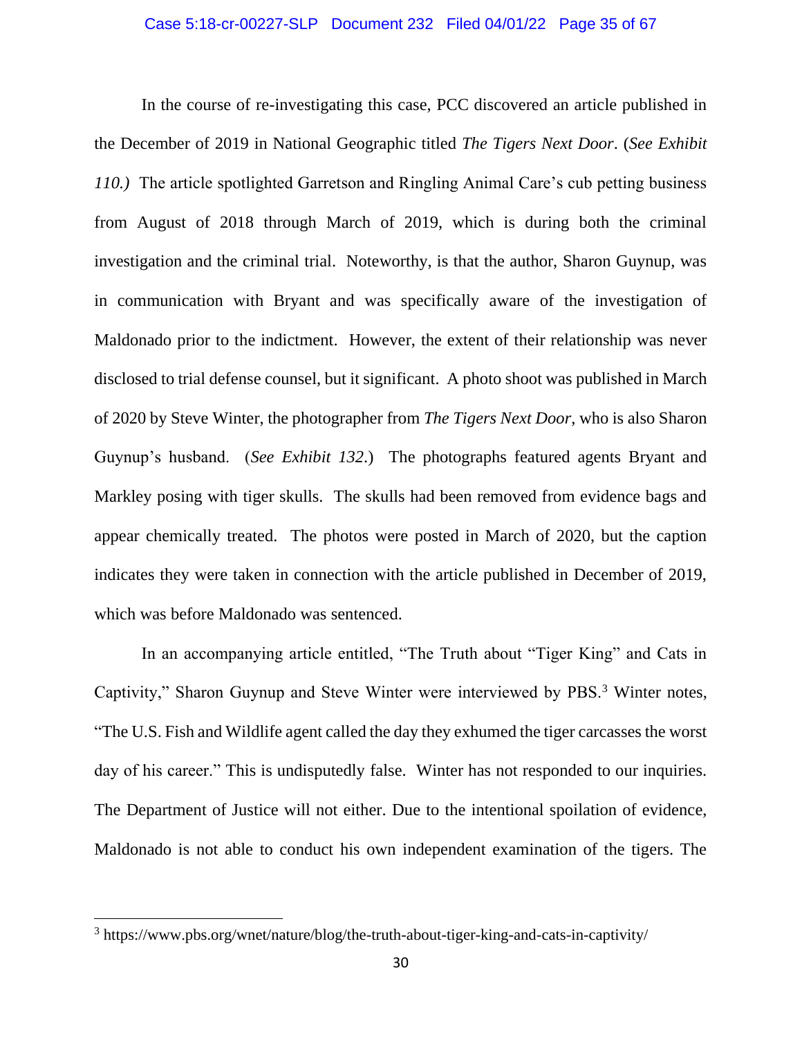In the course of re-investigating this case, PCC discovered an article published in the December of 2019 in National Geographic titled *The Tigers Next Door*. (*See Exhibit 110.)* The article spotlighted Garretson and Ringling Animal Care's cub petting business from August of 2018 through March of 2019, which is during both the criminal investigation and the criminal trial. Noteworthy, is that the author, Sharon Guynup, was in communication with Bryant and was specifically aware of the investigation of Maldonado prior to the indictment. However, the extent of their relationship was never disclosed to trial defense counsel, but it significant. A photo shoot was published in March of 2020 by Steve Winter, the photographer from *The Tigers Next Door*, who is also Sharon Guynup's husband. (*See Exhibit 132*.) The photographs featured agents Bryant and Markley posing with tiger skulls. The skulls had been removed from evidence bags and appear chemically treated. The photos were posted in March of 2020, but the caption indicates they were taken in connection with the article published in December of 2019, which was before Maldonado was sentenced.

In an accompanying article entitled, "The Truth about "Tiger King" and Cats in Captivity," Sharon Guynup and Steve Winter were interviewed by PBS.[3] Winter notes, "The U.S. Fish and Wildlife agent called the day they exhumed the tiger carcasses the worst day of his career." This is undisputedly false. Winter has not responded to our inquiries. The Department of Justice will not either. Due to the intentional spoilation of evidence, Maldonado is not able to conduct his own independent examination of the tigers. The

[3] https://www.pbs.org/wnet/nature/blog/the-truth-about-tiger-king-and-cats-in-captivity/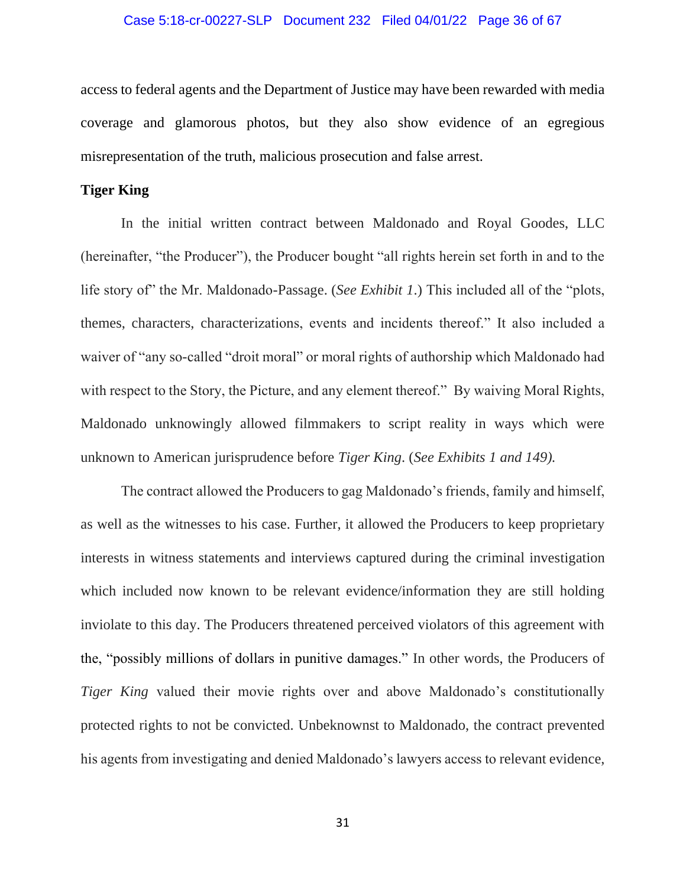access to federal agents and the Department of Justice may have been rewarded with media coverage and glamorous photos, but they also show evidence of an egregious misrepresentation of the truth, malicious prosecution and false arrest.

**Tiger King**

In the initial written contract between Maldonado and Royal Goodes, LLC (hereinafter, "the Producer"), the Producer bought "all rights herein set forth in and to the life story of" the Mr. Maldonado-Passage. (*See Exhibit 1*.) This included all of the "plots, themes, characters, characterizations, events and incidents thereof." It also included a waiver of "any so-called "droit moral" or moral rights of authorship which Maldonado had with respect to the Story, the Picture, and any element thereof." By waiving Moral Rights, Maldonado unknowingly allowed filmmakers to script reality in ways which were unknown to American jurisprudence before *Tiger King*. (*See Exhibits 1 and 149).*

The contract allowed the Producers to gag Maldonado's friends, family and himself, as well as the witnesses to his case. Further, it allowed the Producers to keep proprietary interests in witness statements and interviews captured during the criminal investigation which included now known to be relevant evidence/information they are still holding inviolate to this day. The Producers threatened perceived violators of this agreement with the, "possibly millions of dollars in punitive damages." In other words, the Producers of *Tiger King* valued their movie rights over and above Maldonado's constitutionally protected rights to not be convicted. Unbeknownst to Maldonado, the contract prevented his agents from investigating and denied Maldonado's lawyers access to relevant evidence,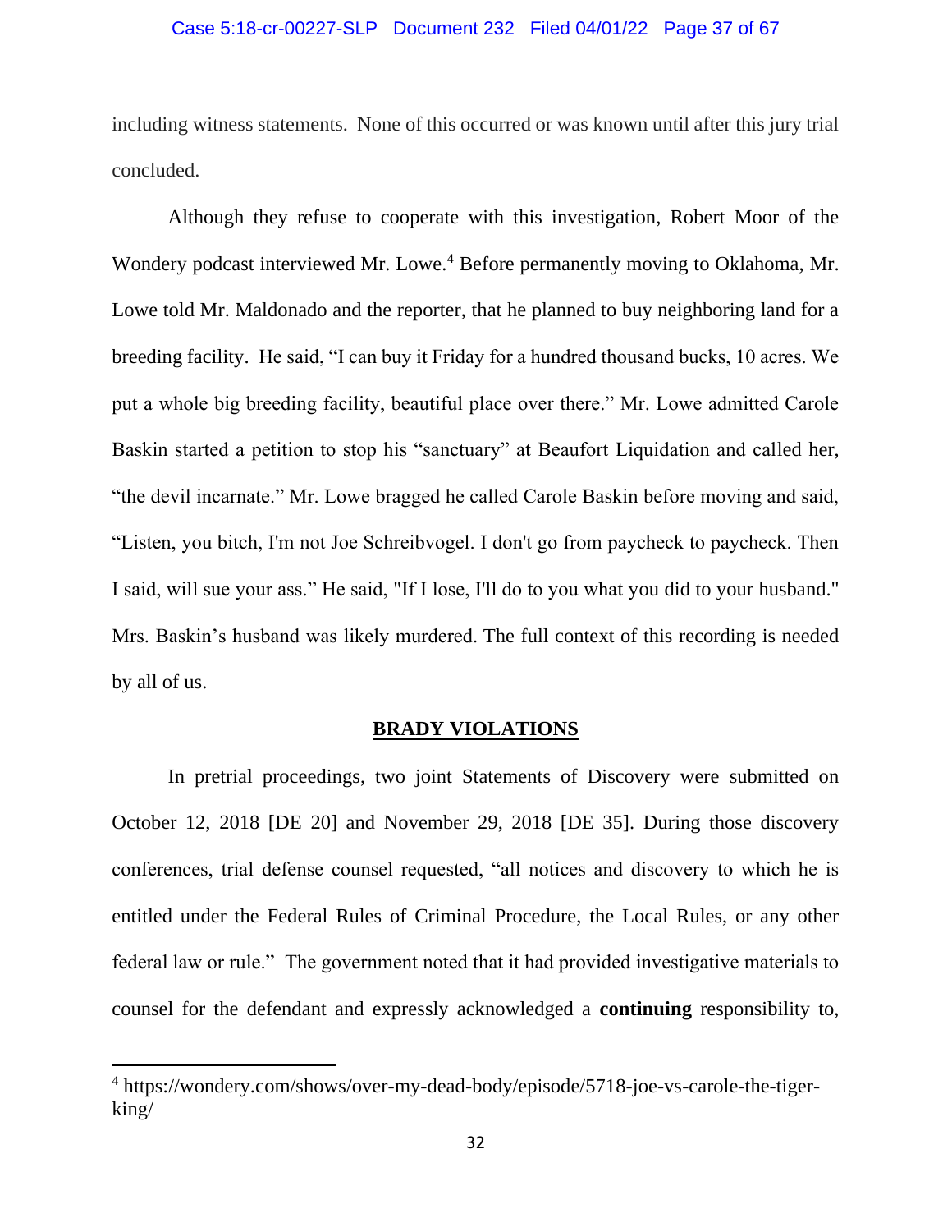including witness statements. None of this occurred or was known until after this jury trial concluded.

Although they refuse to cooperate with this investigation, Robert Moor of the Wondery podcast interviewed Mr. Lowe.[4] Before permanently moving to Oklahoma, Mr. Lowe told Mr. Maldonado and the reporter, that he planned to buy neighboring land for a breeding facility. He said, "I can buy it Friday for a hundred thousand bucks, 10 acres. We put a whole big breeding facility, beautiful place over there." Mr. Lowe admitted Carole Baskin started a petition to stop his "sanctuary" at Beaufort Liquidation and called her, "the devil incarnate." Mr. Lowe bragged he called Carole Baskin before moving and said, "Listen, you bitch, I'm not Joe Schreibvogel. I don't go from paycheck to paycheck. Then I said, will sue your ass." He said, "If I lose, I'll do to you what you did to your husband." Mrs. Baskin's husband was likely murdered. The full context of this recording is needed by all of us.

## BRADY VIOLATIONS

In pretrial proceedings, two joint Statements of Discovery were submitted on October 12, 2018 [DE 20] and November 29, 2018 [DE 35]. During those discovery conferences, trial defense counsel requested, "all notices and discovery to which he is entitled under the Federal Rules of Criminal Procedure, the Local Rules, or any other federal law or rule." The government noted that it had provided investigative materials to counsel for the defendant and expressly acknowledged a **continuing** responsibility to,

---

[4] https://wondery.com/shows/over-my-dead-body/episode/5718-joe-vs-carole-the-tiger-king/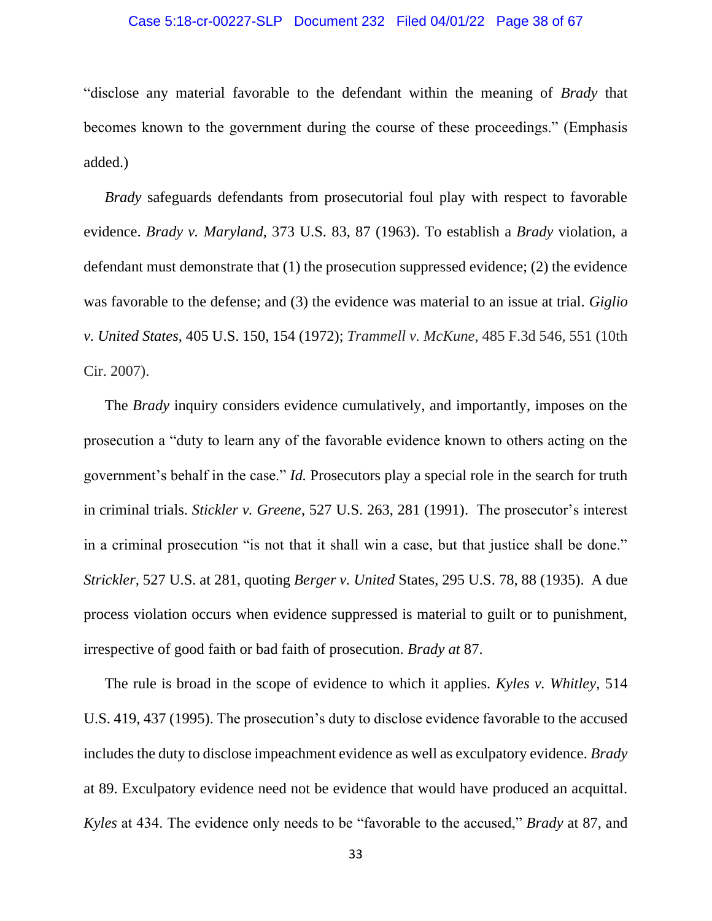"disclose any material favorable to the defendant within the meaning of *Brady* that becomes known to the government during the course of these proceedings." (Emphasis added.)

*Brady* safeguards defendants from prosecutorial foul play with respect to favorable evidence. *Brady v. Maryland*, 373 U.S. 83, 87 (1963). To establish a *Brady* violation, a defendant must demonstrate that (1) the prosecution suppressed evidence; (2) the evidence was favorable to the defense; and (3) the evidence was material to an issue at trial. *Giglio v. United States*, 405 U.S. 150, 154 (1972); *Trammell v. McKune*, 485 F.3d 546, 551 (10th Cir. 2007).

The *Brady* inquiry considers evidence cumulatively, and importantly, imposes on the prosecution a "duty to learn any of the favorable evidence known to others acting on the government's behalf in the case." *Id.* Prosecutors play a special role in the search for truth in criminal trials. *Stickler v. Greene*, 527 U.S. 263, 281 (1991). The prosecutor's interest in a criminal prosecution "is not that it shall win a case, but that justice shall be done." *Strickler,* 527 U.S. at 281, quoting *Berger v. United* States, 295 U.S. 78, 88 (1935). A due process violation occurs when evidence suppressed is material to guilt or to punishment, irrespective of good faith or bad faith of prosecution. *Brady at* 87.

The rule is broad in the scope of evidence to which it applies. *Kyles v. Whitley,* 514 U.S. 419, 437 (1995). The prosecution's duty to disclose evidence favorable to the accused includes the duty to disclose impeachment evidence as well as exculpatory evidence. *Brady* at 89. Exculpatory evidence need not be evidence that would have produced an acquittal. *Kyles* at 434. The evidence only needs to be "favorable to the accused," *Brady* at 87, and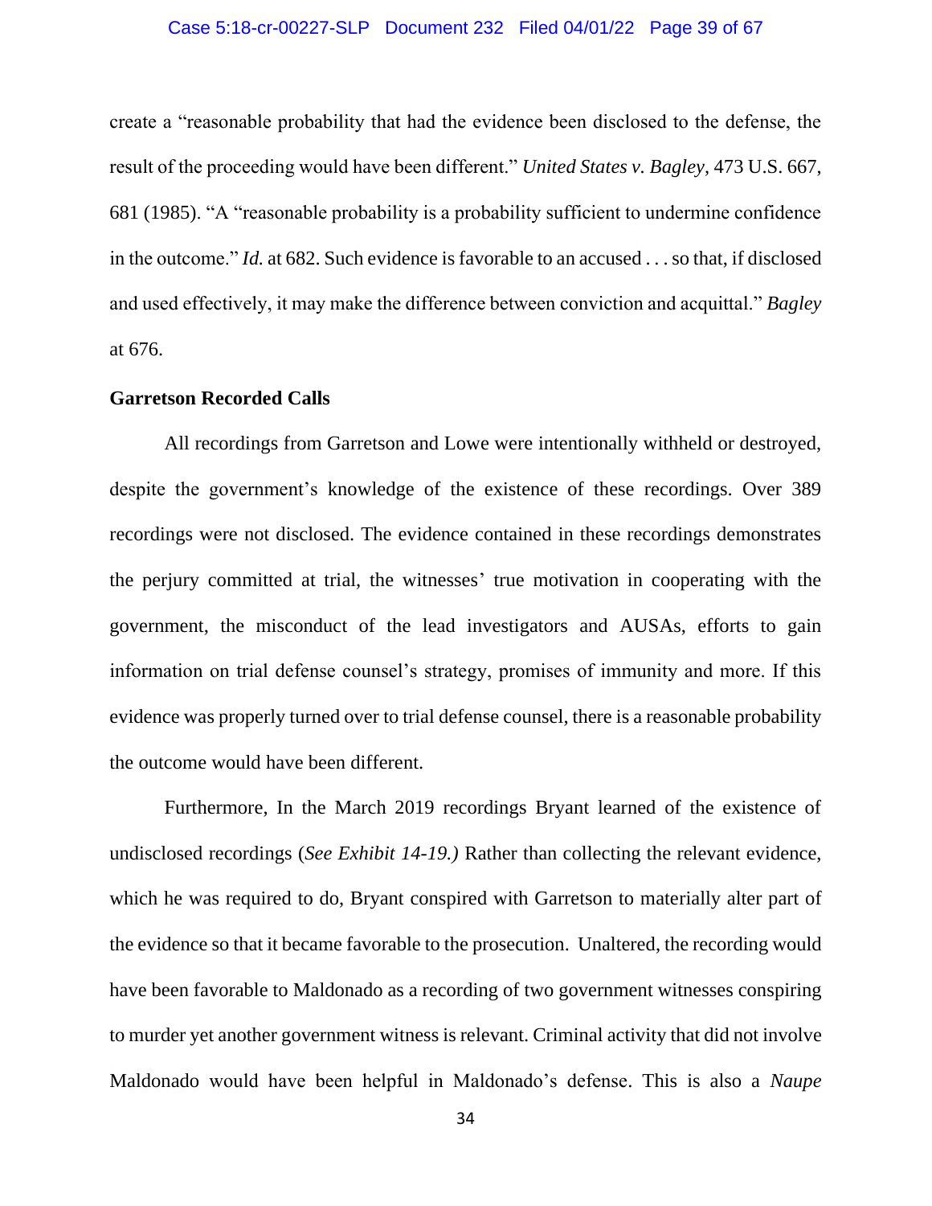create a "reasonable probability that had the evidence been disclosed to the defense, the result of the proceeding would have been different." *United States v. Bagley*, 473 U.S. 667, 681 (1985). "A "reasonable probability is a probability sufficient to undermine confidence in the outcome." *Id.* at 682. Such evidence is favorable to an accused . . . so that, if disclosed and used effectively, it may make the difference between conviction and acquittal." *Bagley* at 676.

**Garretson Recorded Calls**

All recordings from Garretson and Lowe were intentionally withheld or destroyed, despite the government's knowledge of the existence of these recordings. Over 389 recordings were not disclosed. The evidence contained in these recordings demonstrates the perjury committed at trial, the witnesses' true motivation in cooperating with the government, the misconduct of the lead investigators and AUSAs, efforts to gain information on trial defense counsel's strategy, promises of immunity and more. If this evidence was properly turned over to trial defense counsel, there is a reasonable probability the outcome would have been different.

Furthermore, In the March 2019 recordings Bryant learned of the existence of undisclosed recordings (*See Exhibit 14-19.)* Rather than collecting the relevant evidence, which he was required to do, Bryant conspired with Garretson to materially alter part of the evidence so that it became favorable to the prosecution. Unaltered, the recording would have been favorable to Maldonado as a recording of two government witnesses conspiring to murder yet another government witness is relevant. Criminal activity that did not involve Maldonado would have been helpful in Maldonado's defense. This is also a *Naupe*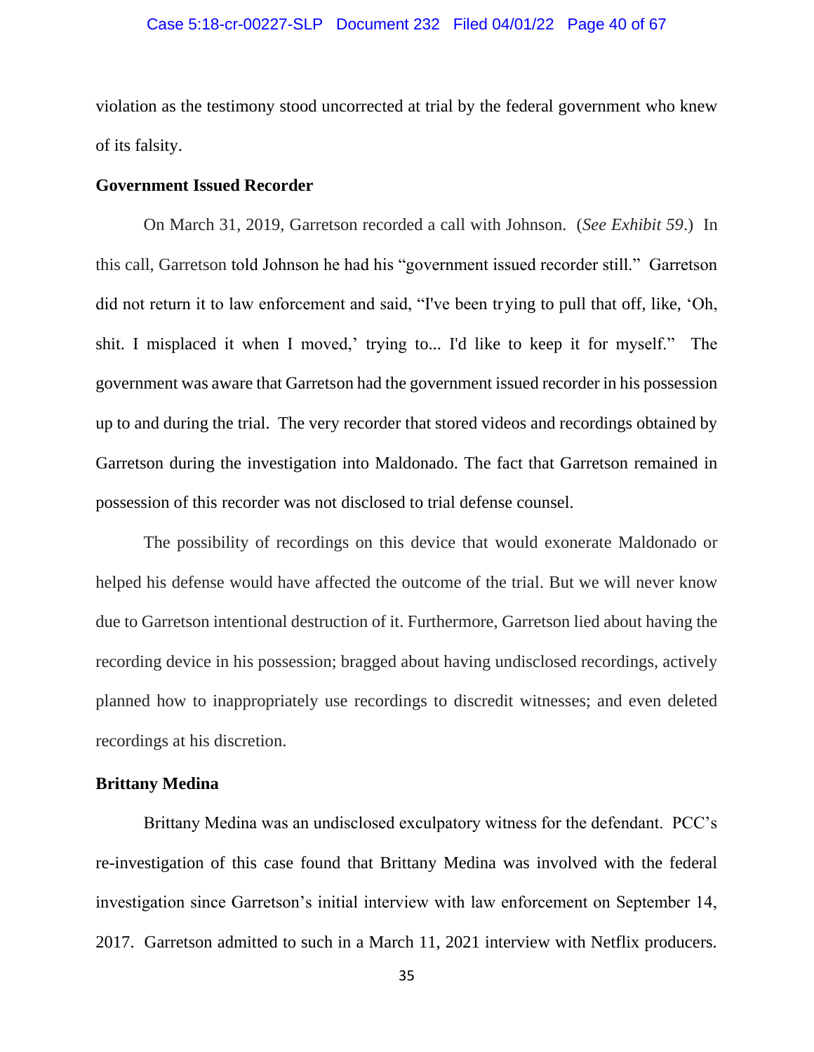violation as the testimony stood uncorrected at trial by the federal government who knew of its falsity.

**Government Issued Recorder**

On March 31, 2019, Garretson recorded a call with Johnson. (*See Exhibit 59*.) In this call, Garretson told Johnson he had his "government issued recorder still." Garretson did not return it to law enforcement and said, "I've been trying to pull that off, like, 'Oh, shit. I misplaced it when I moved,' trying to... I'd like to keep it for myself." The government was aware that Garretson had the government issued recorder in his possession up to and during the trial. The very recorder that stored videos and recordings obtained by Garretson during the investigation into Maldonado. The fact that Garretson remained in possession of this recorder was not disclosed to trial defense counsel.

The possibility of recordings on this device that would exonerate Maldonado or helped his defense would have affected the outcome of the trial. But we will never know due to Garretson intentional destruction of it. Furthermore, Garretson lied about having the recording device in his possession; bragged about having undisclosed recordings, actively planned how to inappropriately use recordings to discredit witnesses; and even deleted recordings at his discretion.

**Brittany Medina**

Brittany Medina was an undisclosed exculpatory witness for the defendant. PCC's re-investigation of this case found that Brittany Medina was involved with the federal investigation since Garretson's initial interview with law enforcement on September 14, 2017. Garretson admitted to such in a March 11, 2021 interview with Netflix producers.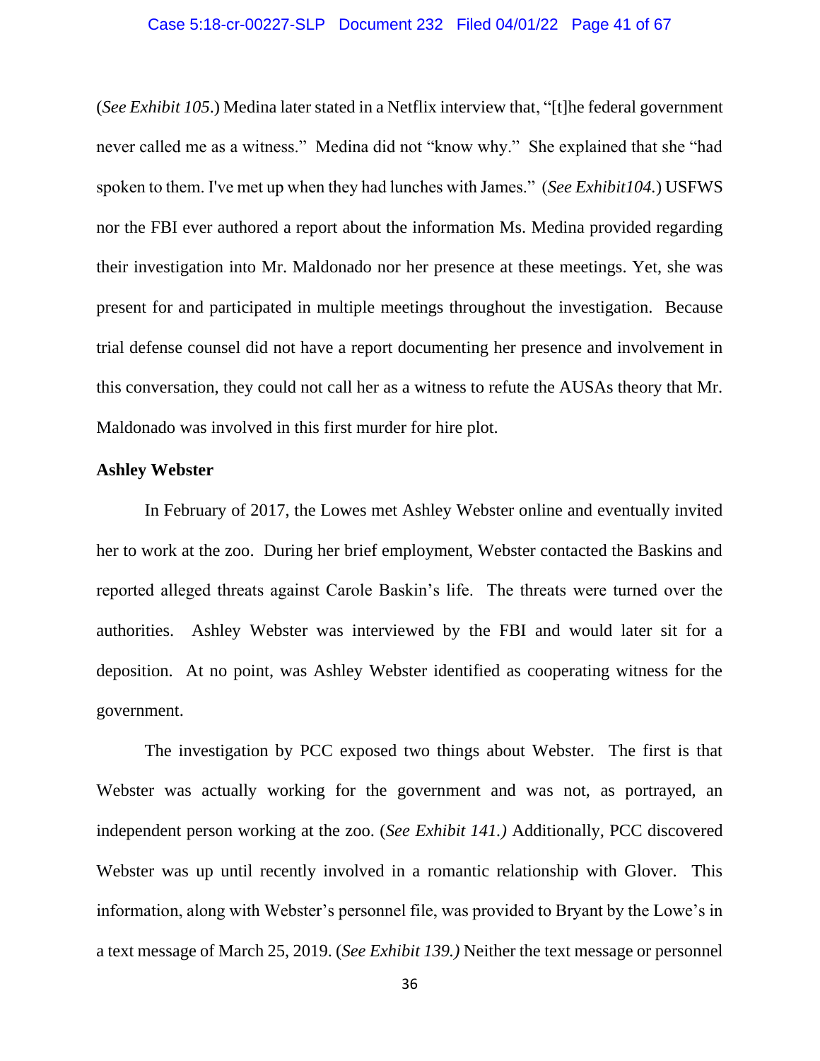(*See Exhibit 105*.) Medina later stated in a Netflix interview that, "[t]he federal government never called me as a witness." Medina did not "know why." She explained that she "had spoken to them. I've met up when they had lunches with James." (*See Exhibit104.*) USFWS nor the FBI ever authored a report about the information Ms. Medina provided regarding their investigation into Mr. Maldonado nor her presence at these meetings. Yet, she was present for and participated in multiple meetings throughout the investigation. Because trial defense counsel did not have a report documenting her presence and involvement in this conversation, they could not call her as a witness to refute the AUSAs theory that Mr. Maldonado was involved in this first murder for hire plot.

**Ashley Webster**

In February of 2017, the Lowes met Ashley Webster online and eventually invited her to work at the zoo. During her brief employment, Webster contacted the Baskins and reported alleged threats against Carole Baskin's life. The threats were turned over the authorities. Ashley Webster was interviewed by the FBI and would later sit for a deposition. At no point, was Ashley Webster identified as cooperating witness for the government.

The investigation by PCC exposed two things about Webster. The first is that Webster was actually working for the government and was not, as portrayed, an independent person working at the zoo. (*See Exhibit 141.)* Additionally, PCC discovered Webster was up until recently involved in a romantic relationship with Glover. This information, along with Webster's personnel file, was provided to Bryant by the Lowe's in a text message of March 25, 2019. (*See Exhibit 139.)* Neither the text message or personnel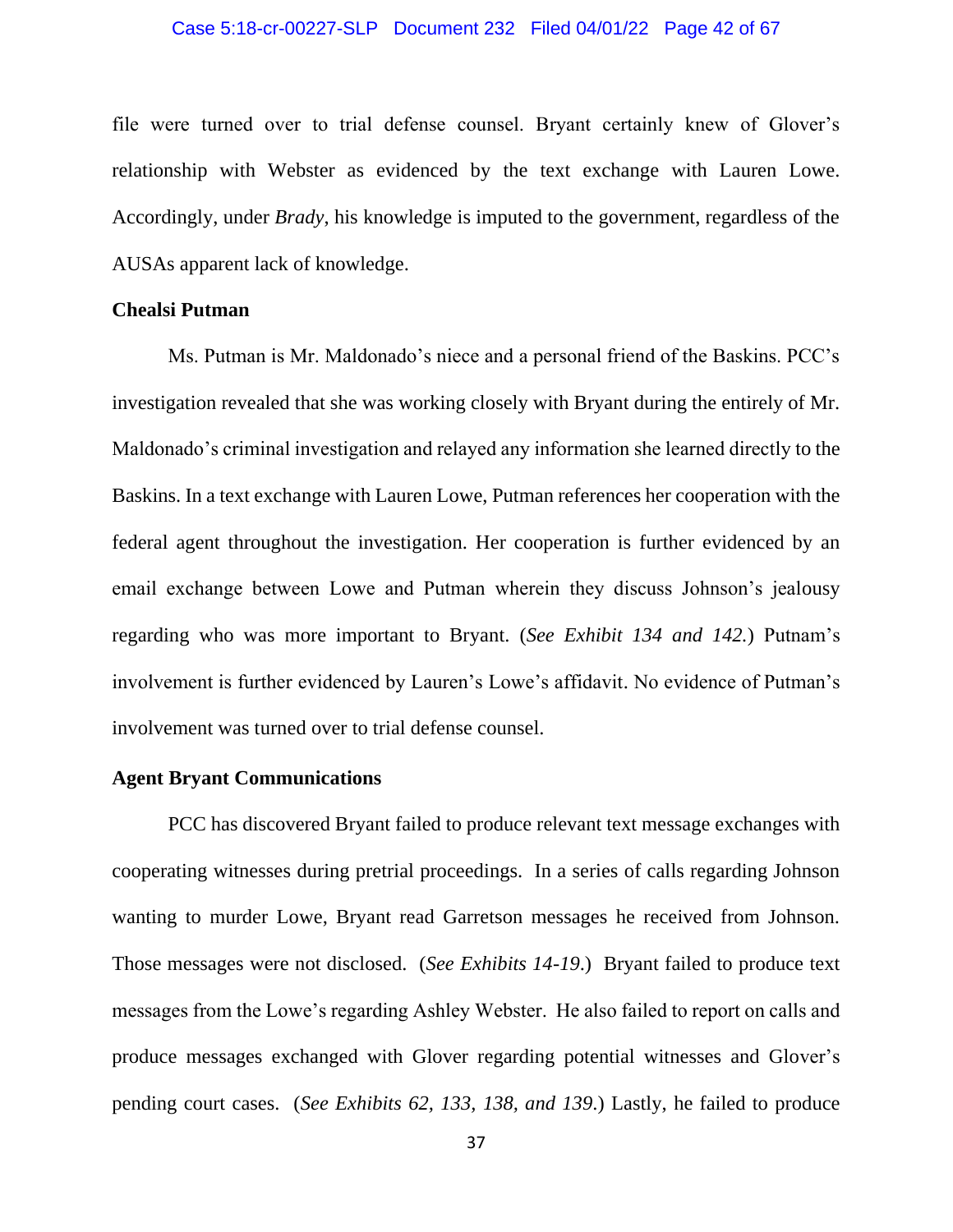file were turned over to trial defense counsel. Bryant certainly knew of Glover's relationship with Webster as evidenced by the text exchange with Lauren Lowe. Accordingly, under *Brady*, his knowledge is imputed to the government, regardless of the AUSAs apparent lack of knowledge.

**Chealsi Putman**

Ms. Putman is Mr. Maldonado's niece and a personal friend of the Baskins. PCC's investigation revealed that she was working closely with Bryant during the entirely of Mr. Maldonado's criminal investigation and relayed any information she learned directly to the Baskins. In a text exchange with Lauren Lowe, Putman references her cooperation with the federal agent throughout the investigation. Her cooperation is further evidenced by an email exchange between Lowe and Putman wherein they discuss Johnson's jealousy regarding who was more important to Bryant. (*See Exhibit 134 and 142.*) Putnam's involvement is further evidenced by Lauren's Lowe's affidavit. No evidence of Putman's involvement was turned over to trial defense counsel.

**Agent Bryant Communications**

PCC has discovered Bryant failed to produce relevant text message exchanges with cooperating witnesses during pretrial proceedings. In a series of calls regarding Johnson wanting to murder Lowe, Bryant read Garretson messages he received from Johnson. Those messages were not disclosed. (*See Exhibits 14-19.*) Bryant failed to produce text messages from the Lowe's regarding Ashley Webster. He also failed to report on calls and produce messages exchanged with Glover regarding potential witnesses and Glover's pending court cases. (*See Exhibits 62, 133, 138, and 139.*) Lastly, he failed to produce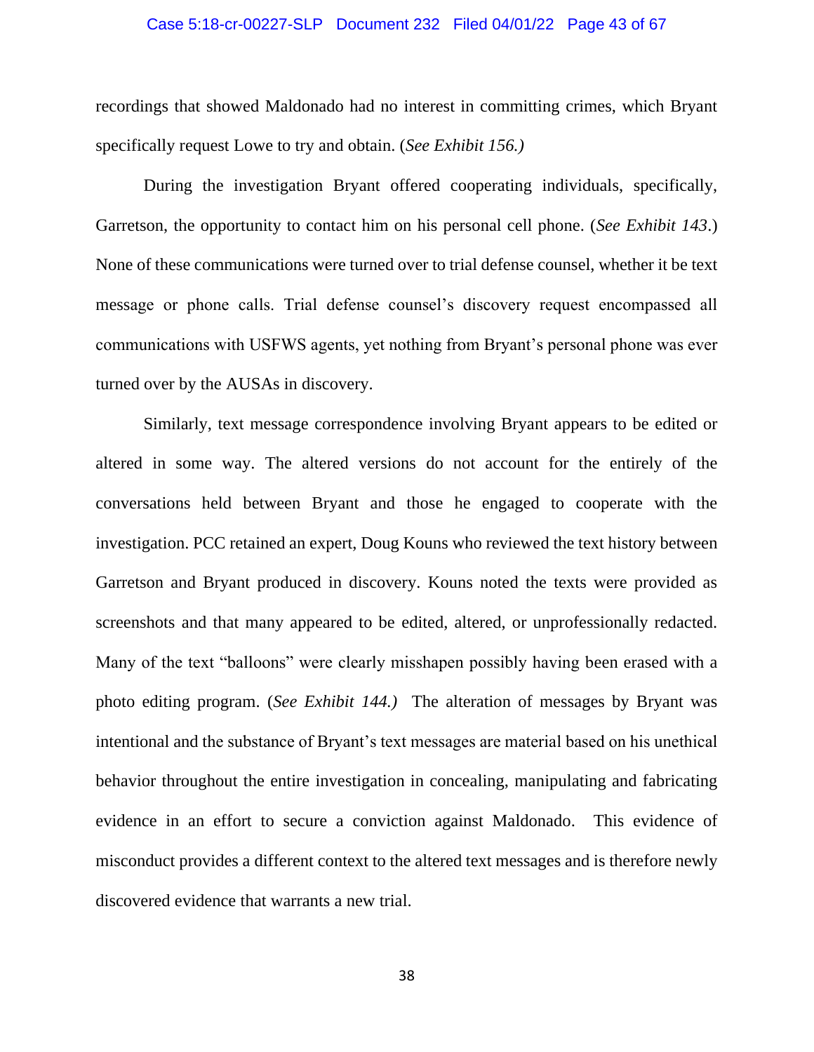recordings that showed Maldonado had no interest in committing crimes, which Bryant specifically request Lowe to try and obtain. (*See Exhibit 156.)*

During the investigation Bryant offered cooperating individuals, specifically, Garretson, the opportunity to contact him on his personal cell phone. (*See Exhibit 143*.) None of these communications were turned over to trial defense counsel, whether it be text message or phone calls. Trial defense counsel's discovery request encompassed all communications with USFWS agents, yet nothing from Bryant's personal phone was ever turned over by the AUSAs in discovery.

Similarly, text message correspondence involving Bryant appears to be edited or altered in some way. The altered versions do not account for the entirely of the conversations held between Bryant and those he engaged to cooperate with the investigation. PCC retained an expert, Doug Kouns who reviewed the text history between Garretson and Bryant produced in discovery. Kouns noted the texts were provided as screenshots and that many appeared to be edited, altered, or unprofessionally redacted. Many of the text "balloons" were clearly misshapen possibly having been erased with a photo editing program. (*See Exhibit 144.)* The alteration of messages by Bryant was intentional and the substance of Bryant's text messages are material based on his unethical behavior throughout the entire investigation in concealing, manipulating and fabricating evidence in an effort to secure a conviction against Maldonado. This evidence of misconduct provides a different context to the altered text messages and is therefore newly discovered evidence that warrants a new trial.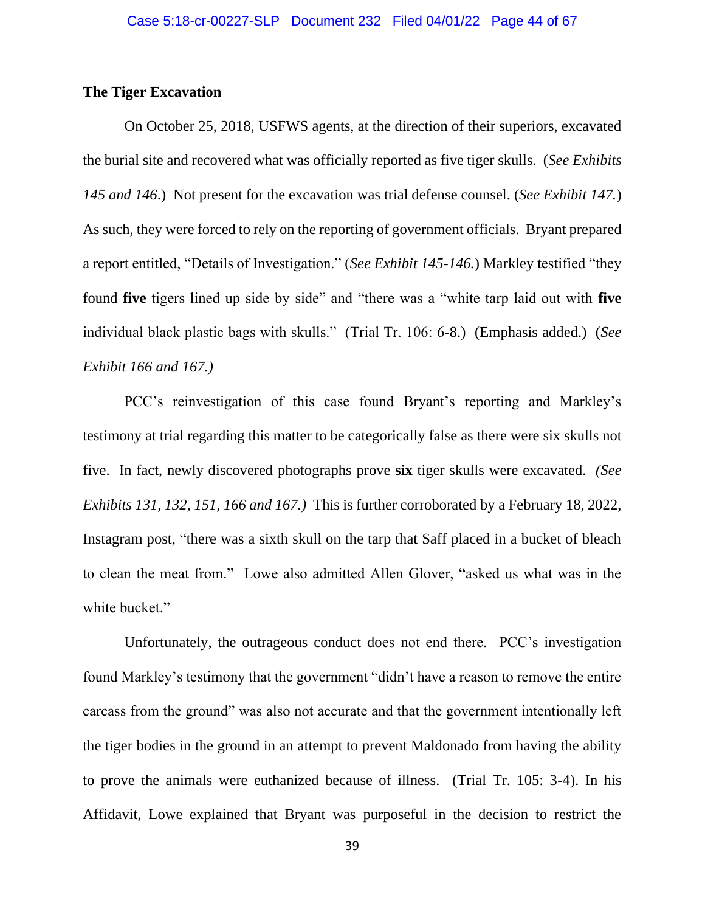**The Tiger Excavation**

On October 25, 2018, USFWS agents, at the direction of their superiors, excavated the burial site and recovered what was officially reported as five tiger skulls. (*See Exhibits 145 and 146*.) Not present for the excavation was trial defense counsel. (*See Exhibit 147.*) As such, they were forced to rely on the reporting of government officials. Bryant prepared a report entitled, "Details of Investigation." (*See Exhibit 145-146.*) Markley testified "they found **five** tigers lined up side by side" and "there was a "white tarp laid out with **five** individual black plastic bags with skulls." (Trial Tr. 106: 6-8.) (Emphasis added.) (*See Exhibit 166 and 167.)*

PCC's reinvestigation of this case found Bryant's reporting and Markley's testimony at trial regarding this matter to be categorically false as there were six skulls not five. In fact, newly discovered photographs prove **six** tiger skulls were excavated. *(See Exhibits 131, 132, 151, 166 and 167.)* This is further corroborated by a February 18, 2022, Instagram post, "there was a sixth skull on the tarp that Saff placed in a bucket of bleach to clean the meat from." Lowe also admitted Allen Glover, "asked us what was in the white bucket."

Unfortunately, the outrageous conduct does not end there. PCC's investigation found Markley's testimony that the government "didn't have a reason to remove the entire carcass from the ground" was also not accurate and that the government intentionally left the tiger bodies in the ground in an attempt to prevent Maldonado from having the ability to prove the animals were euthanized because of illness. (Trial Tr. 105: 3-4). In his Affidavit, Lowe explained that Bryant was purposeful in the decision to restrict the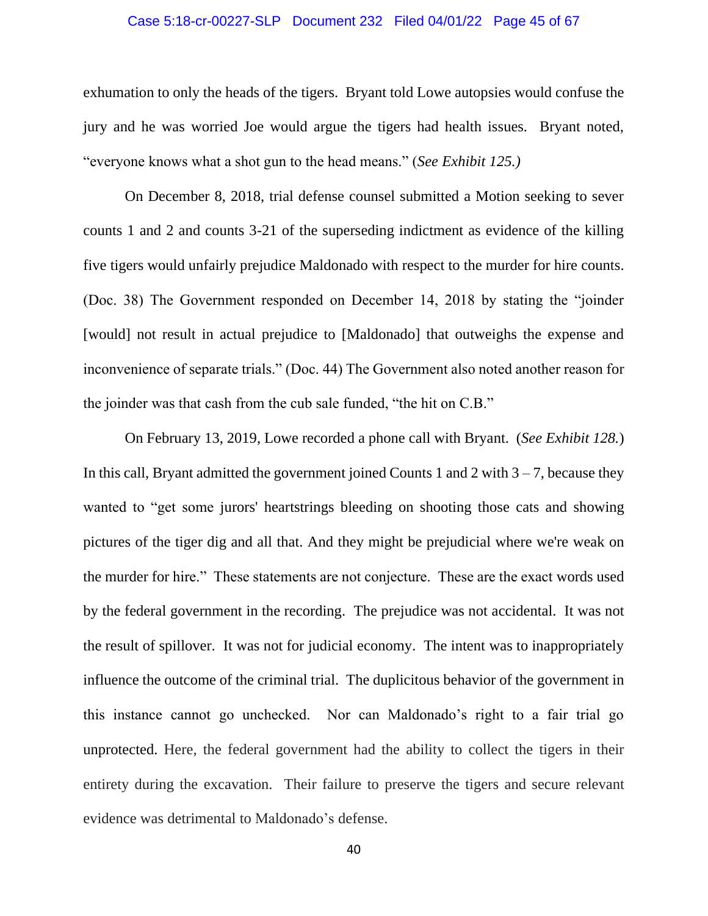exhumation to only the heads of the tigers. Bryant told Lowe autopsies would confuse the jury and he was worried Joe would argue the tigers had health issues. Bryant noted, "everyone knows what a shot gun to the head means." (*See Exhibit 125.)*

On December 8, 2018, trial defense counsel submitted a Motion seeking to sever counts 1 and 2 and counts 3-21 of the superseding indictment as evidence of the killing five tigers would unfairly prejudice Maldonado with respect to the murder for hire counts. (Doc. 38) The Government responded on December 14, 2018 by stating the "joinder [would] not result in actual prejudice to [Maldonado] that outweighs the expense and inconvenience of separate trials." (Doc. 44) The Government also noted another reason for the joinder was that cash from the cub sale funded, "the hit on C.B."

On February 13, 2019, Lowe recorded a phone call with Bryant. (*See Exhibit 128.*) In this call, Bryant admitted the government joined Counts 1 and 2 with 3 – 7, because they wanted to "get some jurors' heartstrings bleeding on shooting those cats and showing pictures of the tiger dig and all that. And they might be prejudicial where we're weak on the murder for hire." These statements are not conjecture. These are the exact words used by the federal government in the recording. The prejudice was not accidental. It was not the result of spillover. It was not for judicial economy. The intent was to inappropriately influence the outcome of the criminal trial. The duplicitous behavior of the government in this instance cannot go unchecked. Nor can Maldonado's right to a fair trial go unprotected. Here, the federal government had the ability to collect the tigers in their entirety during the excavation. Their failure to preserve the tigers and secure relevant evidence was detrimental to Maldonado's defense.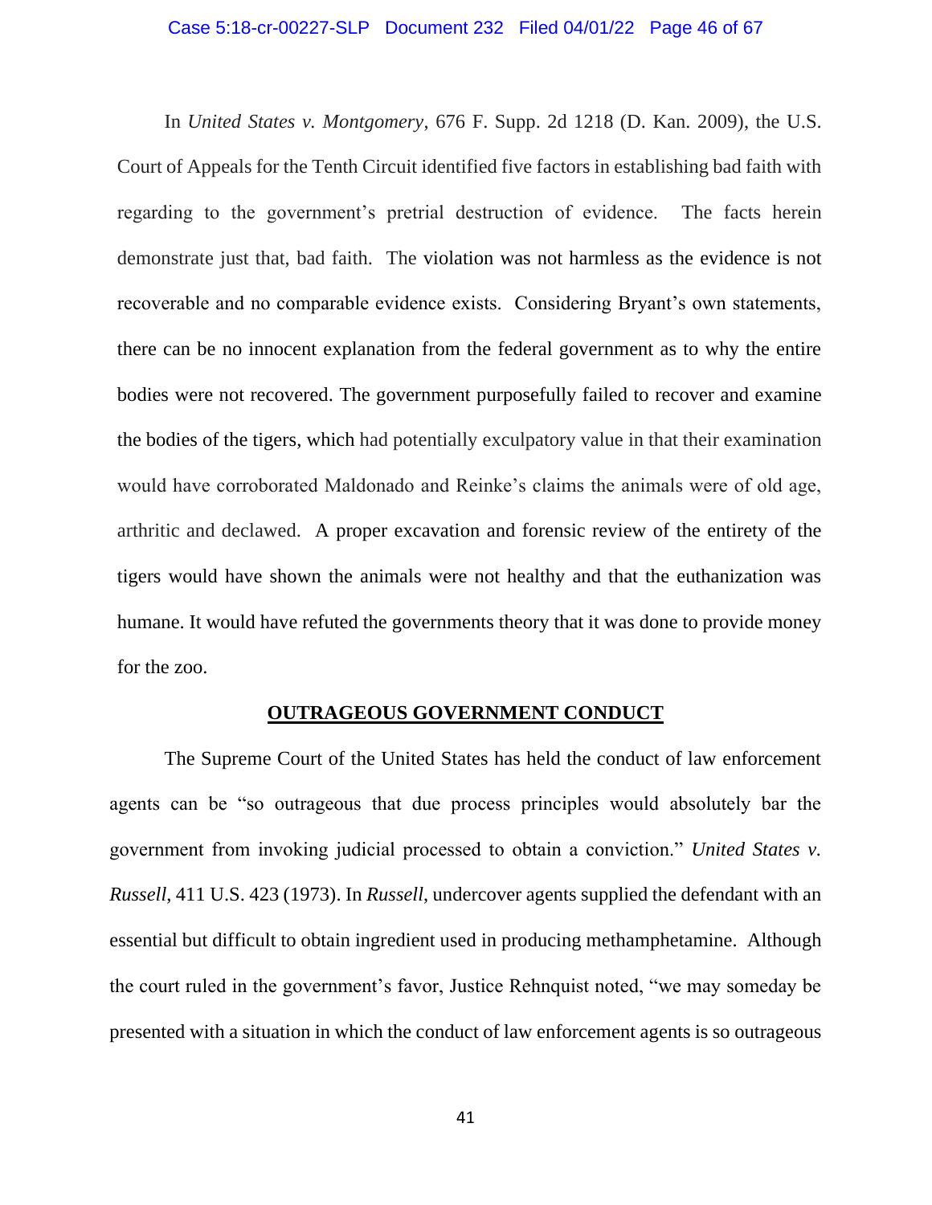In *United States v. Montgomery*, 676 F. Supp. 2d 1218 (D. Kan. 2009), the U.S. Court of Appeals for the Tenth Circuit identified five factors in establishing bad faith with regarding to the government's pretrial destruction of evidence. The facts herein demonstrate just that, bad faith. The violation was not harmless as the evidence is not recoverable and no comparable evidence exists. Considering Bryant's own statements, there can be no innocent explanation from the federal government as to why the entire bodies were not recovered. The government purposefully failed to recover and examine the bodies of the tigers, which had potentially exculpatory value in that their examination would have corroborated Maldonado and Reinke's claims the animals were of old age, arthritic and declawed. A proper excavation and forensic review of the entirety of the tigers would have shown the animals were not healthy and that the euthanization was humane. It would have refuted the governments theory that it was done to provide money for the zoo.

## OUTRAGEOUS GOVERNMENT CONDUCT

The Supreme Court of the United States has held the conduct of law enforcement agents can be "so outrageous that due process principles would absolutely bar the government from invoking judicial processed to obtain a conviction." *United States v. Russell*, 411 U.S. 423 (1973). In *Russell*, undercover agents supplied the defendant with an essential but difficult to obtain ingredient used in producing methamphetamine. Although the court ruled in the government's favor, Justice Rehnquist noted, "we may someday be presented with a situation in which the conduct of law enforcement agents is so outrageous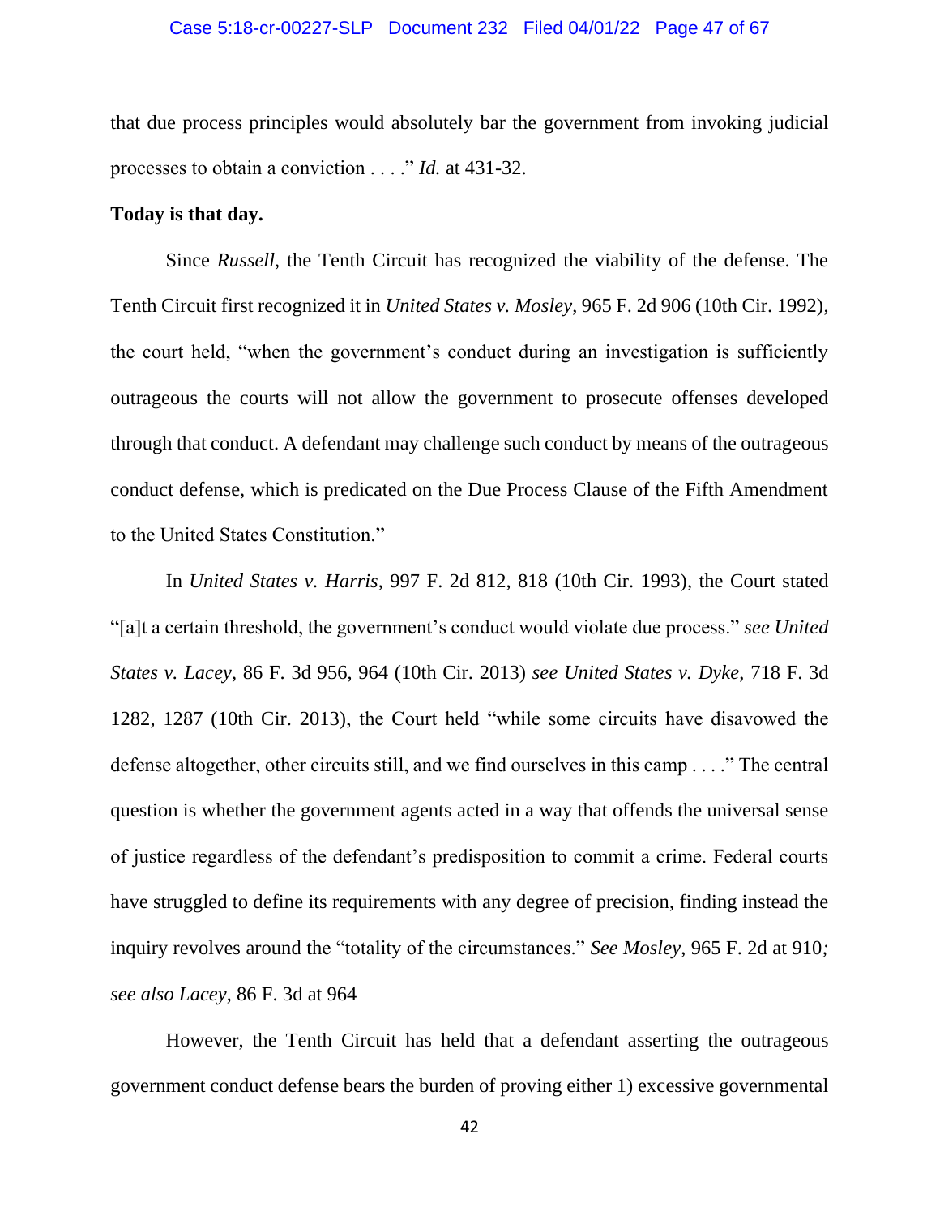that due process principles would absolutely bar the government from invoking judicial processes to obtain a conviction . . . ." *Id.* at 431-32.

**Today is that day.**

Since *Russell*, the Tenth Circuit has recognized the viability of the defense. The Tenth Circuit first recognized it in *United States v. Mosley*, 965 F. 2d 906 (10th Cir. 1992), the court held, "when the government's conduct during an investigation is sufficiently outrageous the courts will not allow the government to prosecute offenses developed through that conduct. A defendant may challenge such conduct by means of the outrageous conduct defense, which is predicated on the Due Process Clause of the Fifth Amendment to the United States Constitution."

In *United States v. Harris*, 997 F. 2d 812, 818 (10th Cir. 1993), the Court stated "[a]t a certain threshold, the government's conduct would violate due process." *see United States v. Lacey*, 86 F. 3d 956, 964 (10th Cir. 2013) *see United States v. Dyke*, 718 F. 3d 1282, 1287 (10th Cir. 2013), the Court held "while some circuits have disavowed the defense altogether, other circuits still, and we find ourselves in this camp . . . ." The central question is whether the government agents acted in a way that offends the universal sense of justice regardless of the defendant's predisposition to commit a crime. Federal courts have struggled to define its requirements with any degree of precision, finding instead the inquiry revolves around the "totality of the circumstances." *See Mosley*, 965 F. 2d at 910*; see also Lacey*, 86 F. 3d at 964

However, the Tenth Circuit has held that a defendant asserting the outrageous government conduct defense bears the burden of proving either 1) excessive governmental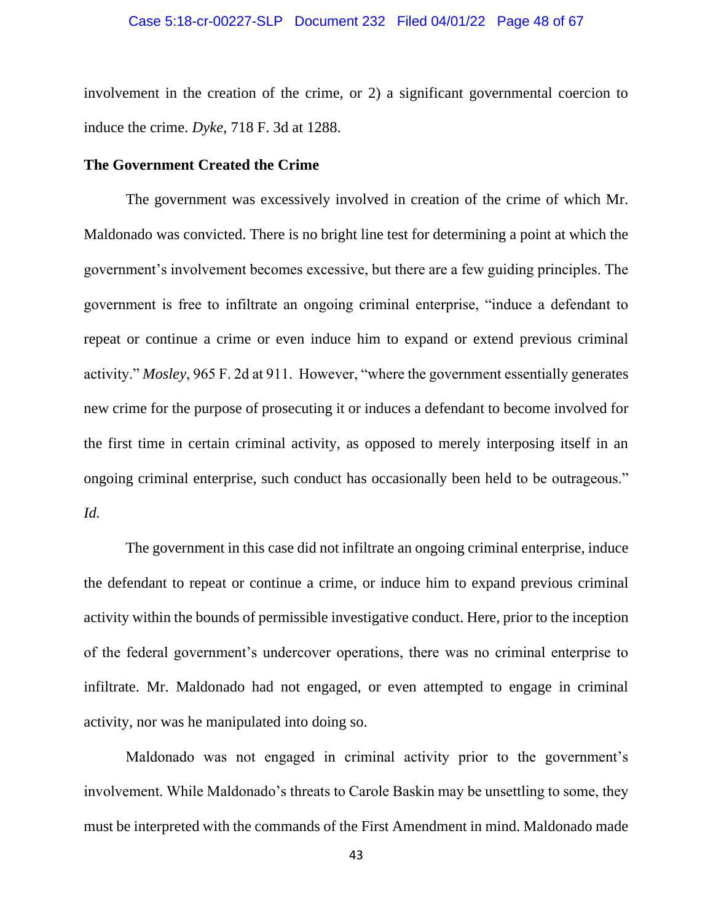involvement in the creation of the crime, or 2) a significant governmental coercion to induce the crime. *Dyke*, 718 F. 3d at 1288.

**The Government Created the Crime**

The government was excessively involved in creation of the crime of which Mr. Maldonado was convicted. There is no bright line test for determining a point at which the government's involvement becomes excessive, but there are a few guiding principles. The government is free to infiltrate an ongoing criminal enterprise, "induce a defendant to repeat or continue a crime or even induce him to expand or extend previous criminal activity." *Mosley*, 965 F. 2d at 911. However, "where the government essentially generates new crime for the purpose of prosecuting it or induces a defendant to become involved for the first time in certain criminal activity, as opposed to merely interposing itself in an ongoing criminal enterprise, such conduct has occasionally been held to be outrageous." *Id.*

The government in this case did not infiltrate an ongoing criminal enterprise, induce the defendant to repeat or continue a crime, or induce him to expand previous criminal activity within the bounds of permissible investigative conduct. Here, prior to the inception of the federal government's undercover operations, there was no criminal enterprise to infiltrate. Mr. Maldonado had not engaged, or even attempted to engage in criminal activity, nor was he manipulated into doing so.

Maldonado was not engaged in criminal activity prior to the government's involvement. While Maldonado's threats to Carole Baskin may be unsettling to some, they must be interpreted with the commands of the First Amendment in mind. Maldonado made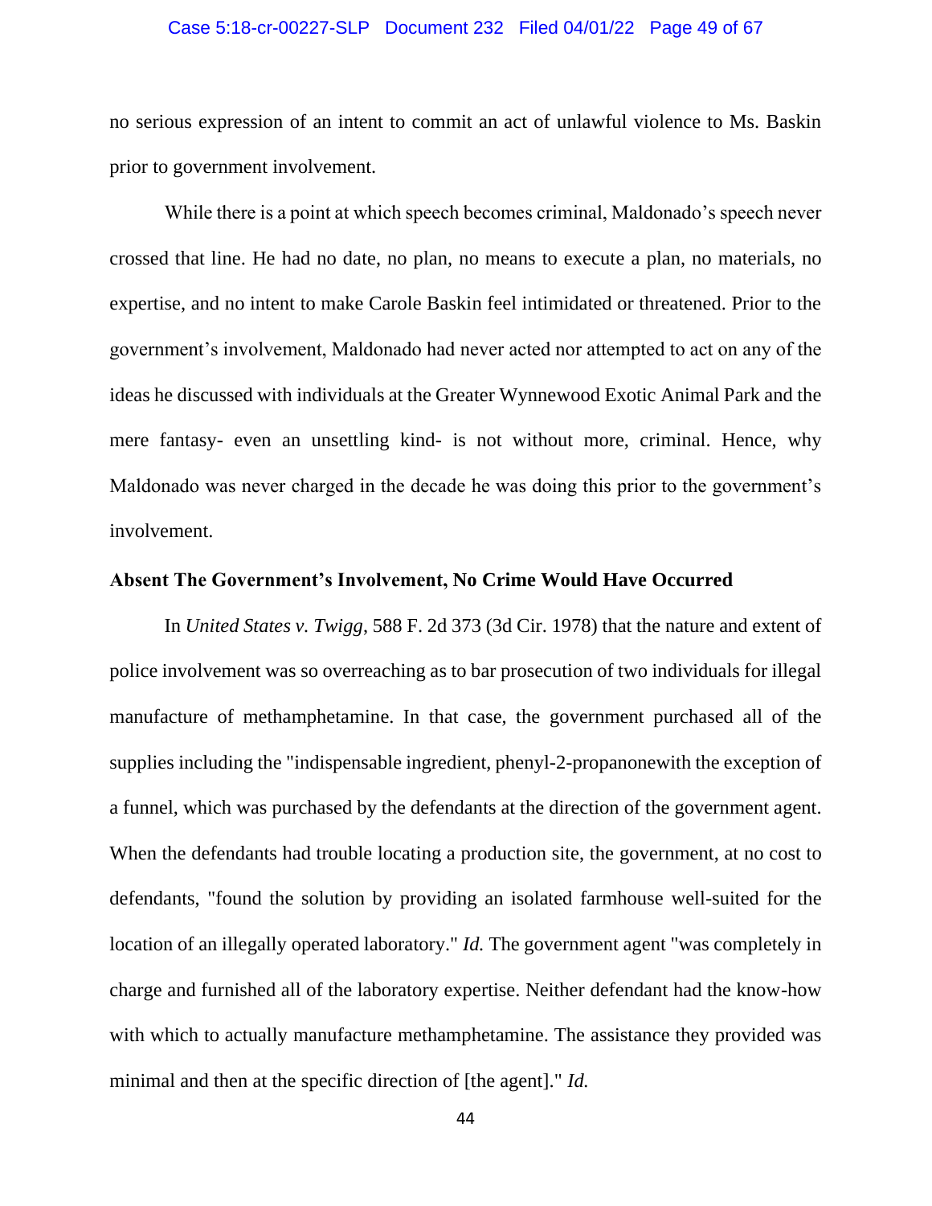no serious expression of an intent to commit an act of unlawful violence to Ms. Baskin prior to government involvement.

While there is a point at which speech becomes criminal, Maldonado's speech never crossed that line. He had no date, no plan, no means to execute a plan, no materials, no expertise, and no intent to make Carole Baskin feel intimidated or threatened. Prior to the government's involvement, Maldonado had never acted nor attempted to act on any of the ideas he discussed with individuals at the Greater Wynnewood Exotic Animal Park and the mere fantasy- even an unsettling kind- is not without more, criminal. Hence, why Maldonado was never charged in the decade he was doing this prior to the government's involvement.

**Absent The Government's Involvement, No Crime Would Have Occurred**

In *United States v. Twigg*, 588 F. 2d 373 (3d Cir. 1978) that the nature and extent of police involvement was so overreaching as to bar prosecution of two individuals for illegal manufacture of methamphetamine. In that case, the government purchased all of the supplies including the "indispensable ingredient, phenyl-2-propanonewith the exception of a funnel, which was purchased by the defendants at the direction of the government agent. When the defendants had trouble locating a production site, the government, at no cost to defendants, "found the solution by providing an isolated farmhouse well-suited for the location of an illegally operated laboratory." *Id.* The government agent "was completely in charge and furnished all of the laboratory expertise. Neither defendant had the know-how with which to actually manufacture methamphetamine. The assistance they provided was minimal and then at the specific direction of [the agent]." *Id.*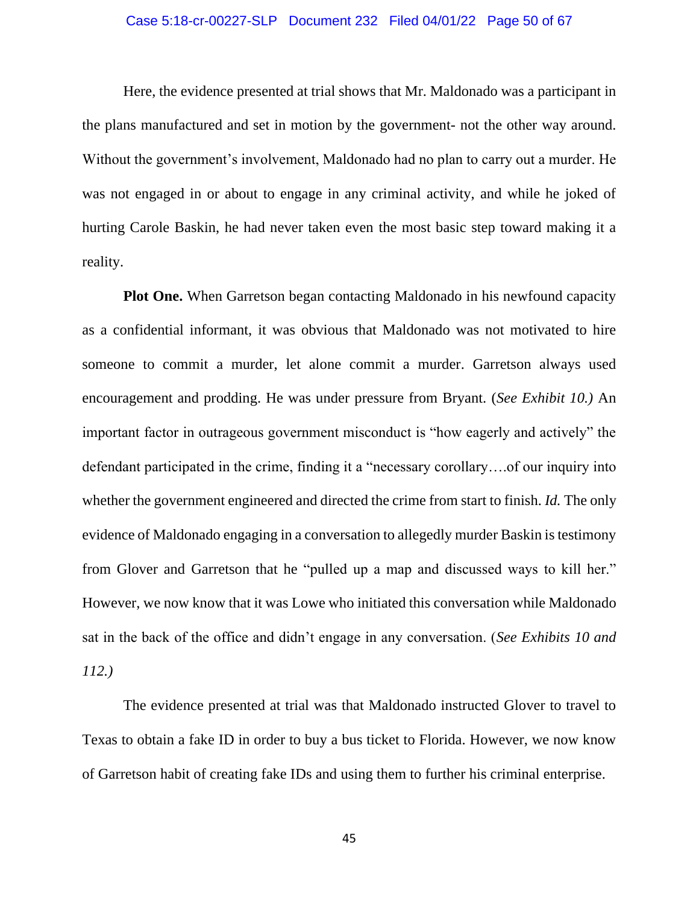Here, the evidence presented at trial shows that Mr. Maldonado was a participant in the plans manufactured and set in motion by the government- not the other way around. Without the government's involvement, Maldonado had no plan to carry out a murder. He was not engaged in or about to engage in any criminal activity, and while he joked of hurting Carole Baskin, he had never taken even the most basic step toward making it a reality.

**Plot One.** When Garretson began contacting Maldonado in his newfound capacity as a confidential informant, it was obvious that Maldonado was not motivated to hire someone to commit a murder, let alone commit a murder. Garretson always used encouragement and prodding. He was under pressure from Bryant. (*See Exhibit 10.)* An important factor in outrageous government misconduct is "how eagerly and actively" the defendant participated in the crime, finding it a "necessary corollary….of our inquiry into whether the government engineered and directed the crime from start to finish. *Id.* The only evidence of Maldonado engaging in a conversation to allegedly murder Baskin is testimony from Glover and Garretson that he "pulled up a map and discussed ways to kill her." However, we now know that it was Lowe who initiated this conversation while Maldonado sat in the back of the office and didn't engage in any conversation. (*See Exhibits 10 and 112.)*

The evidence presented at trial was that Maldonado instructed Glover to travel to Texas to obtain a fake ID in order to buy a bus ticket to Florida. However, we now know of Garretson habit of creating fake IDs and using them to further his criminal enterprise.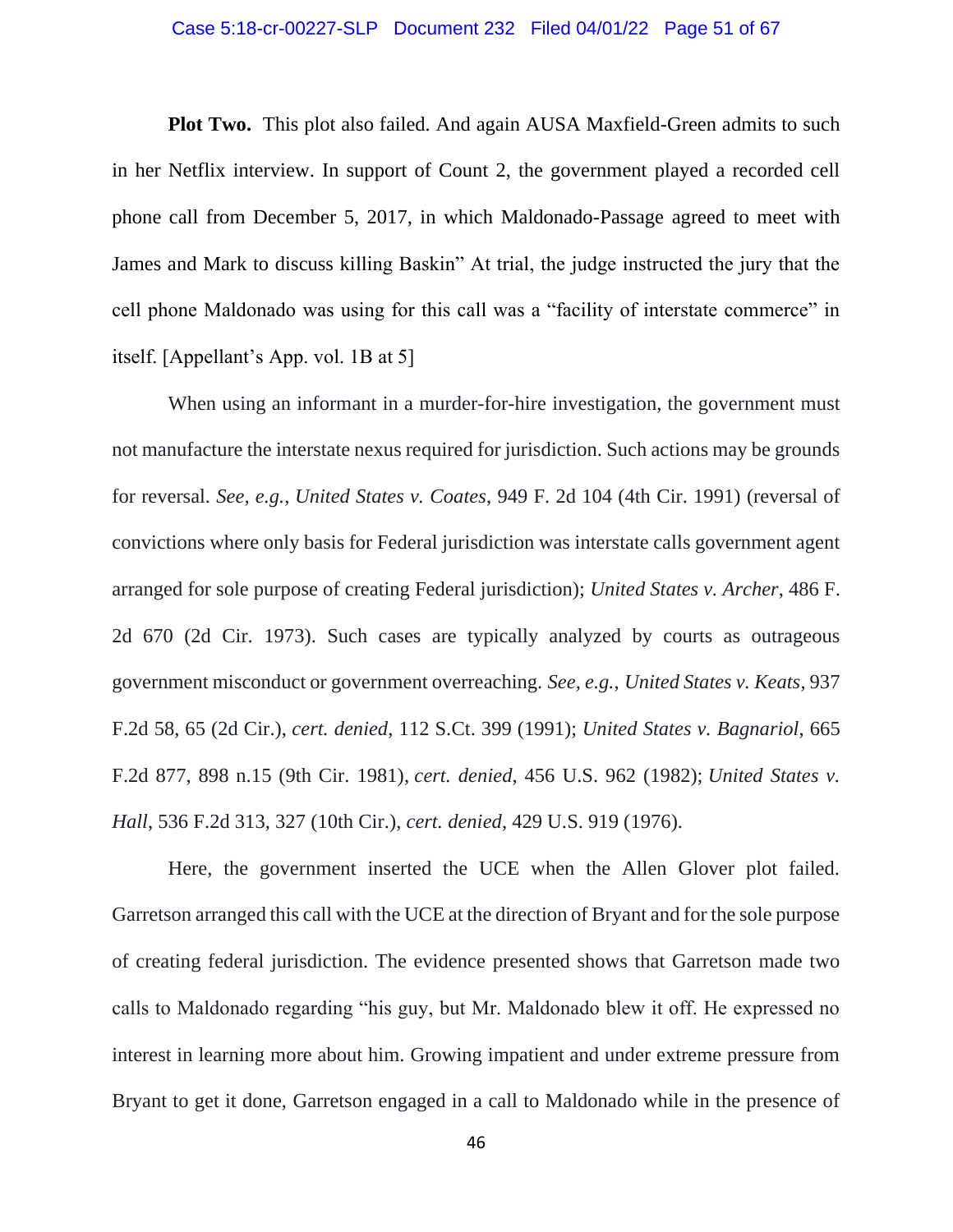**Plot Two.** This plot also failed. And again AUSA Maxfield-Green admits to such in her Netflix interview. In support of Count 2, the government played a recorded cell phone call from December 5, 2017, in which Maldonado-Passage agreed to meet with James and Mark to discuss killing Baskin" At trial, the judge instructed the jury that the cell phone Maldonado was using for this call was a "facility of interstate commerce" in itself. [Appellant's App. vol. 1B at 5]

When using an informant in a murder-for-hire investigation, the government must not manufacture the interstate nexus required for jurisdiction. Such actions may be grounds for reversal. *See, e.g.*, *United States v. Coates*, 949 F. 2d 104 (4th Cir. 1991) (reversal of convictions where only basis for Federal jurisdiction was interstate calls government agent arranged for sole purpose of creating Federal jurisdiction); *United States v. Archer*, 486 F. 2d 670 (2d Cir. 1973). Such cases are typically analyzed by courts as outrageous government misconduct or government overreaching. *See, e.g.*, *United States v. Keats*, 937 F.2d 58, 65 (2d Cir.), *cert. denied*, 112 S.Ct. 399 (1991); *United States v. Bagnariol*, 665 F.2d 877, 898 n.15 (9th Cir. 1981), *cert. denied*, 456 U.S. 962 (1982); *United States v. Hall*, 536 F.2d 313, 327 (10th Cir.), *cert. denied*, 429 U.S. 919 (1976).

Here, the government inserted the UCE when the Allen Glover plot failed. Garretson arranged this call with the UCE at the direction of Bryant and for the sole purpose of creating federal jurisdiction. The evidence presented shows that Garretson made two calls to Maldonado regarding "his guy, but Mr. Maldonado blew it off. He expressed no interest in learning more about him. Growing impatient and under extreme pressure from Bryant to get it done, Garretson engaged in a call to Maldonado while in the presence of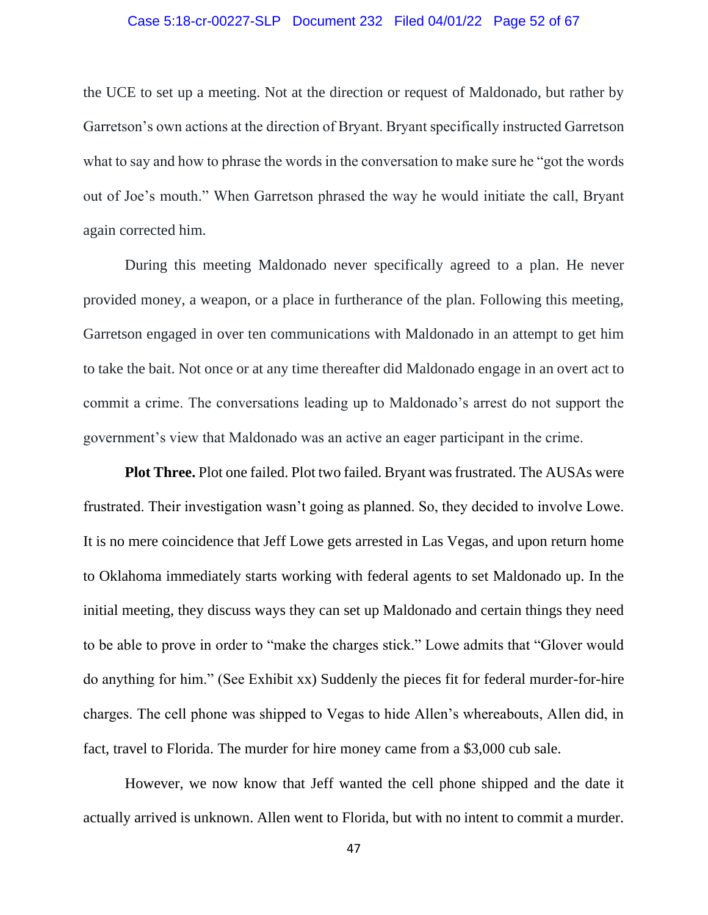the UCE to set up a meeting. Not at the direction or request of Maldonado, but rather by Garretson's own actions at the direction of Bryant. Bryant specifically instructed Garretson what to say and how to phrase the words in the conversation to make sure he "got the words out of Joe's mouth." When Garretson phrased the way he would initiate the call, Bryant again corrected him.

During this meeting Maldonado never specifically agreed to a plan. He never provided money, a weapon, or a place in furtherance of the plan. Following this meeting, Garretson engaged in over ten communications with Maldonado in an attempt to get him to take the bait. Not once or at any time thereafter did Maldonado engage in an overt act to commit a crime. The conversations leading up to Maldonado's arrest do not support the government's view that Maldonado was an active an eager participant in the crime.

**Plot Three.** Plot one failed. Plot two failed. Bryant was frustrated. The AUSAs were frustrated. Their investigation wasn't going as planned. So, they decided to involve Lowe. It is no mere coincidence that Jeff Lowe gets arrested in Las Vegas, and upon return home to Oklahoma immediately starts working with federal agents to set Maldonado up. In the initial meeting, they discuss ways they can set up Maldonado and certain things they need to be able to prove in order to "make the charges stick." Lowe admits that "Glover would do anything for him." (See Exhibit xx) Suddenly the pieces fit for federal murder-for-hire charges. The cell phone was shipped to Vegas to hide Allen's whereabouts, Allen did, in fact, travel to Florida. The murder for hire money came from a $3,000 cub sale.

However, we now know that Jeff wanted the cell phone shipped and the date it actually arrived is unknown. Allen went to Florida, but with no intent to commit a murder.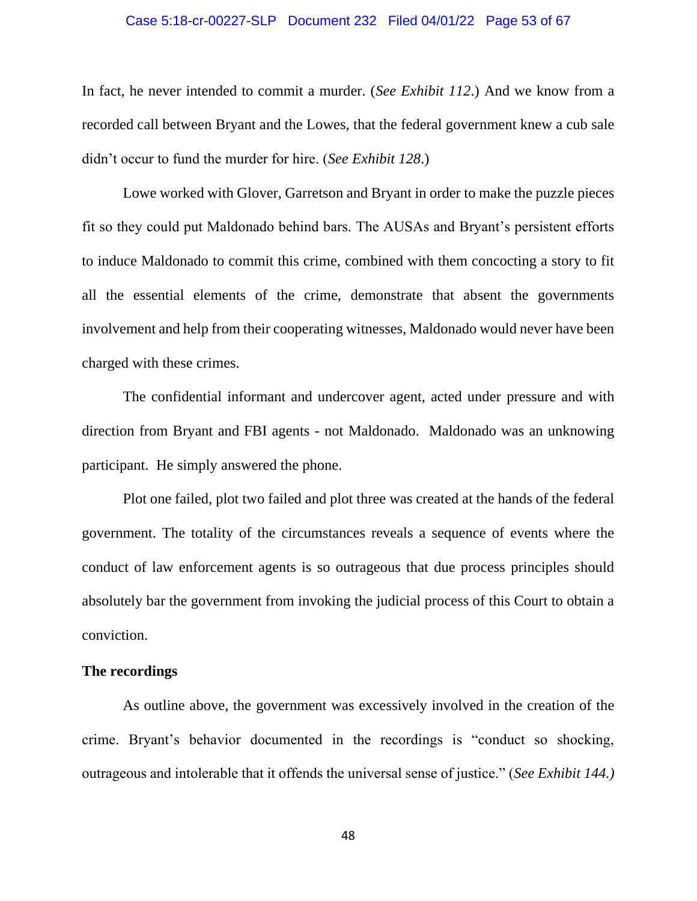In fact, he never intended to commit a murder. (*See Exhibit 112*.) And we know from a recorded call between Bryant and the Lowes, that the federal government knew a cub sale didn't occur to fund the murder for hire. (*See Exhibit 128*.)

Lowe worked with Glover, Garretson and Bryant in order to make the puzzle pieces fit so they could put Maldonado behind bars. The AUSAs and Bryant's persistent efforts to induce Maldonado to commit this crime, combined with them concocting a story to fit all the essential elements of the crime, demonstrate that absent the governments involvement and help from their cooperating witnesses, Maldonado would never have been charged with these crimes.

The confidential informant and undercover agent, acted under pressure and with direction from Bryant and FBI agents - not Maldonado. Maldonado was an unknowing participant. He simply answered the phone.

Plot one failed, plot two failed and plot three was created at the hands of the federal government. The totality of the circumstances reveals a sequence of events where the conduct of law enforcement agents is so outrageous that due process principles should absolutely bar the government from invoking the judicial process of this Court to obtain a conviction.

**The recordings**

As outline above, the government was excessively involved in the creation of the crime. Bryant's behavior documented in the recordings is "conduct so shocking, outrageous and intolerable that it offends the universal sense of justice." (*See Exhibit 144.)*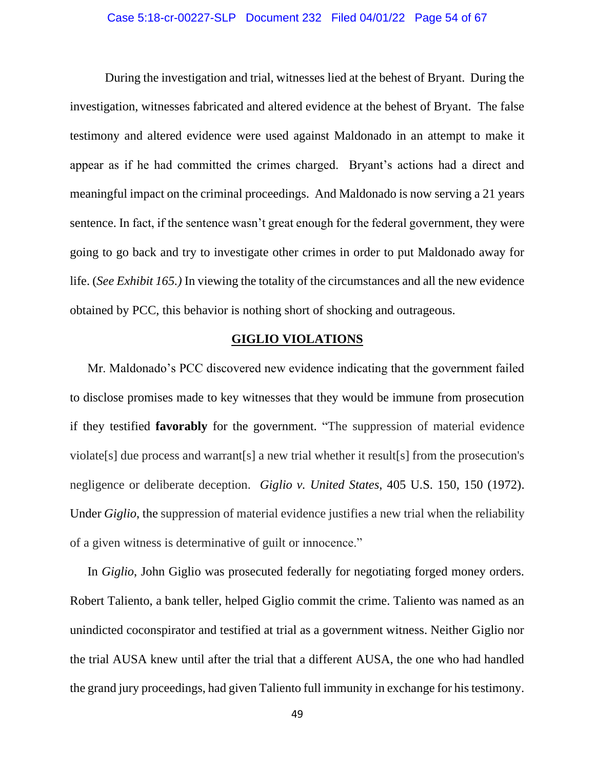During the investigation and trial, witnesses lied at the behest of Bryant. During the investigation, witnesses fabricated and altered evidence at the behest of Bryant. The false testimony and altered evidence were used against Maldonado in an attempt to make it appear as if he had committed the crimes charged. Bryant's actions had a direct and meaningful impact on the criminal proceedings. And Maldonado is now serving a 21 years sentence. In fact, if the sentence wasn't great enough for the federal government, they were going to go back and try to investigate other crimes in order to put Maldonado away for life. (*See Exhibit 165.)* In viewing the totality of the circumstances and all the new evidence obtained by PCC, this behavior is nothing short of shocking and outrageous.

## GIGLIO VIOLATIONS

Mr. Maldonado's PCC discovered new evidence indicating that the government failed to disclose promises made to key witnesses that they would be immune from prosecution if they testified **favorably** for the government. "The suppression of material evidence violate[s] due process and warrant[s] a new trial whether it result[s] from the prosecution's negligence or deliberate deception. *Giglio v. United States*, 405 U.S. 150, 150 (1972). Under *Giglio*, the suppression of material evidence justifies a new trial when the reliability of a given witness is determinative of guilt or innocence."

In *Giglio*, John Giglio was prosecuted federally for negotiating forged money orders. Robert Taliento, a bank teller, helped Giglio commit the crime. Taliento was named as an unindicted coconspirator and testified at trial as a government witness. Neither Giglio nor the trial AUSA knew until after the trial that a different AUSA, the one who had handled the grand jury proceedings, had given Taliento full immunity in exchange for his testimony.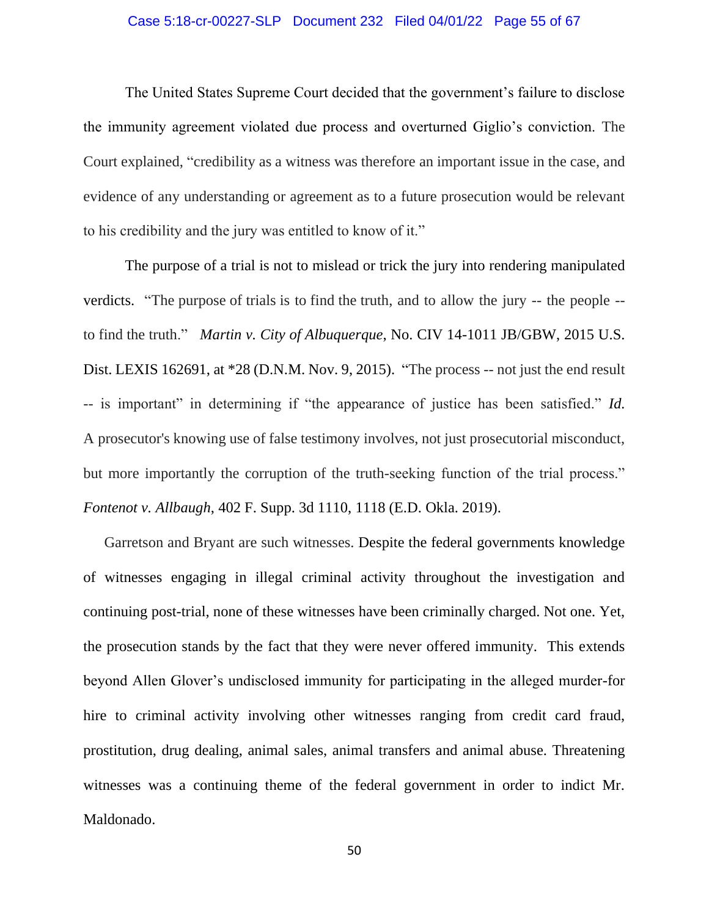The United States Supreme Court decided that the government's failure to disclose the immunity agreement violated due process and overturned Giglio's conviction. The Court explained, "credibility as a witness was therefore an important issue in the case, and evidence of any understanding or agreement as to a future prosecution would be relevant to his credibility and the jury was entitled to know of it."

The purpose of a trial is not to mislead or trick the jury into rendering manipulated verdicts. "The purpose of trials is to find the truth, and to allow the jury -- the people -- to find the truth." *Martin v. City of Albuquerque*, No. CIV 14-1011 JB/GBW, 2015 U.S. Dist. LEXIS 162691, at *28 (D.N.M. Nov. 9, 2015). "The process -- not just the end result -- is important" in determining if "the appearance of justice has been satisfied." *Id.* A prosecutor's knowing use of false testimony involves, not just prosecutorial misconduct, but more importantly the corruption of the truth-seeking function of the trial process." *Fontenot v. Allbaugh*, 402 F. Supp. 3d 1110, 1118 (E.D. Okla. 2019).

Garretson and Bryant are such witnesses. Despite the federal governments knowledge of witnesses engaging in illegal criminal activity throughout the investigation and continuing post-trial, none of these witnesses have been criminally charged. Not one. Yet, the prosecution stands by the fact that they were never offered immunity. This extends beyond Allen Glover's undisclosed immunity for participating in the alleged murder-for hire to criminal activity involving other witnesses ranging from credit card fraud, prostitution, drug dealing, animal sales, animal transfers and animal abuse. Threatening witnesses was a continuing theme of the federal government in order to indict Mr. Maldonado.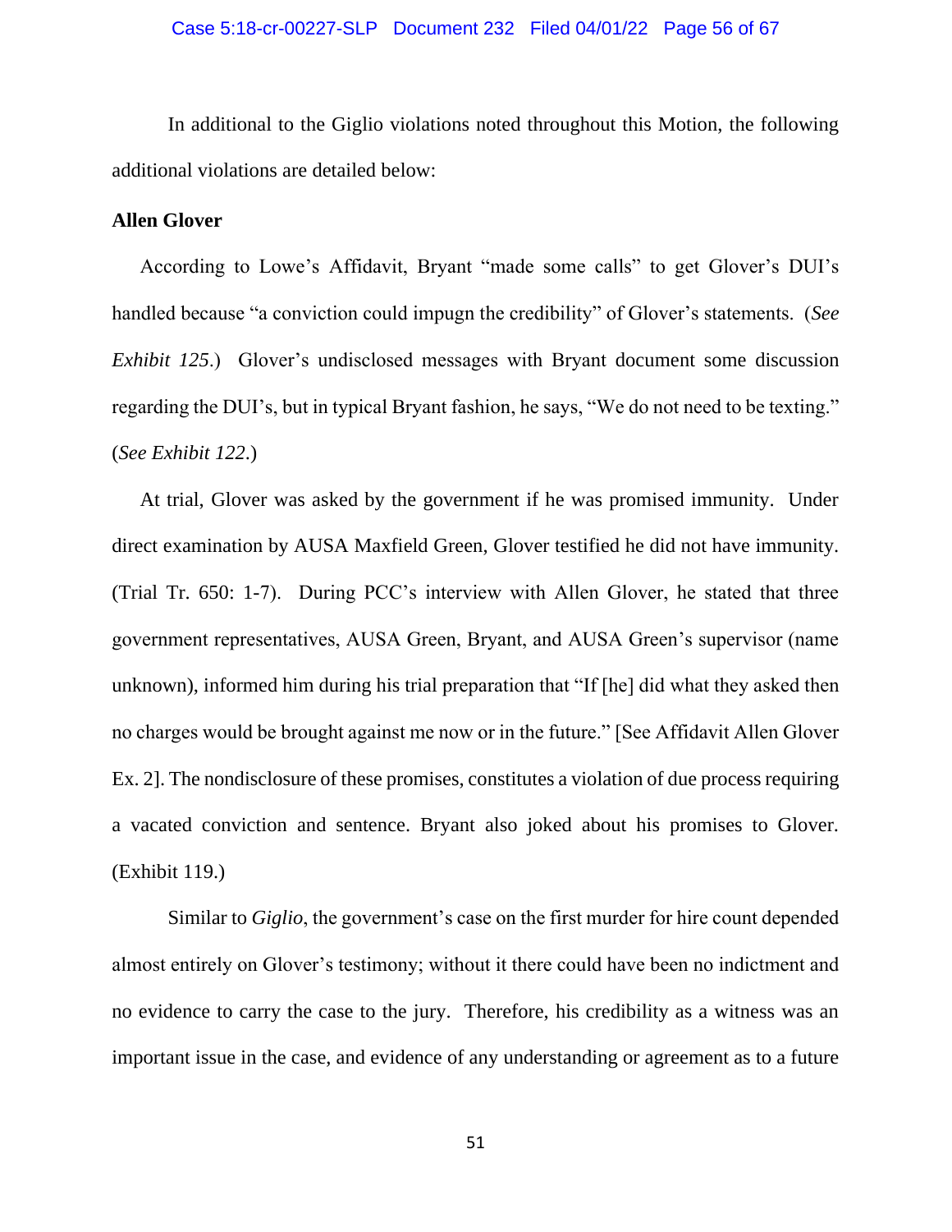In additional to the Giglio violations noted throughout this Motion, the following additional violations are detailed below:

**Allen Glover**

According to Lowe's Affidavit, Bryant "made some calls" to get Glover's DUI's handled because "a conviction could impugn the credibility" of Glover's statements. (*See Exhibit 125*.) Glover's undisclosed messages with Bryant document some discussion regarding the DUI's, but in typical Bryant fashion, he says, "We do not need to be texting." (*See Exhibit 122*.)

At trial, Glover was asked by the government if he was promised immunity. Under direct examination by AUSA Maxfield Green, Glover testified he did not have immunity. (Trial Tr. 650: 1-7). During PCC's interview with Allen Glover, he stated that three government representatives, AUSA Green, Bryant, and AUSA Green's supervisor (name unknown), informed him during his trial preparation that "If [he] did what they asked then no charges would be brought against me now or in the future." [See Affidavit Allen Glover Ex. 2]. The nondisclosure of these promises, constitutes a violation of due process requiring a vacated conviction and sentence. Bryant also joked about his promises to Glover. (Exhibit 119.)

Similar to *Giglio*, the government's case on the first murder for hire count depended almost entirely on Glover's testimony; without it there could have been no indictment and no evidence to carry the case to the jury. Therefore, his credibility as a witness was an important issue in the case, and evidence of any understanding or agreement as to a future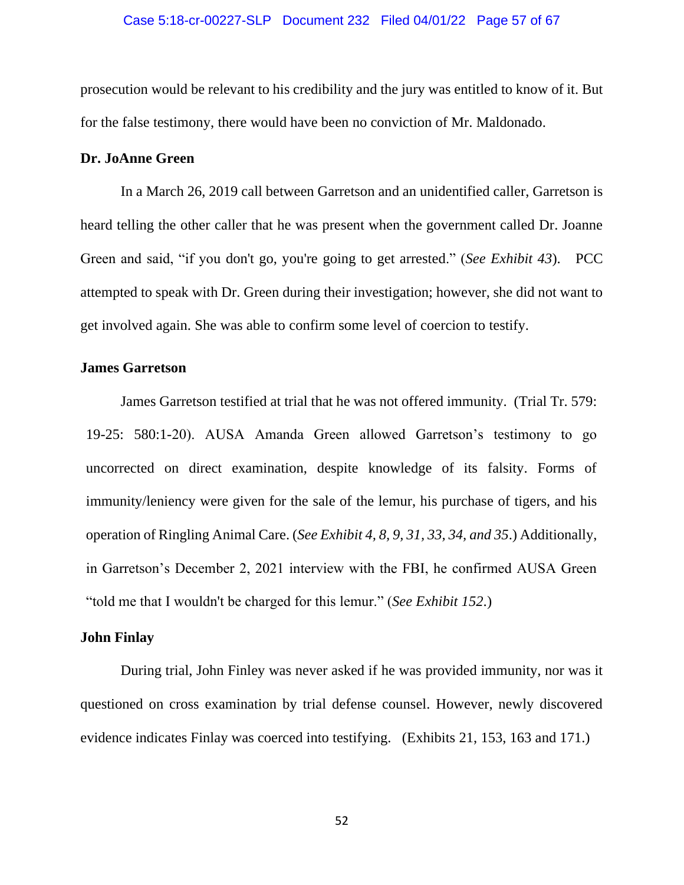prosecution would be relevant to his credibility and the jury was entitled to know of it. But for the false testimony, there would have been no conviction of Mr. Maldonado.

**Dr. JoAnne Green**

In a March 26, 2019 call between Garretson and an unidentified caller, Garretson is heard telling the other caller that he was present when the government called Dr. Joanne Green and said, "if you don't go, you're going to get arrested." (*See Exhibit 43*). PCC attempted to speak with Dr. Green during their investigation; however, she did not want to get involved again. She was able to confirm some level of coercion to testify.

**James Garretson**

James Garretson testified at trial that he was not offered immunity. (Trial Tr. 579: 19-25: 580:1-20). AUSA Amanda Green allowed Garretson's testimony to go uncorrected on direct examination, despite knowledge of its falsity. Forms of immunity/leniency were given for the sale of the lemur, his purchase of tigers, and his operation of Ringling Animal Care. (*See Exhibit 4, 8, 9, 31, 33, 34, and 35*.) Additionally, in Garretson's December 2, 2021 interview with the FBI, he confirmed AUSA Green "told me that I wouldn't be charged for this lemur." (*See Exhibit 152*.)

**John Finlay**

During trial, John Finley was never asked if he was provided immunity, nor was it questioned on cross examination by trial defense counsel. However, newly discovered evidence indicates Finlay was coerced into testifying. (Exhibits 21, 153, 163 and 171.)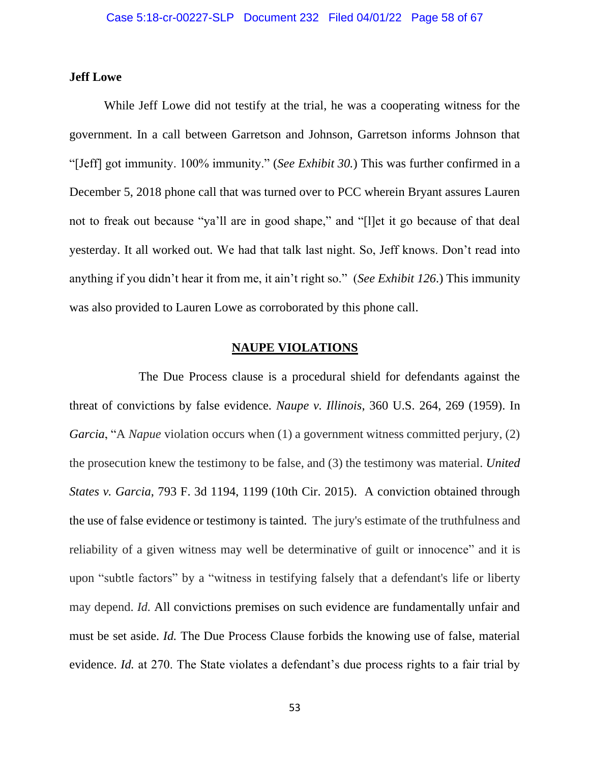**Jeff Lowe**

While Jeff Lowe did not testify at the trial, he was a cooperating witness for the government. In a call between Garretson and Johnson, Garretson informs Johnson that "[Jeff] got immunity. 100% immunity." (*See Exhibit 30.*) This was further confirmed in a December 5, 2018 phone call that was turned over to PCC wherein Bryant assures Lauren not to freak out because "ya'll are in good shape," and "[l]et it go because of that deal yesterday. It all worked out. We had that talk last night. So, Jeff knows. Don't read into anything if you didn't hear it from me, it ain't right so." (*See Exhibit 126*.) This immunity was also provided to Lauren Lowe as corroborated by this phone call.

## NAUPE VIOLATIONS

The Due Process clause is a procedural shield for defendants against the threat of convictions by false evidence. *Naupe v. Illinois*, 360 U.S. 264, 269 (1959). In *Garcia*, "A *Napue* violation occurs when (1) a government witness committed perjury, (2) the prosecution knew the testimony to be false, and (3) the testimony was material. *United States v. Garcia*, 793 F. 3d 1194, 1199 (10th Cir. 2015). A conviction obtained through the use of false evidence or testimony is tainted. The jury's estimate of the truthfulness and reliability of a given witness may well be determinative of guilt or innocence" and it is upon "subtle factors" by a "witness in testifying falsely that a defendant's life or liberty may depend. *Id.* All convictions premises on such evidence are fundamentally unfair and must be set aside. *Id.* The Due Process Clause forbids the knowing use of false, material evidence. *Id.* at 270. The State violates a defendant's due process rights to a fair trial by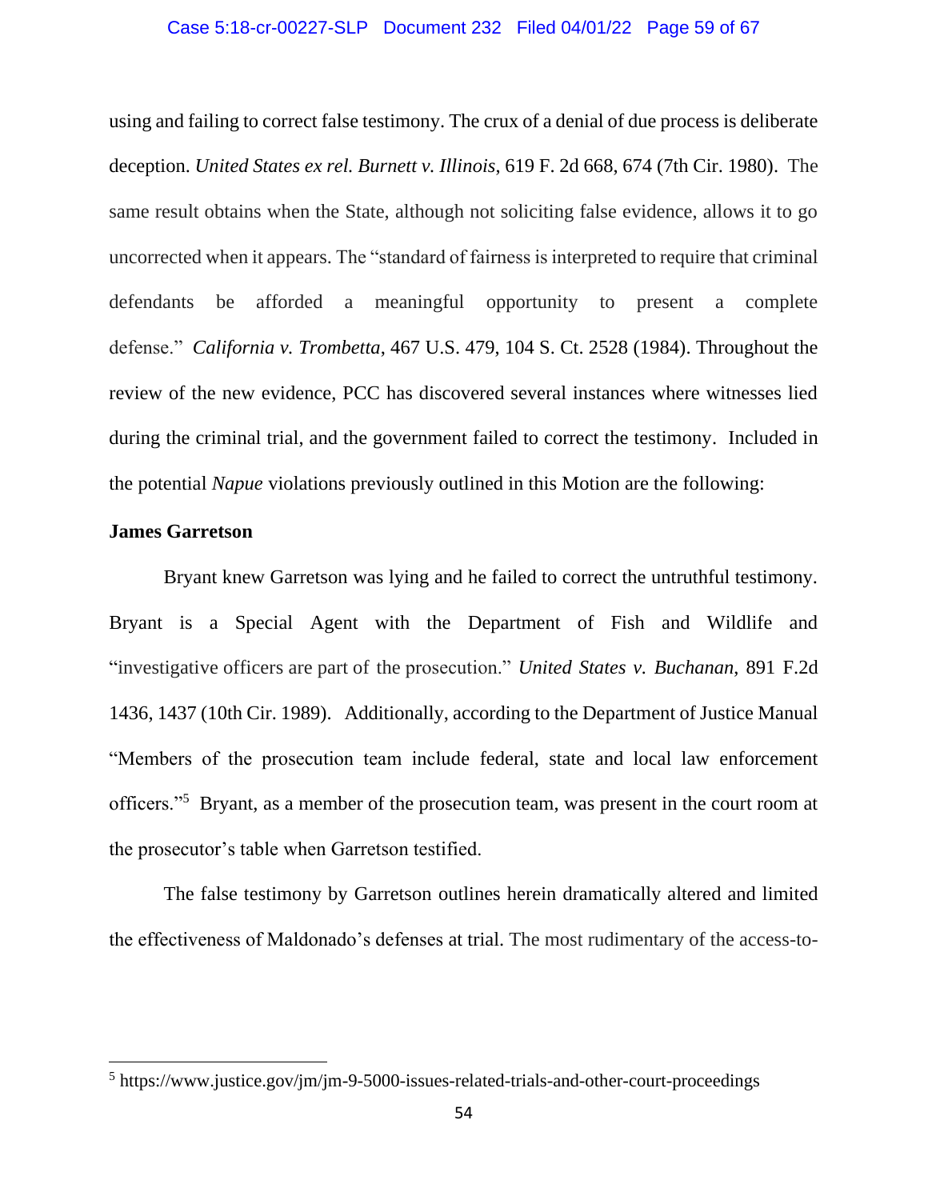using and failing to correct false testimony. The crux of a denial of due process is deliberate deception. *United States ex rel. Burnett v. Illinois*, 619 F. 2d 668, 674 (7th Cir. 1980). The same result obtains when the State, although not soliciting false evidence, allows it to go uncorrected when it appears. The "standard of fairness is interpreted to require that criminal defendants be afforded a meaningful opportunity to present a complete defense." *California v. Trombetta*, 467 U.S. 479, 104 S. Ct. 2528 (1984). Throughout the review of the new evidence, PCC has discovered several instances where witnesses lied during the criminal trial, and the government failed to correct the testimony. Included in the potential *Napue* violations previously outlined in this Motion are the following:

**James Garretson**

Bryant knew Garretson was lying and he failed to correct the untruthful testimony. Bryant is a Special Agent with the Department of Fish and Wildlife and "investigative officers are part of the prosecution." *United States v. Buchanan*, 891 F.2d 1436, 1437 (10th Cir. 1989). Additionally, according to the Department of Justice Manual "Members of the prosecution team include federal, state and local law enforcement officers."[5] Bryant, as a member of the prosecution team, was present in the court room at the prosecutor's table when Garretson testified.

The false testimony by Garretson outlines herein dramatically altered and limited the effectiveness of Maldonado's defenses at trial. The most rudimentary of the access-to-

[5] https://www.justice.gov/jm/jm-9-5000-issues-related-trials-and-other-court-proceedings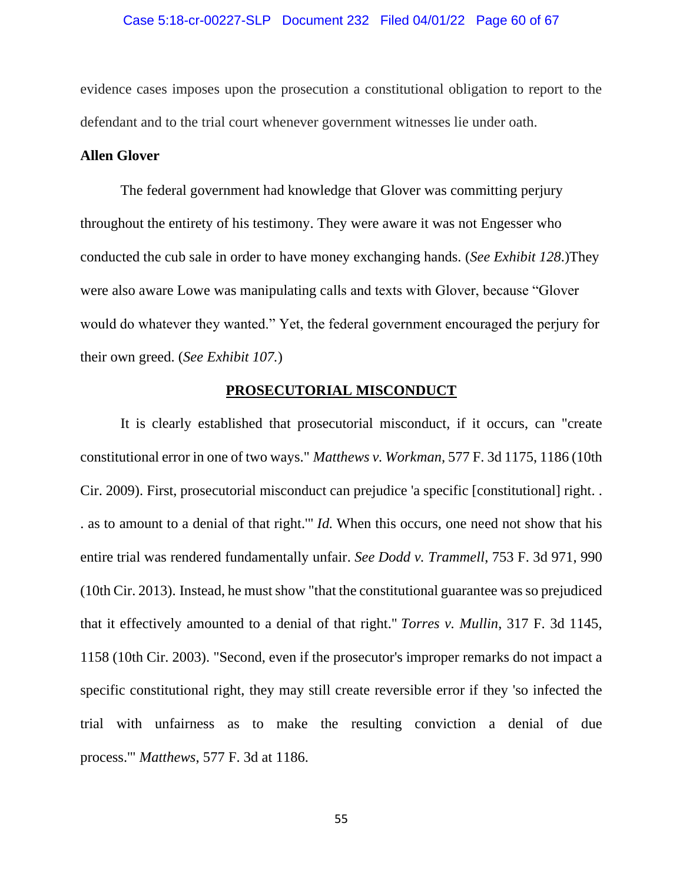evidence cases imposes upon the prosecution a constitutional obligation to report to the defendant and to the trial court whenever government witnesses lie under oath.

**Allen Glover**

The federal government had knowledge that Glover was committing perjury throughout the entirety of his testimony. They were aware it was not Engesser who conducted the cub sale in order to have money exchanging hands. (*See Exhibit 128*.)They were also aware Lowe was manipulating calls and texts with Glover, because "Glover would do whatever they wanted." Yet, the federal government encouraged the perjury for their own greed. (*See Exhibit 107.*)

## PROSECUTORIAL MISCONDUCT

It is clearly established that prosecutorial misconduct, if it occurs, can "create constitutional error in one of two ways." *Matthews v. Workman*, 577 F. 3d 1175, 1186 (10th Cir. 2009). First, prosecutorial misconduct can prejudice 'a specific [constitutional] right. . . as to amount to a denial of that right.'" *Id.* When this occurs, one need not show that his entire trial was rendered fundamentally unfair. *See Dodd v. Trammell*, 753 F. 3d 971, 990 (10th Cir. 2013). Instead, he must show "that the constitutional guarantee was so prejudiced that it effectively amounted to a denial of that right." *Torres v. Mullin*, 317 F. 3d 1145, 1158 (10th Cir. 2003). "Second, even if the prosecutor's improper remarks do not impact a specific constitutional right, they may still create reversible error if they 'so infected the trial with unfairness as to make the resulting conviction a denial of due process.'" *Matthews*, 577 F. 3d at 1186.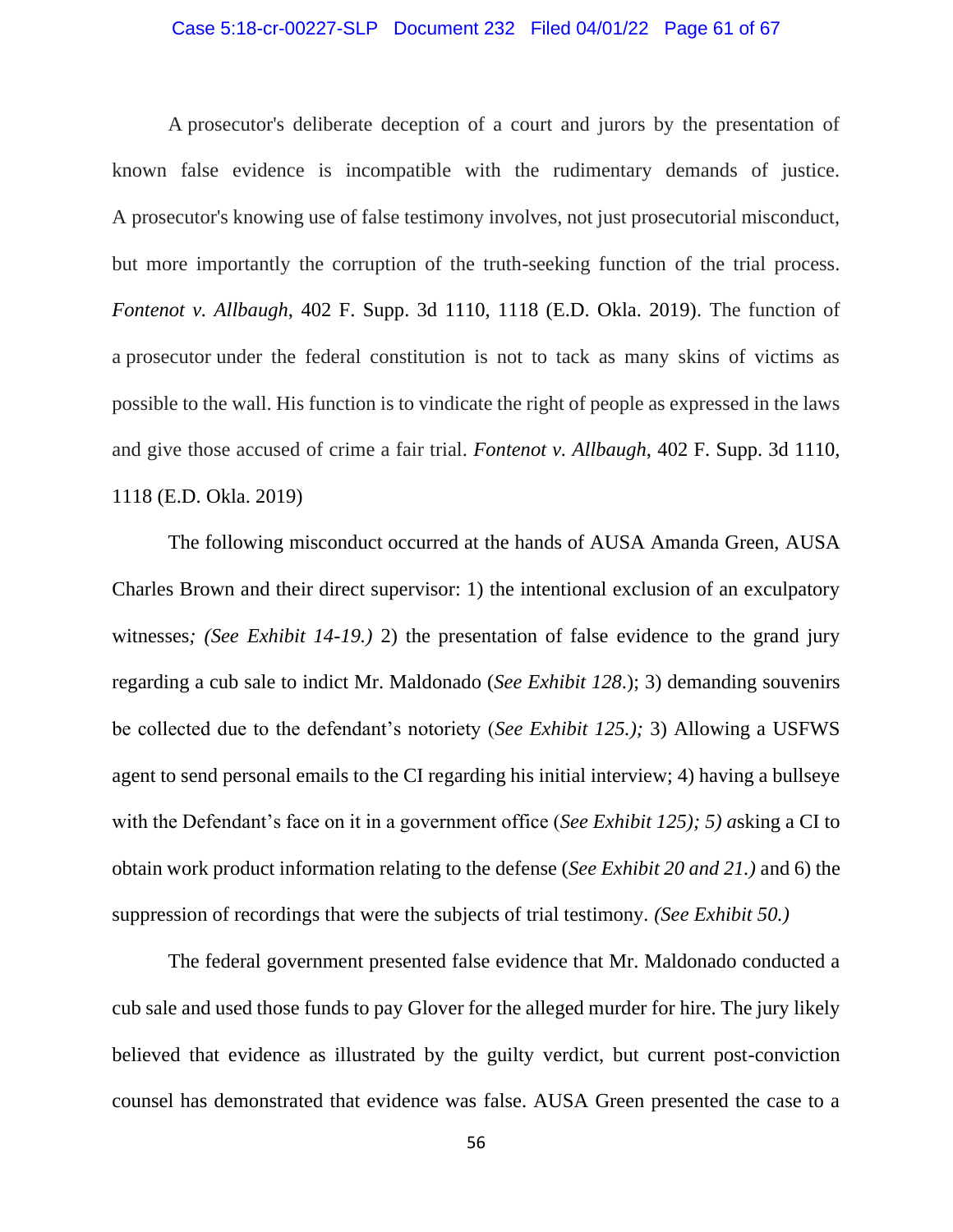A prosecutor's deliberate deception of a court and jurors by the presentation of known false evidence is incompatible with the rudimentary demands of justice. A prosecutor's knowing use of false testimony involves, not just prosecutorial misconduct, but more importantly the corruption of the truth-seeking function of the trial process. *Fontenot v. Allbaugh*, 402 F. Supp. 3d 1110, 1118 (E.D. Okla. 2019). The function of a prosecutor under the federal constitution is not to tack as many skins of victims as possible to the wall. His function is to vindicate the right of people as expressed in the laws and give those accused of crime a fair trial. *Fontenot v. Allbaugh*, 402 F. Supp. 3d 1110, 1118 (E.D. Okla. 2019)

The following misconduct occurred at the hands of AUSA Amanda Green, AUSA Charles Brown and their direct supervisor: 1) the intentional exclusion of an exculpatory witnesses*; (See Exhibit 14-19.)* 2) the presentation of false evidence to the grand jury regarding a cub sale to indict Mr. Maldonado (*See Exhibit 128*.); 3) demanding souvenirs be collected due to the defendant's notoriety (*See Exhibit 125.);* 3) Allowing a USFWS agent to send personal emails to the CI regarding his initial interview; 4) having a bullseye with the Defendant's face on it in a government office (*See Exhibit 125); 5) a*sking a CI to obtain work product information relating to the defense (*See Exhibit 20 and 21.)* and 6) the suppression of recordings that were the subjects of trial testimony. *(See Exhibit 50.)*

The federal government presented false evidence that Mr. Maldonado conducted a cub sale and used those funds to pay Glover for the alleged murder for hire. The jury likely believed that evidence as illustrated by the guilty verdict, but current post-conviction counsel has demonstrated that evidence was false. AUSA Green presented the case to a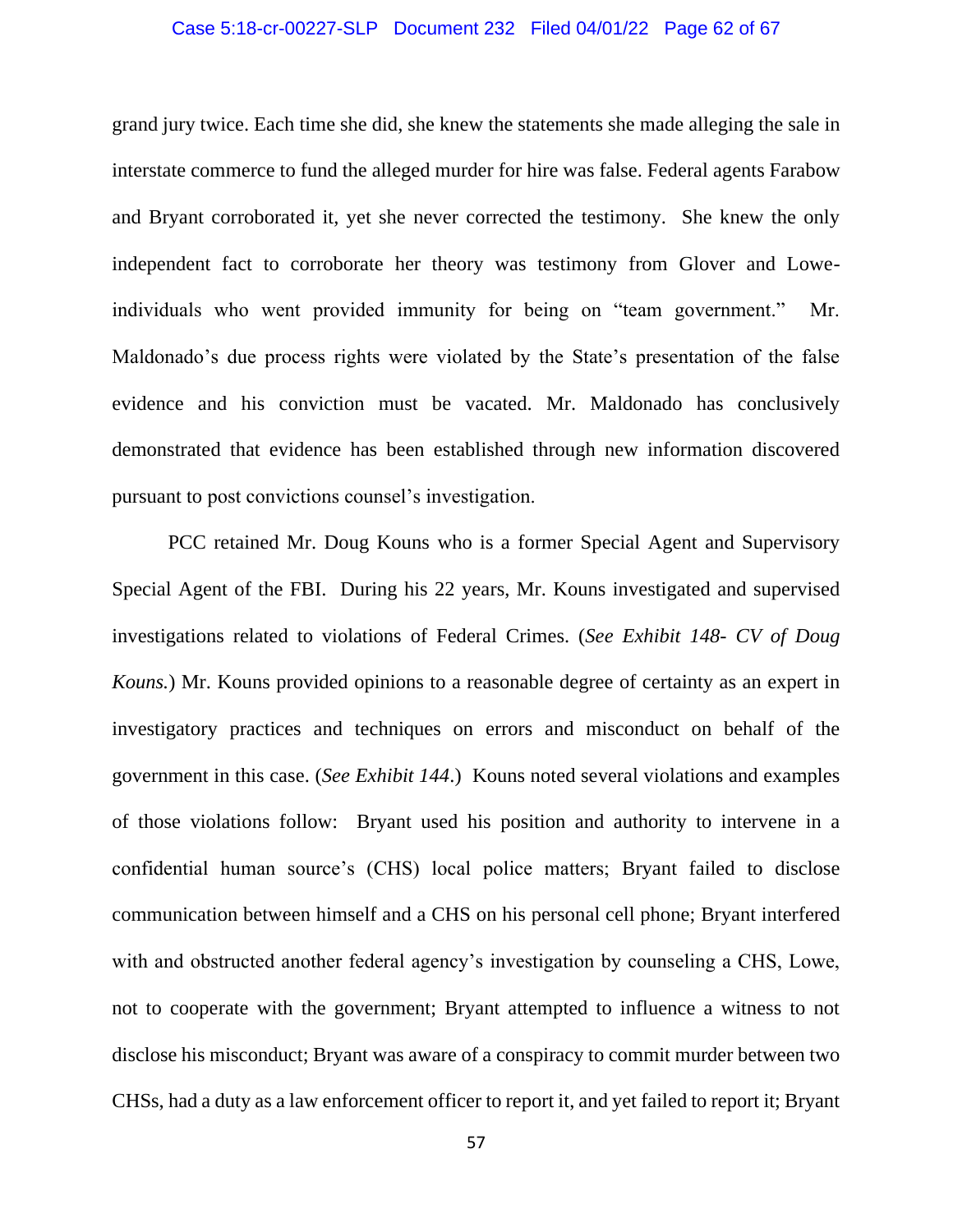grand jury twice. Each time she did, she knew the statements she made alleging the sale in interstate commerce to fund the alleged murder for hire was false. Federal agents Farabow and Bryant corroborated it, yet she never corrected the testimony. She knew the only independent fact to corroborate her theory was testimony from Glover and Lowe- individuals who went provided immunity for being on "team government." Mr. Maldonado's due process rights were violated by the State's presentation of the false evidence and his conviction must be vacated. Mr. Maldonado has conclusively demonstrated that evidence has been established through new information discovered pursuant to post convictions counsel's investigation.

PCC retained Mr. Doug Kouns who is a former Special Agent and Supervisory Special Agent of the FBI. During his 22 years, Mr. Kouns investigated and supervised investigations related to violations of Federal Crimes. (*See Exhibit 148- CV of Doug Kouns.*) Mr. Kouns provided opinions to a reasonable degree of certainty as an expert in investigatory practices and techniques on errors and misconduct on behalf of the government in this case. (*See Exhibit 144*.) Kouns noted several violations and examples of those violations follow: Bryant used his position and authority to intervene in a confidential human source's (CHS) local police matters; Bryant failed to disclose communication between himself and a CHS on his personal cell phone; Bryant interfered with and obstructed another federal agency's investigation by counseling a CHS, Lowe, not to cooperate with the government; Bryant attempted to influence a witness to not disclose his misconduct; Bryant was aware of a conspiracy to commit murder between two CHSs, had a duty as a law enforcement officer to report it, and yet failed to report it; Bryant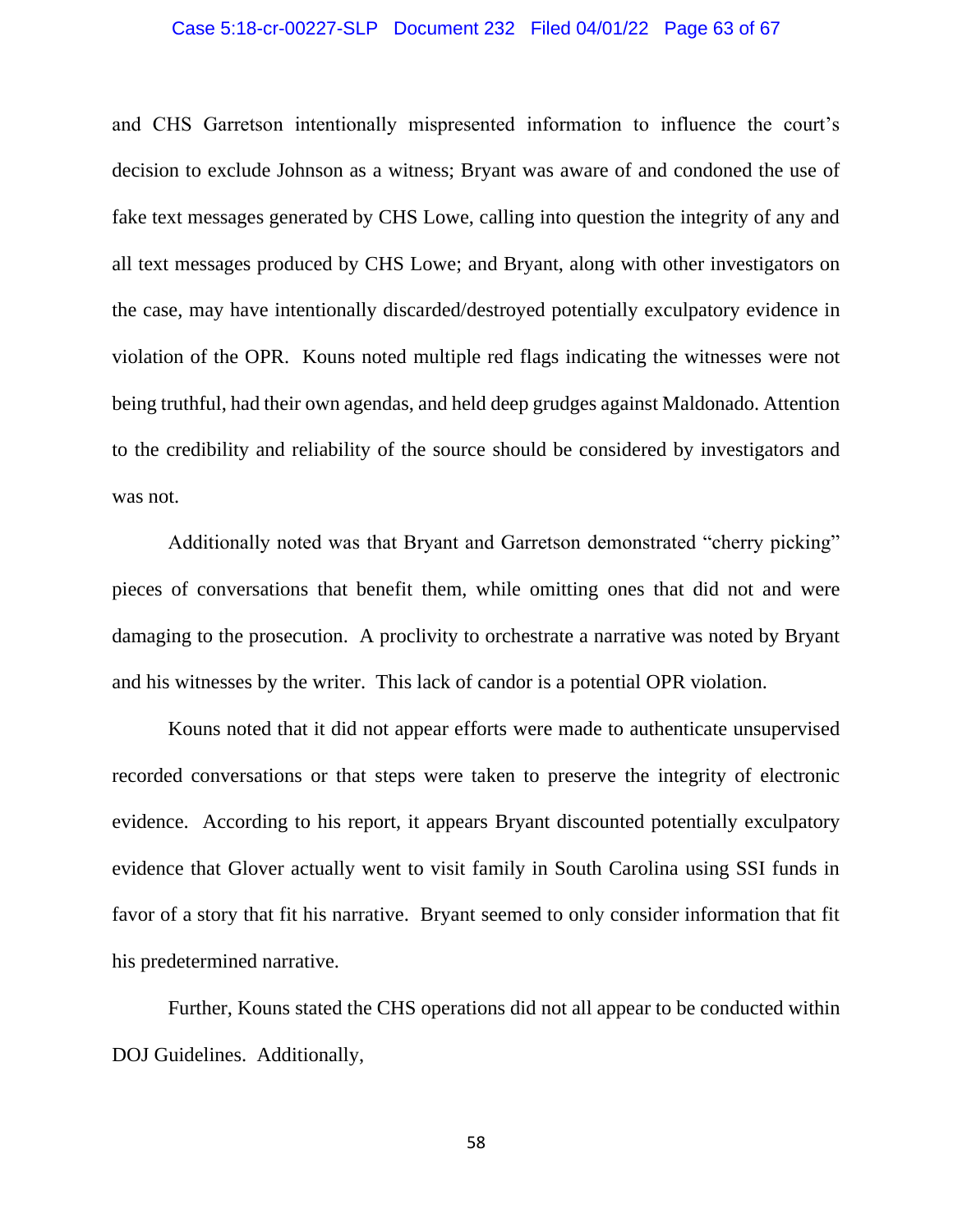and CHS Garretson intentionally mispresented information to influence the court's decision to exclude Johnson as a witness; Bryant was aware of and condoned the use of fake text messages generated by CHS Lowe, calling into question the integrity of any and all text messages produced by CHS Lowe; and Bryant, along with other investigators on the case, may have intentionally discarded/destroyed potentially exculpatory evidence in violation of the OPR. Kouns noted multiple red flags indicating the witnesses were not being truthful, had their own agendas, and held deep grudges against Maldonado. Attention to the credibility and reliability of the source should be considered by investigators and was not.

Additionally noted was that Bryant and Garretson demonstrated "cherry picking" pieces of conversations that benefit them, while omitting ones that did not and were damaging to the prosecution. A proclivity to orchestrate a narrative was noted by Bryant and his witnesses by the writer. This lack of candor is a potential OPR violation.

Kouns noted that it did not appear efforts were made to authenticate unsupervised recorded conversations or that steps were taken to preserve the integrity of electronic evidence. According to his report, it appears Bryant discounted potentially exculpatory evidence that Glover actually went to visit family in South Carolina using SSI funds in favor of a story that fit his narrative. Bryant seemed to only consider information that fit his predetermined narrative.

Further, Kouns stated the CHS operations did not all appear to be conducted within DOJ Guidelines. Additionally,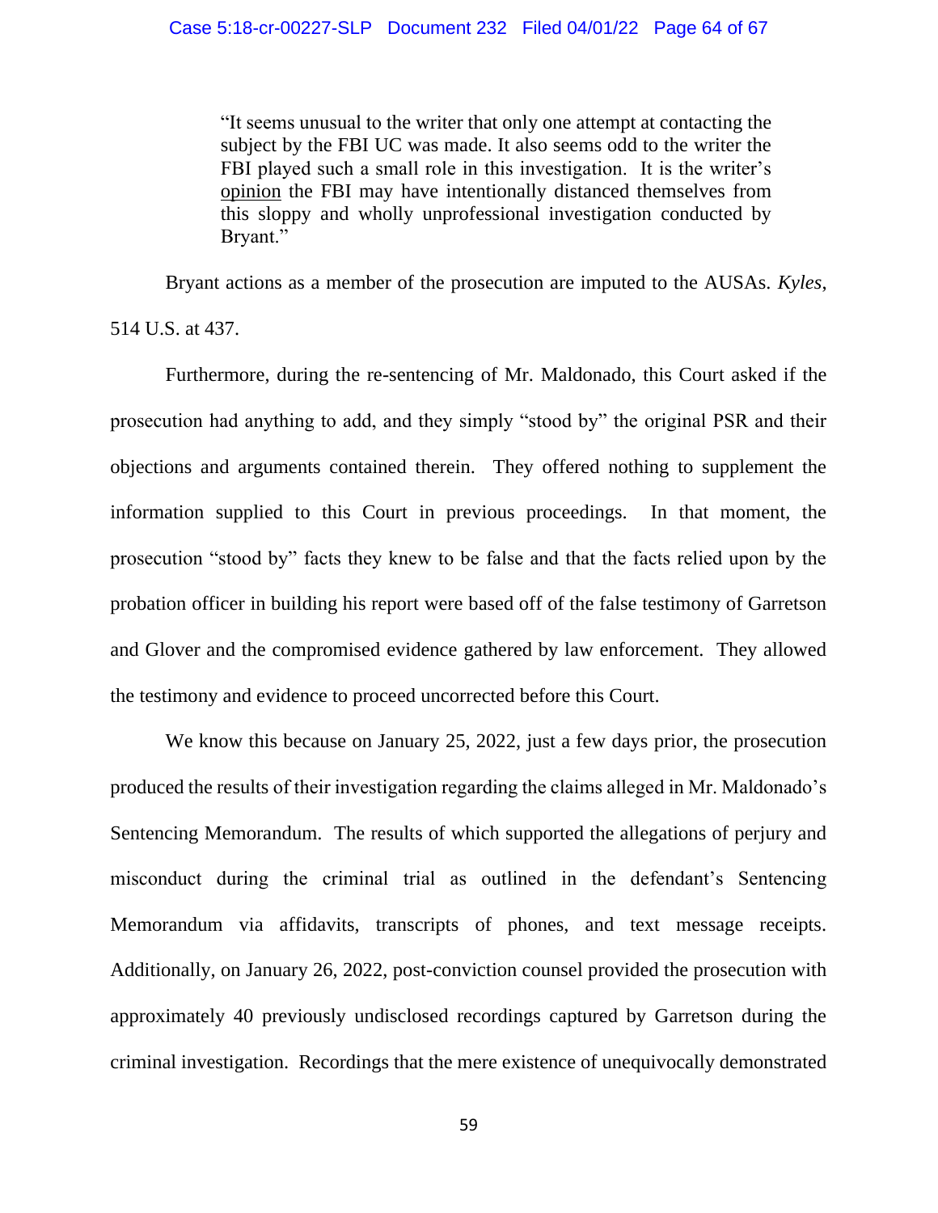> "It seems unusual to the writer that only one attempt at contacting the subject by the FBI UC was made. It also seems odd to the writer the FBI played such a small role in this investigation. It is the writer's opinion the FBI may have intentionally distanced themselves from this sloppy and wholly unprofessional investigation conducted by Bryant."

Bryant actions as a member of the prosecution are imputed to the AUSAs. *Kyles*, 514 U.S. at 437.

Furthermore, during the re-sentencing of Mr. Maldonado, this Court asked if the prosecution had anything to add, and they simply "stood by" the original PSR and their objections and arguments contained therein. They offered nothing to supplement the information supplied to this Court in previous proceedings. In that moment, the prosecution "stood by" facts they knew to be false and that the facts relied upon by the probation officer in building his report were based off of the false testimony of Garretson and Glover and the compromised evidence gathered by law enforcement. They allowed the testimony and evidence to proceed uncorrected before this Court.

We know this because on January 25, 2022, just a few days prior, the prosecution produced the results of their investigation regarding the claims alleged in Mr. Maldonado's Sentencing Memorandum. The results of which supported the allegations of perjury and misconduct during the criminal trial as outlined in the defendant's Sentencing Memorandum via affidavits, transcripts of phones, and text message receipts. Additionally, on January 26, 2022, post-conviction counsel provided the prosecution with approximately 40 previously undisclosed recordings captured by Garretson during the criminal investigation. Recordings that the mere existence of unequivocally demonstrated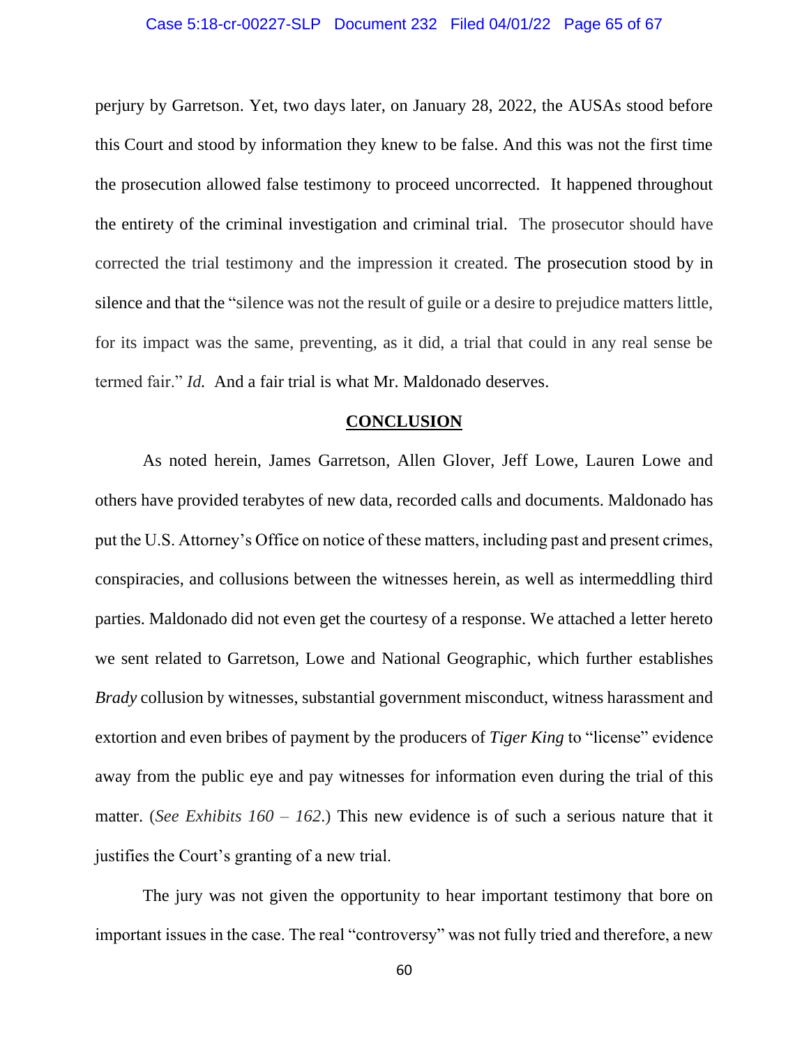perjury by Garretson. Yet, two days later, on January 28, 2022, the AUSAs stood before this Court and stood by information they knew to be false. And this was not the first time the prosecution allowed false testimony to proceed uncorrected. It happened throughout the entirety of the criminal investigation and criminal trial. The prosecutor should have corrected the trial testimony and the impression it created. The prosecution stood by in silence and that the "silence was not the result of guile or a desire to prejudice matters little, for its impact was the same, preventing, as it did, a trial that could in any real sense be termed fair." *Id.* And a fair trial is what Mr. Maldonado deserves.

## CONCLUSION

As noted herein, James Garretson, Allen Glover, Jeff Lowe, Lauren Lowe and others have provided terabytes of new data, recorded calls and documents. Maldonado has put the U.S. Attorney's Office on notice of these matters, including past and present crimes, conspiracies, and collusions between the witnesses herein, as well as intermeddling third parties. Maldonado did not even get the courtesy of a response. We attached a letter hereto we sent related to Garretson, Lowe and National Geographic, which further establishes *Brady* collusion by witnesses, substantial government misconduct, witness harassment and extortion and even bribes of payment by the producers of *Tiger King* to "license" evidence away from the public eye and pay witnesses for information even during the trial of this matter. (*See Exhibits 160 – 162*.) This new evidence is of such a serious nature that it justifies the Court's granting of a new trial.

The jury was not given the opportunity to hear important testimony that bore on important issues in the case. The real "controversy" was not fully tried and therefore, a new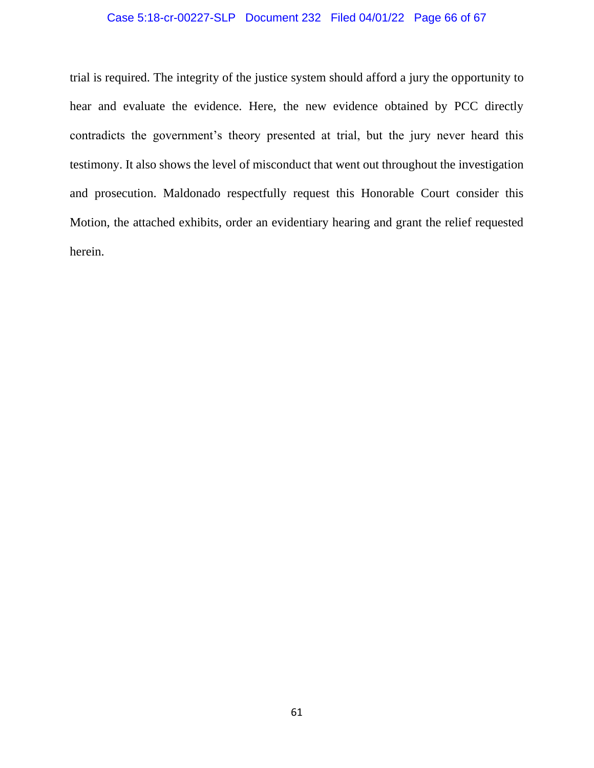trial is required. The integrity of the justice system should afford a jury the opportunity to hear and evaluate the evidence. Here, the new evidence obtained by PCC directly contradicts the government's theory presented at trial, but the jury never heard this testimony. It also shows the level of misconduct that went out throughout the investigation and prosecution. Maldonado respectfully request this Honorable Court consider this Motion, the attached exhibits, order an evidentiary hearing and grant the relief requested herein.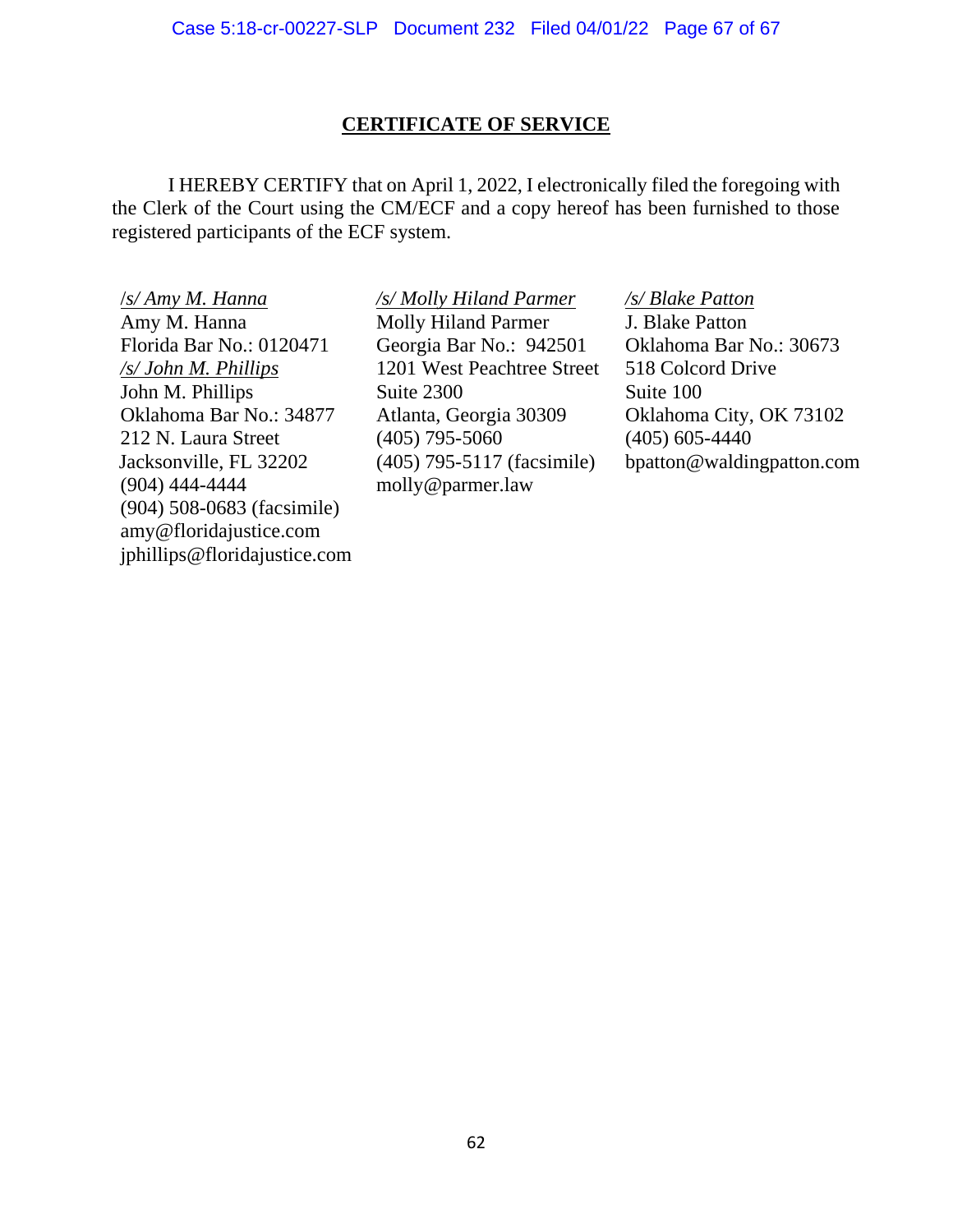## CERTIFICATE OF SERVICE

I HEREBY CERTIFY that on April 1, 2022, I electronically filed the foregoing with the Clerk of the Court using the CM/ECF and a copy hereof has been furnished to those registered participants of the ECF system.

*/s/ Amy M. Hanna*
Amy M. Hanna
Florida Bar No.: 0120471
*/s/ John M. Phillips*
John M. Phillips
Oklahoma Bar No.: 34877
212 N. Laura Street
Jacksonville, FL 32202
(904) 444-4444
(904) 508-0683 (facsimile)
amy@floridajustice.com
jphillips@floridajustice.com

*/s/ Molly Hiland Parmer*
Molly Hiland Parmer
Georgia Bar No.: 942501
1201 West Peachtree Street
Suite 2300
Atlanta, Georgia 30309
(405) 795-5060
(405) 795-5117 (facsimile)
molly@parmer.law

*/s/ Blake Patton*
J. Blake Patton
Oklahoma Bar No.: 30673
518 Colcord Drive
Suite 100
Oklahoma City, OK 73102
(405) 605-4440
bpatton@waldingpatton.com